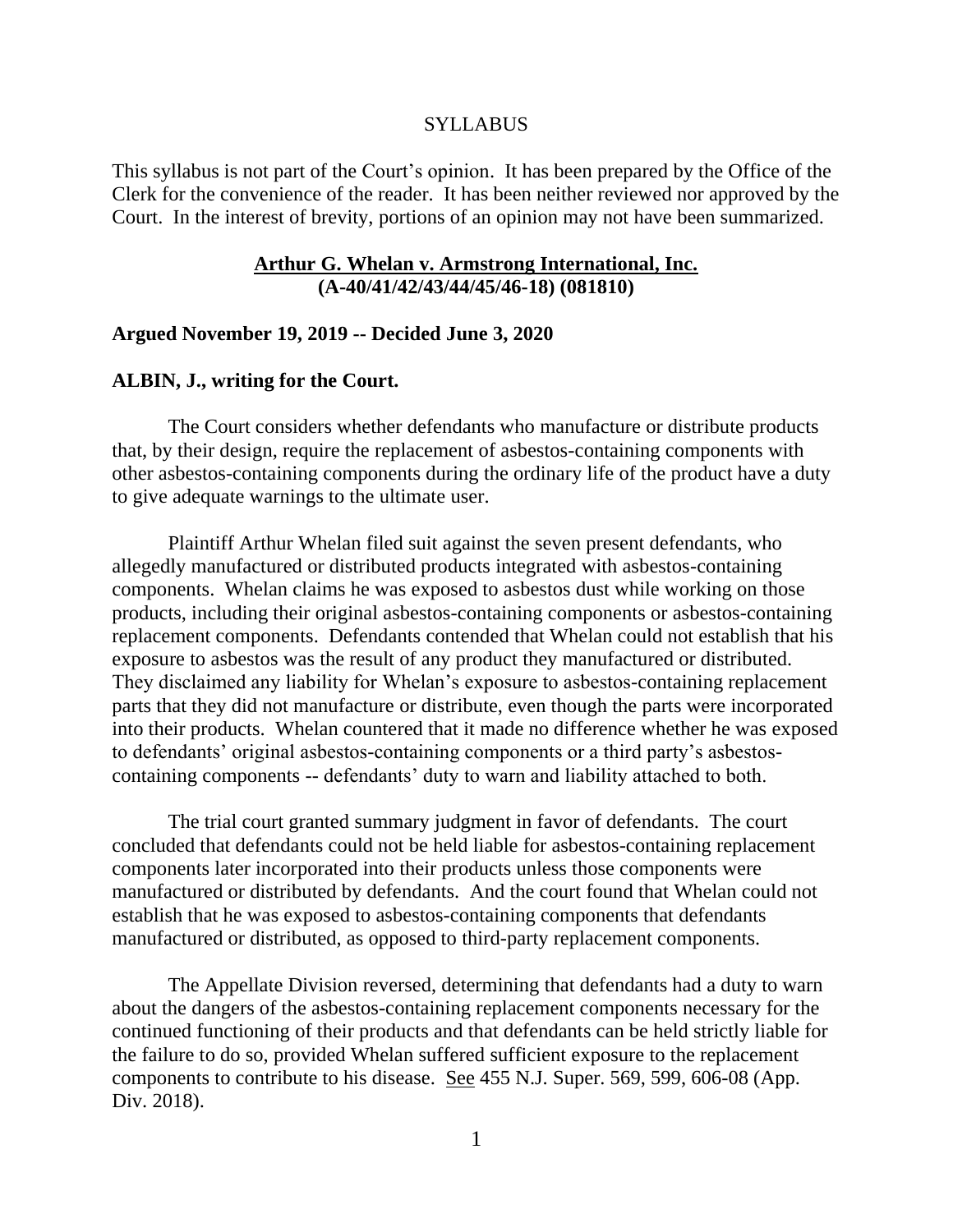SYLLABUS

This syllabus is not part of the Court's opinion. It has been prepared by the Office of the Clerk for the convenience of the reader. It has been neither reviewed nor approved by the Court. In the interest of brevity, portions of an opinion may not have been summarized.

**Arthur G. Whelan v. Armstrong International, Inc.**
**(A-40/41/42/43/44/45/46-18) (081810)**

**Argued November 19, 2019 -- Decided June 3, 2020**

**ALBIN, J., writing for the Court.**

The Court considers whether defendants who manufacture or distribute products that, by their design, require the replacement of asbestos-containing components with other asbestos-containing components during the ordinary life of the product have a duty to give adequate warnings to the ultimate user.

Plaintiff Arthur Whelan filed suit against the seven present defendants, who allegedly manufactured or distributed products integrated with asbestos-containing components. Whelan claims he was exposed to asbestos dust while working on those products, including their original asbestos-containing components or asbestos-containing replacement components. Defendants contended that Whelan could not establish that his exposure to asbestos was the result of any product they manufactured or distributed. They disclaimed any liability for Whelan's exposure to asbestos-containing replacement parts that they did not manufacture or distribute, even though the parts were incorporated into their products. Whelan countered that it made no difference whether he was exposed to defendants' original asbestos-containing components or a third party's asbestos-containing components -- defendants' duty to warn and liability attached to both.

The trial court granted summary judgment in favor of defendants. The court concluded that defendants could not be held liable for asbestos-containing replacement components later incorporated into their products unless those components were manufactured or distributed by defendants. And the court found that Whelan could not establish that he was exposed to asbestos-containing components that defendants manufactured or distributed, as opposed to third-party replacement components.

The Appellate Division reversed, determining that defendants had a duty to warn about the dangers of the asbestos-containing replacement components necessary for the continued functioning of their products and that defendants can be held strictly liable for the failure to do so, provided Whelan suffered sufficient exposure to the replacement components to contribute to his disease. See 455 N.J. Super. 569, 599, 606-08 (App. Div. 2018).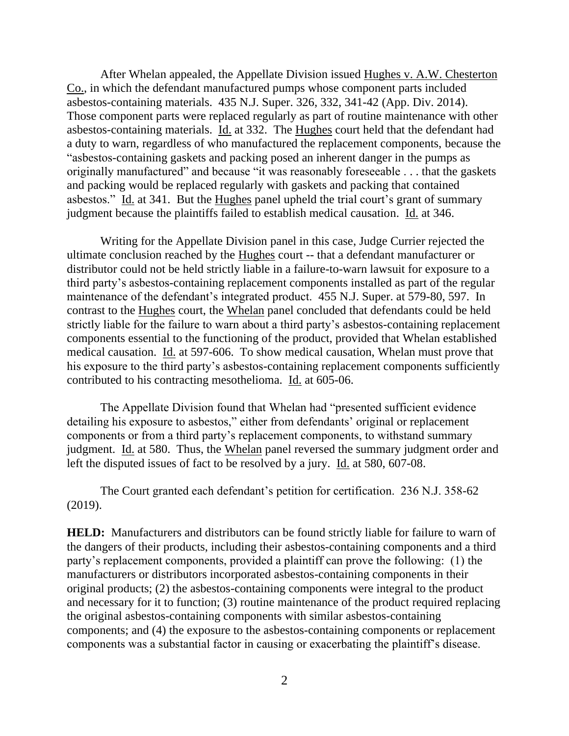After Whelan appealed, the Appellate Division issued Hughes v. A.W. Chesterton Co., in which the defendant manufactured pumps whose component parts included asbestos-containing materials. 435 N.J. Super. 326, 332, 341-42 (App. Div. 2014). Those component parts were replaced regularly as part of routine maintenance with other asbestos-containing materials. Id. at 332. The Hughes court held that the defendant had a duty to warn, regardless of who manufactured the replacement components, because the "asbestos-containing gaskets and packing posed an inherent danger in the pumps as originally manufactured" and because "it was reasonably foreseeable . . . that the gaskets and packing would be replaced regularly with gaskets and packing that contained asbestos." Id. at 341. But the Hughes panel upheld the trial court's grant of summary judgment because the plaintiffs failed to establish medical causation. Id. at 346.

Writing for the Appellate Division panel in this case, Judge Currier rejected the ultimate conclusion reached by the Hughes court -- that a defendant manufacturer or distributor could not be held strictly liable in a failure-to-warn lawsuit for exposure to a third party's asbestos-containing replacement components installed as part of the regular maintenance of the defendant's integrated product. 455 N.J. Super. at 579-80, 597. In contrast to the Hughes court, the Whelan panel concluded that defendants could be held strictly liable for the failure to warn about a third party's asbestos-containing replacement components essential to the functioning of the product, provided that Whelan established medical causation. Id. at 597-606. To show medical causation, Whelan must prove that his exposure to the third party's asbestos-containing replacement components sufficiently contributed to his contracting mesothelioma. Id. at 605-06.

The Appellate Division found that Whelan had "presented sufficient evidence detailing his exposure to asbestos," either from defendants' original or replacement components or from a third party's replacement components, to withstand summary judgment. Id. at 580. Thus, the Whelan panel reversed the summary judgment order and left the disputed issues of fact to be resolved by a jury. Id. at 580, 607-08.

The Court granted each defendant's petition for certification. 236 N.J. 358-62 (2019).

**HELD:** Manufacturers and distributors can be found strictly liable for failure to warn of the dangers of their products, including their asbestos-containing components and a third party's replacement components, provided a plaintiff can prove the following: (1) the manufacturers or distributors incorporated asbestos-containing components in their original products; (2) the asbestos-containing components were integral to the product and necessary for it to function; (3) routine maintenance of the product required replacing the original asbestos-containing components with similar asbestos-containing components; and (4) the exposure to the asbestos-containing components or replacement components was a substantial factor in causing or exacerbating the plaintiff's disease.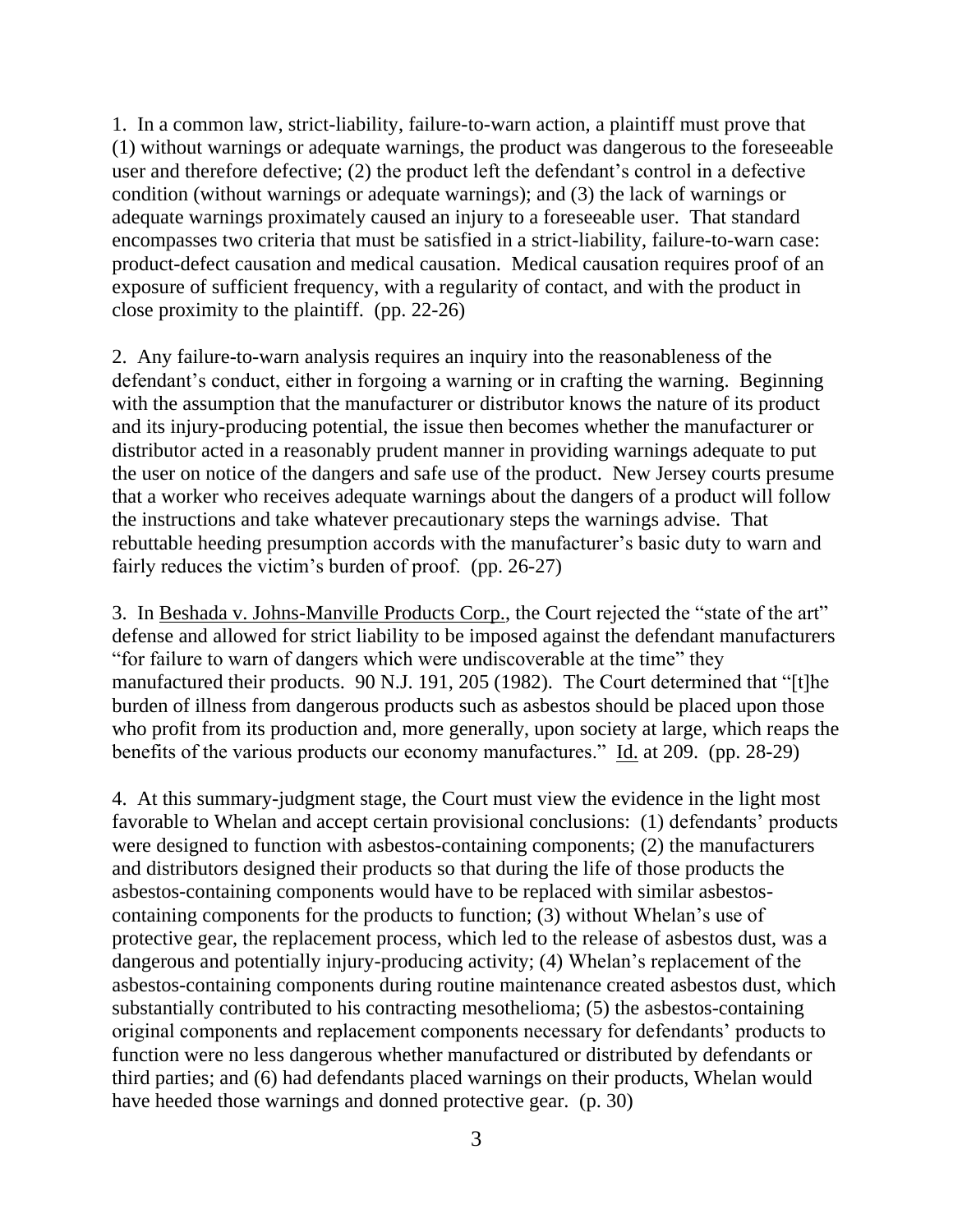1. In a common law, strict-liability, failure-to-warn action, a plaintiff must prove that (1) without warnings or adequate warnings, the product was dangerous to the foreseeable user and therefore defective; (2) the product left the defendant's control in a defective condition (without warnings or adequate warnings); and (3) the lack of warnings or adequate warnings proximately caused an injury to a foreseeable user. That standard encompasses two criteria that must be satisfied in a strict-liability, failure-to-warn case: product-defect causation and medical causation. Medical causation requires proof of an exposure of sufficient frequency, with a regularity of contact, and with the product in close proximity to the plaintiff. (pp. 22-26)

2. Any failure-to-warn analysis requires an inquiry into the reasonableness of the defendant's conduct, either in forgoing a warning or in crafting the warning. Beginning with the assumption that the manufacturer or distributor knows the nature of its product and its injury-producing potential, the issue then becomes whether the manufacturer or distributor acted in a reasonably prudent manner in providing warnings adequate to put the user on notice of the dangers and safe use of the product. New Jersey courts presume that a worker who receives adequate warnings about the dangers of a product will follow the instructions and take whatever precautionary steps the warnings advise. That rebuttable heeding presumption accords with the manufacturer's basic duty to warn and fairly reduces the victim's burden of proof. (pp. 26-27)

3. In Beshada v. Johns-Manville Products Corp., the Court rejected the "state of the art" defense and allowed for strict liability to be imposed against the defendant manufacturers "for failure to warn of dangers which were undiscoverable at the time" they manufactured their products. 90 N.J. 191, 205 (1982). The Court determined that "[t]he burden of illness from dangerous products such as asbestos should be placed upon those who profit from its production and, more generally, upon society at large, which reaps the benefits of the various products our economy manufactures." Id. at 209. (pp. 28-29)

4. At this summary-judgment stage, the Court must view the evidence in the light most favorable to Whelan and accept certain provisional conclusions: (1) defendants' products were designed to function with asbestos-containing components; (2) the manufacturers and distributors designed their products so that during the life of those products the asbestos-containing components would have to be replaced with similar asbestos-containing components for the products to function; (3) without Whelan's use of protective gear, the replacement process, which led to the release of asbestos dust, was a dangerous and potentially injury-producing activity; (4) Whelan's replacement of the asbestos-containing components during routine maintenance created asbestos dust, which substantially contributed to his contracting mesothelioma; (5) the asbestos-containing original components and replacement components necessary for defendants' products to function were no less dangerous whether manufactured or distributed by defendants or third parties; and (6) had defendants placed warnings on their products, Whelan would have heeded those warnings and donned protective gear. (p. 30)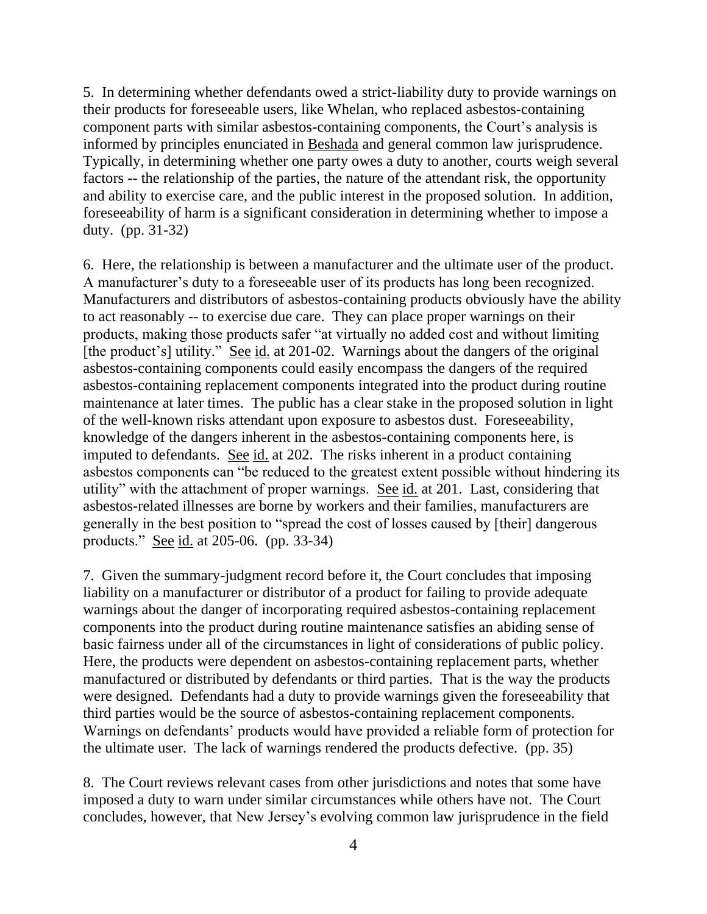5. In determining whether defendants owed a strict-liability duty to provide warnings on their products for foreseeable users, like Whelan, who replaced asbestos-containing component parts with similar asbestos-containing components, the Court's analysis is informed by principles enunciated in Beshada and general common law jurisprudence. Typically, in determining whether one party owes a duty to another, courts weigh several factors -- the relationship of the parties, the nature of the attendant risk, the opportunity and ability to exercise care, and the public interest in the proposed solution. In addition, foreseeability of harm is a significant consideration in determining whether to impose a duty. (pp. 31-32)

6. Here, the relationship is between a manufacturer and the ultimate user of the product. A manufacturer's duty to a foreseeable user of its products has long been recognized. Manufacturers and distributors of asbestos-containing products obviously have the ability to act reasonably -- to exercise due care. They can place proper warnings on their products, making those products safer "at virtually no added cost and without limiting [the product's] utility." See id. at 201-02. Warnings about the dangers of the original asbestos-containing components could easily encompass the dangers of the required asbestos-containing replacement components integrated into the product during routine maintenance at later times. The public has a clear stake in the proposed solution in light of the well-known risks attendant upon exposure to asbestos dust. Foreseeability, knowledge of the dangers inherent in the asbestos-containing components here, is imputed to defendants. See id. at 202. The risks inherent in a product containing asbestos components can "be reduced to the greatest extent possible without hindering its utility" with the attachment of proper warnings. See id. at 201. Last, considering that asbestos-related illnesses are borne by workers and their families, manufacturers are generally in the best position to "spread the cost of losses caused by [their] dangerous products." See id. at 205-06. (pp. 33-34)

7. Given the summary-judgment record before it, the Court concludes that imposing liability on a manufacturer or distributor of a product for failing to provide adequate warnings about the danger of incorporating required asbestos-containing replacement components into the product during routine maintenance satisfies an abiding sense of basic fairness under all of the circumstances in light of considerations of public policy. Here, the products were dependent on asbestos-containing replacement parts, whether manufactured or distributed by defendants or third parties. That is the way the products were designed. Defendants had a duty to provide warnings given the foreseeability that third parties would be the source of asbestos-containing replacement components. Warnings on defendants' products would have provided a reliable form of protection for the ultimate user. The lack of warnings rendered the products defective. (pp. 35)

8. The Court reviews relevant cases from other jurisdictions and notes that some have imposed a duty to warn under similar circumstances while others have not. The Court concludes, however, that New Jersey's evolving common law jurisprudence in the field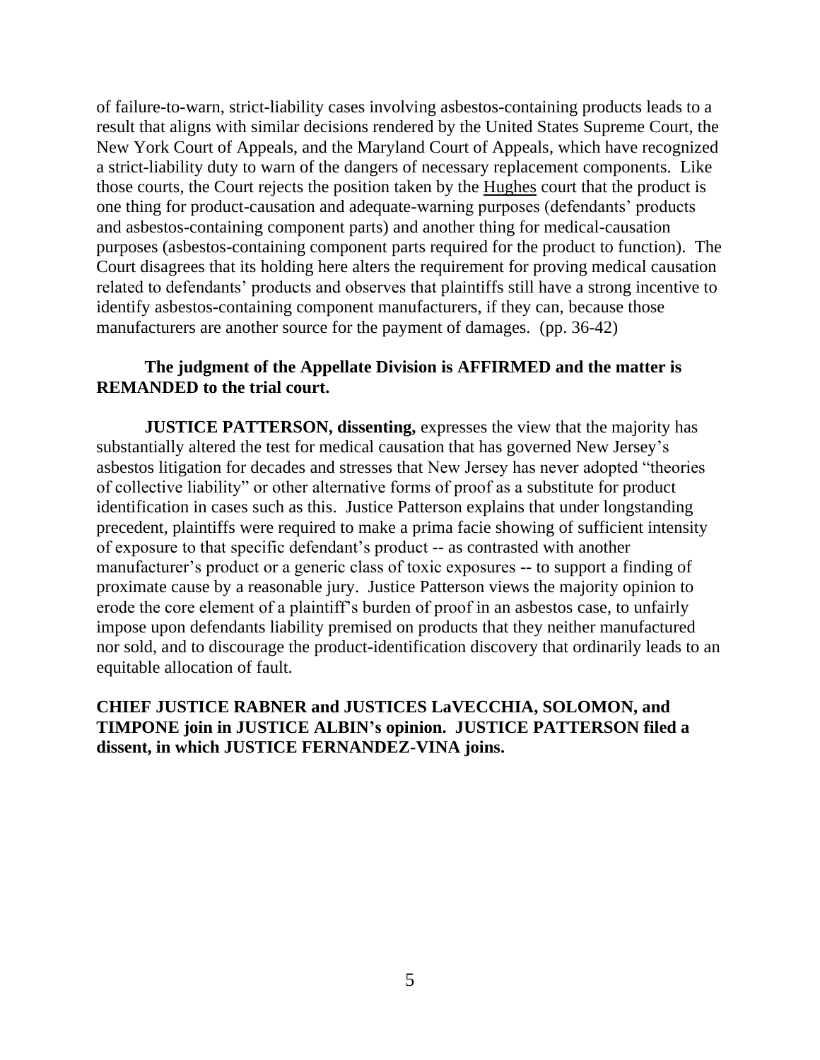of failure-to-warn, strict-liability cases involving asbestos-containing products leads to a result that aligns with similar decisions rendered by the United States Supreme Court, the New York Court of Appeals, and the Maryland Court of Appeals, which have recognized a strict-liability duty to warn of the dangers of necessary replacement components. Like those courts, the Court rejects the position taken by the Hughes court that the product is one thing for product-causation and adequate-warning purposes (defendants' products and asbestos-containing component parts) and another thing for medical-causation purposes (asbestos-containing component parts required for the product to function). The Court disagrees that its holding here alters the requirement for proving medical causation related to defendants' products and observes that plaintiffs still have a strong incentive to identify asbestos-containing component manufacturers, if they can, because those manufacturers are another source for the payment of damages. (pp. 36-42)

**The judgment of the Appellate Division is AFFIRMED and the matter is REMANDED to the trial court.**

**JUSTICE PATTERSON, dissenting,** expresses the view that the majority has substantially altered the test for medical causation that has governed New Jersey's asbestos litigation for decades and stresses that New Jersey has never adopted "theories of collective liability" or other alternative forms of proof as a substitute for product identification in cases such as this. Justice Patterson explains that under longstanding precedent, plaintiffs were required to make a prima facie showing of sufficient intensity of exposure to that specific defendant's product -- as contrasted with another manufacturer's product or a generic class of toxic exposures -- to support a finding of proximate cause by a reasonable jury. Justice Patterson views the majority opinion to erode the core element of a plaintiff's burden of proof in an asbestos case, to unfairly impose upon defendants liability premised on products that they neither manufactured nor sold, and to discourage the product-identification discovery that ordinarily leads to an equitable allocation of fault.

**CHIEF JUSTICE RABNER and JUSTICES LaVECCHIA, SOLOMON, and TIMPONE join in JUSTICE ALBIN's opinion. JUSTICE PATTERSON filed a dissent, in which JUSTICE FERNANDEZ-VINA joins.**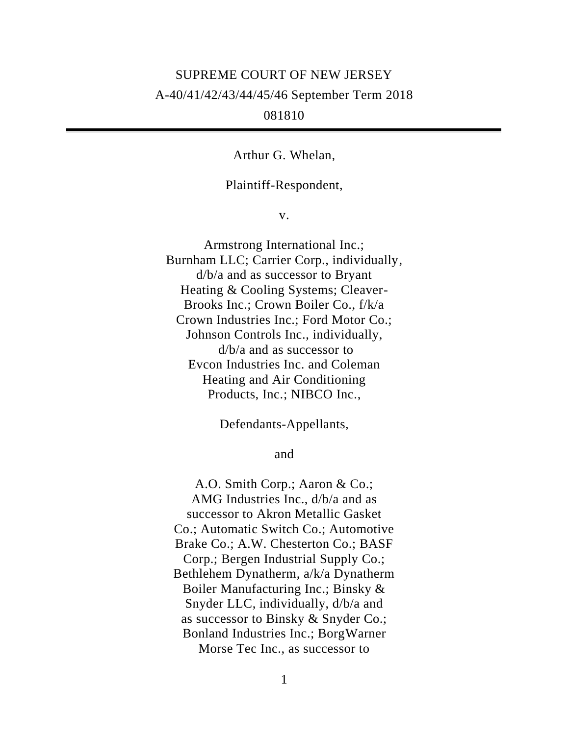SUPREME COURT OF NEW JERSEY

A-40/41/42/43/44/45/46 September Term 2018

081810

---

Arthur G. Whelan,

Plaintiff-Respondent,

v.

Armstrong International Inc.; Burnham LLC; Carrier Corp., individually, d/b/a and as successor to Bryant Heating & Cooling Systems; Cleaver-Brooks Inc.; Crown Boiler Co., f/k/a Crown Industries Inc.; Ford Motor Co.; Johnson Controls Inc., individually, d/b/a and as successor to Evcon Industries Inc. and Coleman Heating and Air Conditioning Products, Inc.; NIBCO Inc.,

Defendants-Appellants,

and

A.O. Smith Corp.; Aaron & Co.; AMG Industries Inc., d/b/a and as successor to Akron Metallic Gasket Co.; Automatic Switch Co.; Automotive Brake Co.; A.W. Chesterton Co.; BASF Corp.; Bergen Industrial Supply Co.; Bethlehem Dynatherm, a/k/a Dynatherm Boiler Manufacturing Inc.; Binsky & Snyder LLC, individually, d/b/a and as successor to Binsky & Snyder Co.; Bonland Industries Inc.; BorgWarner Morse Tec Inc., as successor to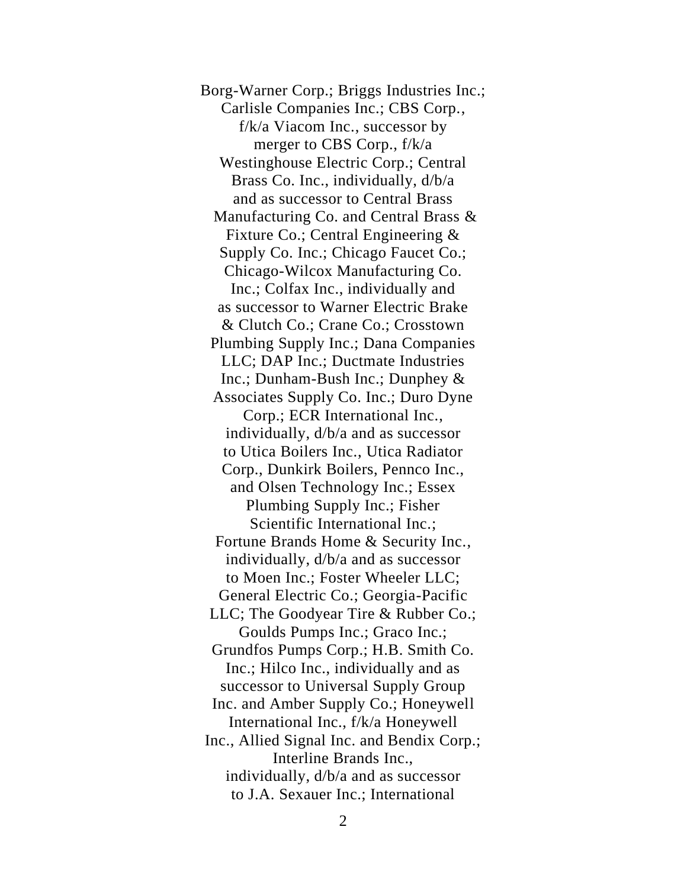Borg-Warner Corp.; Briggs Industries Inc.; Carlisle Companies Inc.; CBS Corp., f/k/a Viacom Inc., successor by merger to CBS Corp., f/k/a Westinghouse Electric Corp.; Central Brass Co. Inc., individually, d/b/a and as successor to Central Brass Manufacturing Co. and Central Brass & Fixture Co.; Central Engineering & Supply Co. Inc.; Chicago Faucet Co.; Chicago-Wilcox Manufacturing Co. Inc.; Colfax Inc., individually and as successor to Warner Electric Brake & Clutch Co.; Crane Co.; Crosstown Plumbing Supply Inc.; Dana Companies LLC; DAP Inc.; Ductmate Industries Inc.; Dunham-Bush Inc.; Dunphey & Associates Supply Co. Inc.; Duro Dyne Corp.; ECR International Inc., individually, d/b/a and as successor to Utica Boilers Inc., Utica Radiator Corp., Dunkirk Boilers, Pennco Inc., and Olsen Technology Inc.; Essex Plumbing Supply Inc.; Fisher Scientific International Inc.; Fortune Brands Home & Security Inc., individually, d/b/a and as successor to Moen Inc.; Foster Wheeler LLC; General Electric Co.; Georgia-Pacific LLC; The Goodyear Tire & Rubber Co.; Goulds Pumps Inc.; Graco Inc.; Grundfos Pumps Corp.; H.B. Smith Co. Inc.; Hilco Inc., individually and as successor to Universal Supply Group Inc. and Amber Supply Co.; Honeywell International Inc., f/k/a Honeywell Inc., Allied Signal Inc. and Bendix Corp.; Interline Brands Inc., individually, d/b/a and as successor to J.A. Sexauer Inc.; International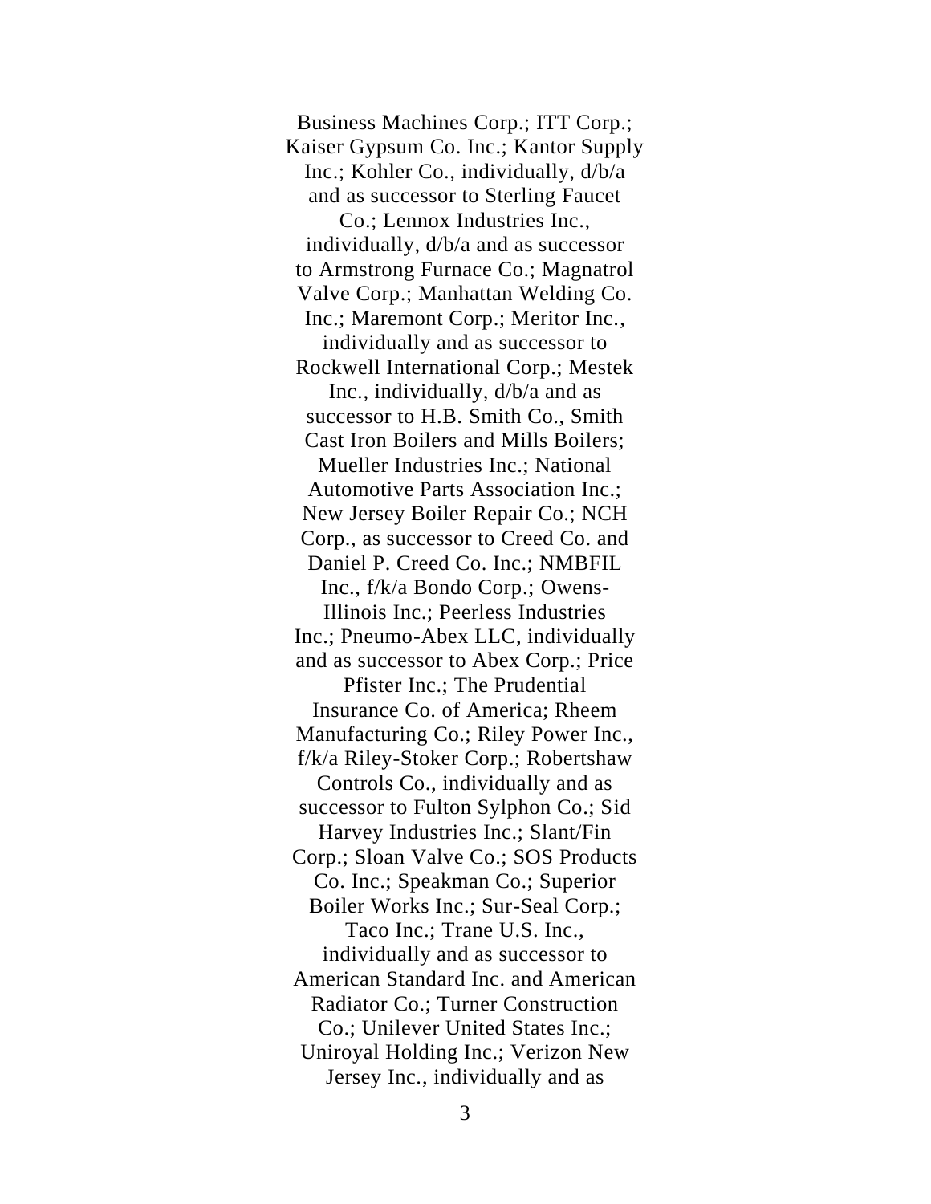Business Machines Corp.; ITT Corp.; Kaiser Gypsum Co. Inc.; Kantor Supply Inc.; Kohler Co., individually, d/b/a and as successor to Sterling Faucet Co.; Lennox Industries Inc., individually, d/b/a and as successor to Armstrong Furnace Co.; Magnatrol Valve Corp.; Manhattan Welding Co. Inc.; Maremont Corp.; Meritor Inc., individually and as successor to Rockwell International Corp.; Mestek Inc., individually, d/b/a and as successor to H.B. Smith Co., Smith Cast Iron Boilers and Mills Boilers; Mueller Industries Inc.; National Automotive Parts Association Inc.; New Jersey Boiler Repair Co.; NCH Corp., as successor to Creed Co. and Daniel P. Creed Co. Inc.; NMBFIL Inc., f/k/a Bondo Corp.; Owens-Illinois Inc.; Peerless Industries Inc.; Pneumo-Abex LLC, individually and as successor to Abex Corp.; Price Pfister Inc.; The Prudential Insurance Co. of America; Rheem Manufacturing Co.; Riley Power Inc., f/k/a Riley-Stoker Corp.; Robertshaw Controls Co., individually and as successor to Fulton Sylphon Co.; Sid Harvey Industries Inc.; Slant/Fin Corp.; Sloan Valve Co.; SOS Products Co. Inc.; Speakman Co.; Superior Boiler Works Inc.; Sur-Seal Corp.; Taco Inc.; Trane U.S. Inc., individually and as successor to American Standard Inc. and American Radiator Co.; Turner Construction Co.; Unilever United States Inc.; Uniroyal Holding Inc.; Verizon New Jersey Inc., individually and as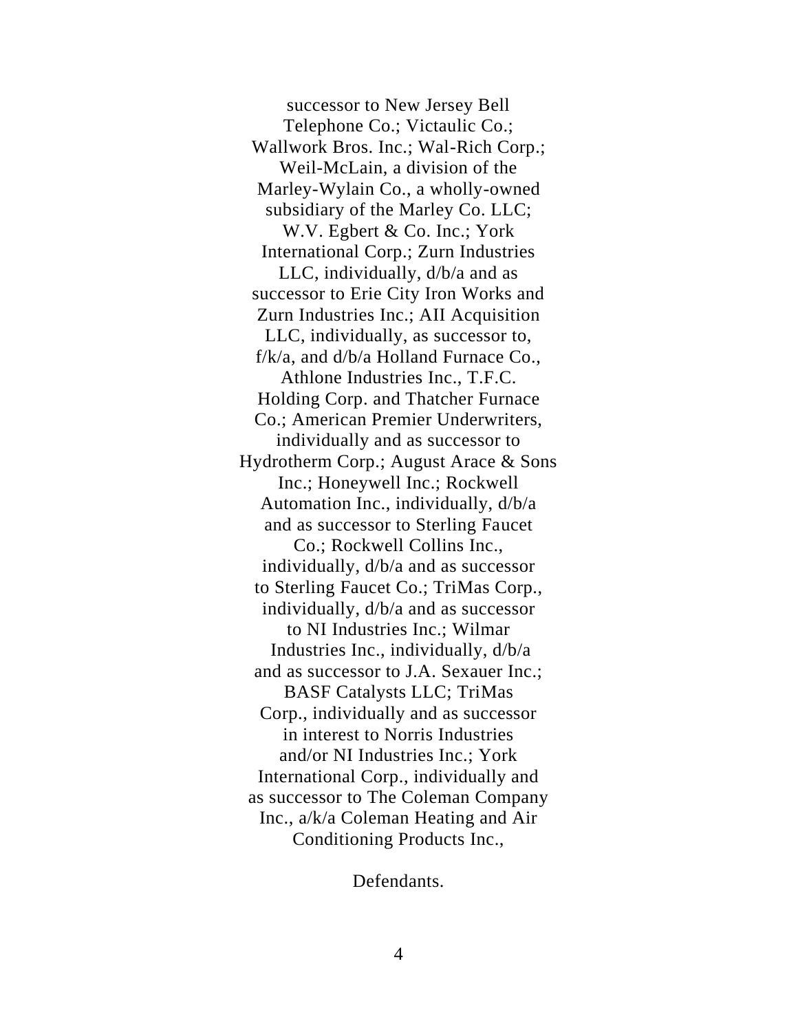successor to New Jersey Bell Telephone Co.; Victaulic Co.; Wallwork Bros. Inc.; Wal-Rich Corp.; Weil-McLain, a division of the Marley-Wylain Co., a wholly-owned subsidiary of the Marley Co. LLC; W.V. Egbert & Co. Inc.; York International Corp.; Zurn Industries LLC, individually, d/b/a and as successor to Erie City Iron Works and Zurn Industries Inc.; AII Acquisition LLC, individually, as successor to, f/k/a, and d/b/a Holland Furnace Co., Athlone Industries Inc., T.F.C. Holding Corp. and Thatcher Furnace Co.; American Premier Underwriters, individually and as successor to Hydrotherm Corp.; August Arace & Sons Inc.; Honeywell Inc.; Rockwell Automation Inc., individually, d/b/a and as successor to Sterling Faucet Co.; Rockwell Collins Inc., individually, d/b/a and as successor to Sterling Faucet Co.; TriMas Corp., individually, d/b/a and as successor to NI Industries Inc.; Wilmar Industries Inc., individually, d/b/a and as successor to J.A. Sexauer Inc.; BASF Catalysts LLC; TriMas Corp., individually and as successor in interest to Norris Industries and/or NI Industries Inc.; York International Corp., individually and as successor to The Coleman Company Inc., a/k/a Coleman Heating and Air Conditioning Products Inc.,

Defendants.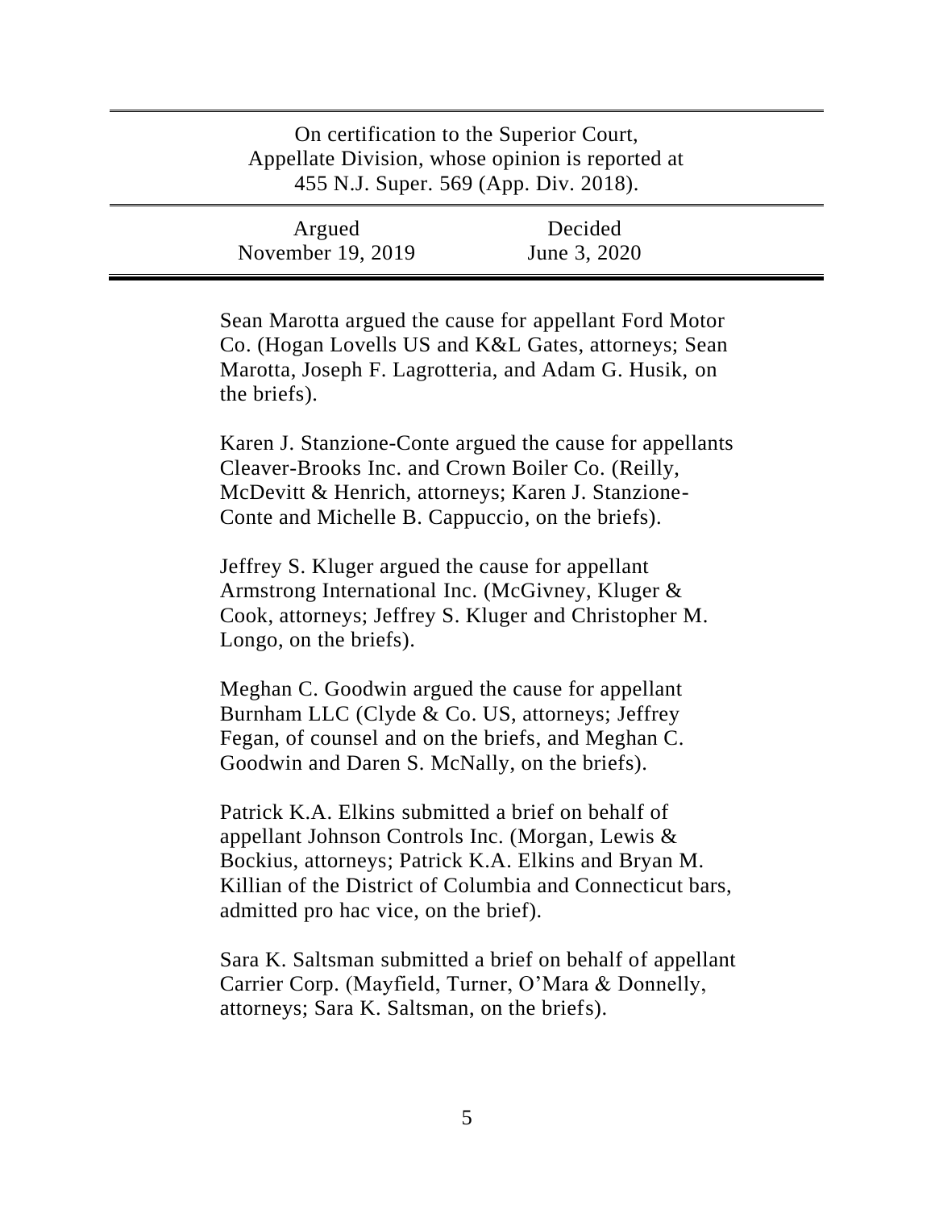On certification to the Superior Court, Appellate Division, whose opinion is reported at 455 N.J. Super. 569 (App. Div. 2018).

| Argued | Decided |
| --- | --- |
| November 19, 2019 | June 3, 2020 |

Sean Marotta argued the cause for appellant Ford Motor Co. (Hogan Lovells US and K&L Gates, attorneys; Sean Marotta, Joseph F. Lagrotteria, and Adam G. Husik, on the briefs).

Karen J. Stanzione-Conte argued the cause for appellants Cleaver-Brooks Inc. and Crown Boiler Co. (Reilly, McDevitt & Henrich, attorneys; Karen J. Stanzione-Conte and Michelle B. Cappuccio, on the briefs).

Jeffrey S. Kluger argued the cause for appellant Armstrong International Inc. (McGivney, Kluger & Cook, attorneys; Jeffrey S. Kluger and Christopher M. Longo, on the briefs).

Meghan C. Goodwin argued the cause for appellant Burnham LLC (Clyde & Co. US, attorneys; Jeffrey Fegan, of counsel and on the briefs, and Meghan C. Goodwin and Daren S. McNally, on the briefs).

Patrick K.A. Elkins submitted a brief on behalf of appellant Johnson Controls Inc. (Morgan, Lewis & Bockius, attorneys; Patrick K.A. Elkins and Bryan M. Killian of the District of Columbia and Connecticut bars, admitted pro hac vice, on the brief).

Sara K. Saltsman submitted a brief on behalf of appellant Carrier Corp. (Mayfield, Turner, O'Mara & Donnelly, attorneys; Sara K. Saltsman, on the briefs).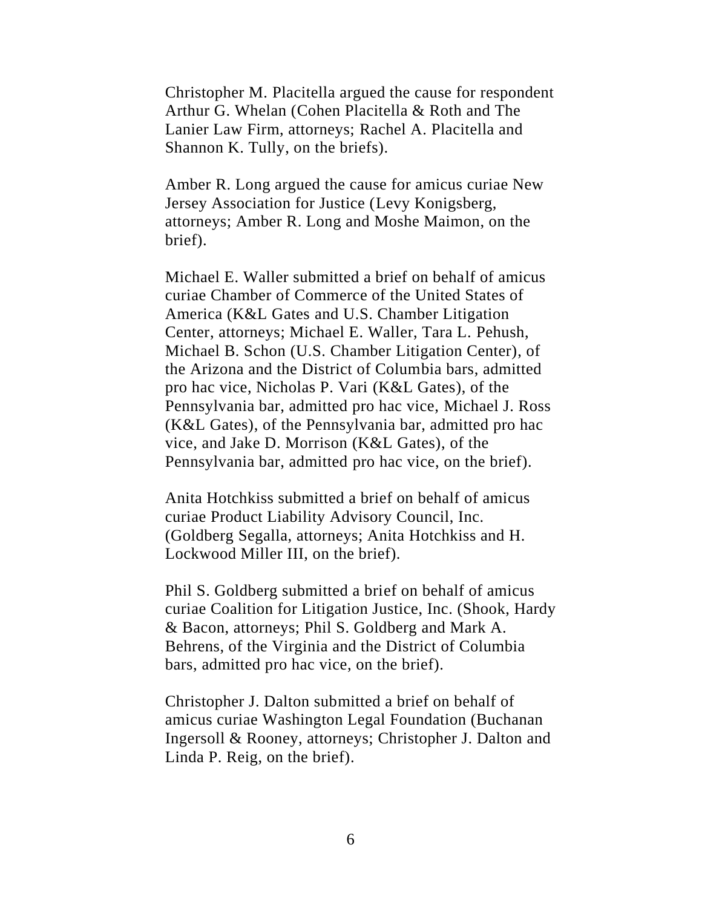Christopher M. Placitella argued the cause for respondent Arthur G. Whelan (Cohen Placitella & Roth and The Lanier Law Firm, attorneys; Rachel A. Placitella and Shannon K. Tully, on the briefs).

Amber R. Long argued the cause for amicus curiae New Jersey Association for Justice (Levy Konigsberg, attorneys; Amber R. Long and Moshe Maimon, on the brief).

Michael E. Waller submitted a brief on behalf of amicus curiae Chamber of Commerce of the United States of America (K&L Gates and U.S. Chamber Litigation Center, attorneys; Michael E. Waller, Tara L. Pehush, Michael B. Schon (U.S. Chamber Litigation Center), of the Arizona and the District of Columbia bars, admitted pro hac vice, Nicholas P. Vari (K&L Gates), of the Pennsylvania bar, admitted pro hac vice, Michael J. Ross (K&L Gates), of the Pennsylvania bar, admitted pro hac vice, and Jake D. Morrison (K&L Gates), of the Pennsylvania bar, admitted pro hac vice, on the brief).

Anita Hotchkiss submitted a brief on behalf of amicus curiae Product Liability Advisory Council, Inc. (Goldberg Segalla, attorneys; Anita Hotchkiss and H. Lockwood Miller III, on the brief).

Phil S. Goldberg submitted a brief on behalf of amicus curiae Coalition for Litigation Justice, Inc. (Shook, Hardy & Bacon, attorneys; Phil S. Goldberg and Mark A. Behrens, of the Virginia and the District of Columbia bars, admitted pro hac vice, on the brief).

Christopher J. Dalton submitted a brief on behalf of amicus curiae Washington Legal Foundation (Buchanan Ingersoll & Rooney, attorneys; Christopher J. Dalton and Linda P. Reig, on the brief).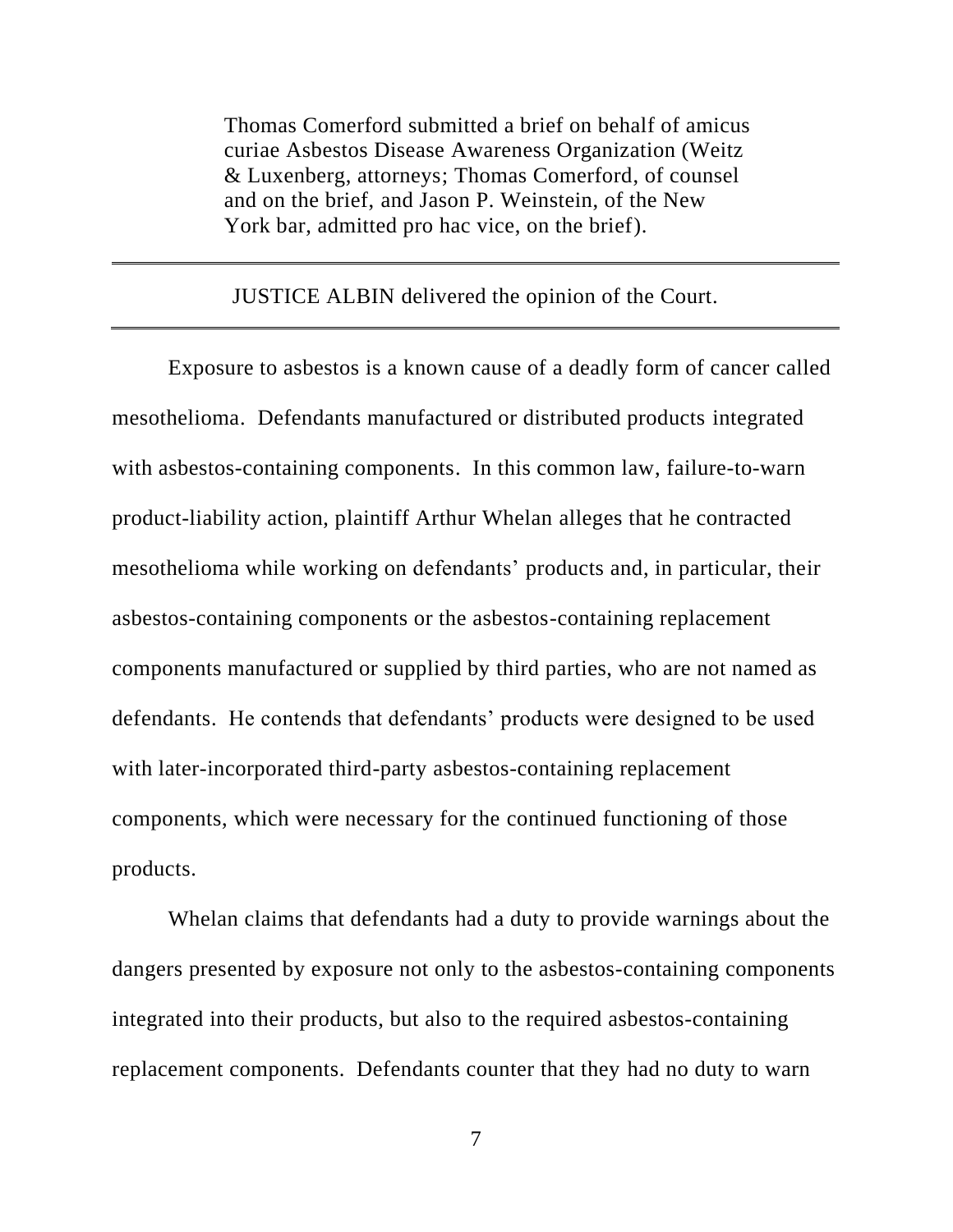Thomas Comerford submitted a brief on behalf of amicus curiae Asbestos Disease Awareness Organization (Weitz & Luxenberg, attorneys; Thomas Comerford, of counsel and on the brief, and Jason P. Weinstein, of the New York bar, admitted pro hac vice, on the brief).

---

JUSTICE ALBIN delivered the opinion of the Court.

---

Exposure to asbestos is a known cause of a deadly form of cancer called mesothelioma. Defendants manufactured or distributed products integrated with asbestos-containing components. In this common law, failure-to-warn product-liability action, plaintiff Arthur Whelan alleges that he contracted mesothelioma while working on defendants' products and, in particular, their asbestos-containing components or the asbestos-containing replacement components manufactured or supplied by third parties, who are not named as defendants. He contends that defendants' products were designed to be used with later-incorporated third-party asbestos-containing replacement components, which were necessary for the continued functioning of those products.

Whelan claims that defendants had a duty to provide warnings about the dangers presented by exposure not only to the asbestos-containing components integrated into their products, but also to the required asbestos-containing replacement components. Defendants counter that they had no duty to warn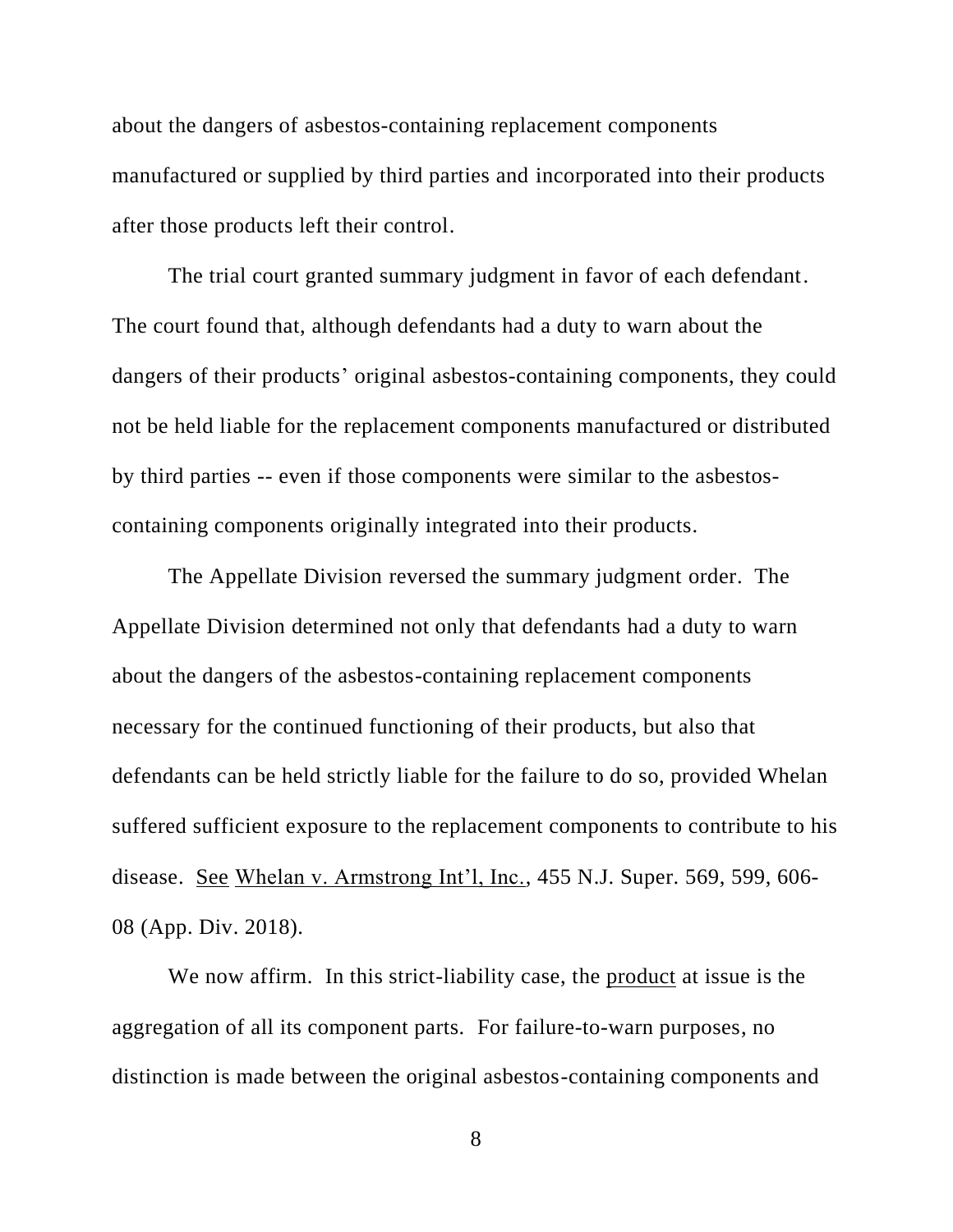about the dangers of asbestos-containing replacement components manufactured or supplied by third parties and incorporated into their products after those products left their control.

The trial court granted summary judgment in favor of each defendant. The court found that, although defendants had a duty to warn about the dangers of their products' original asbestos-containing components, they could not be held liable for the replacement components manufactured or distributed by third parties -- even if those components were similar to the asbestos-containing components originally integrated into their products.

The Appellate Division reversed the summary judgment order. The Appellate Division determined not only that defendants had a duty to warn about the dangers of the asbestos-containing replacement components necessary for the continued functioning of their products, but also that defendants can be held strictly liable for the failure to do so, provided Whelan suffered sufficient exposure to the replacement components to contribute to his disease. See Whelan v. Armstrong Int'l, Inc., 455 N.J. Super. 569, 599, 606-08 (App. Div. 2018).

We now affirm. In this strict-liability case, the product at issue is the aggregation of all its component parts. For failure-to-warn purposes, no distinction is made between the original asbestos-containing components and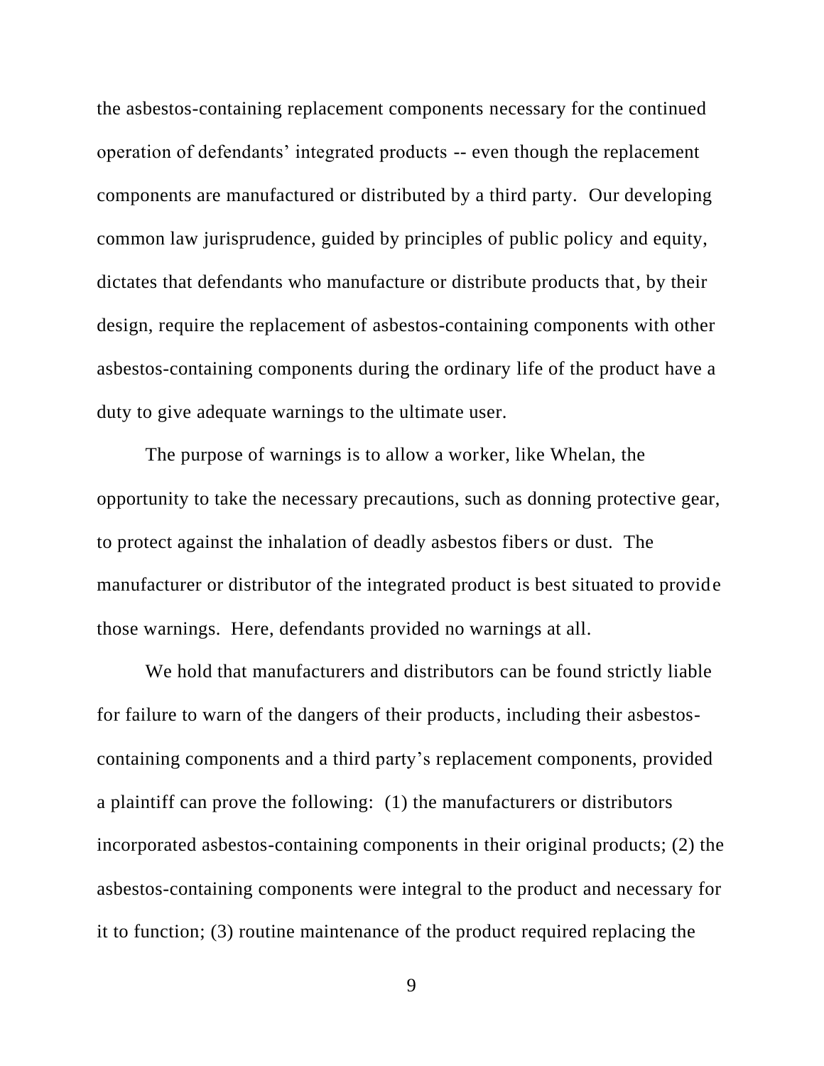the asbestos-containing replacement components necessary for the continued operation of defendants' integrated products -- even though the replacement components are manufactured or distributed by a third party. Our developing common law jurisprudence, guided by principles of public policy and equity, dictates that defendants who manufacture or distribute products that, by their design, require the replacement of asbestos-containing components with other asbestos-containing components during the ordinary life of the product have a duty to give adequate warnings to the ultimate user.

The purpose of warnings is to allow a worker, like Whelan, the opportunity to take the necessary precautions, such as donning protective gear, to protect against the inhalation of deadly asbestos fibers or dust. The manufacturer or distributor of the integrated product is best situated to provide those warnings. Here, defendants provided no warnings at all.

We hold that manufacturers and distributors can be found strictly liable for failure to warn of the dangers of their products, including their asbestos-containing components and a third party's replacement components, provided a plaintiff can prove the following: (1) the manufacturers or distributors incorporated asbestos-containing components in their original products; (2) the asbestos-containing components were integral to the product and necessary for it to function; (3) routine maintenance of the product required replacing the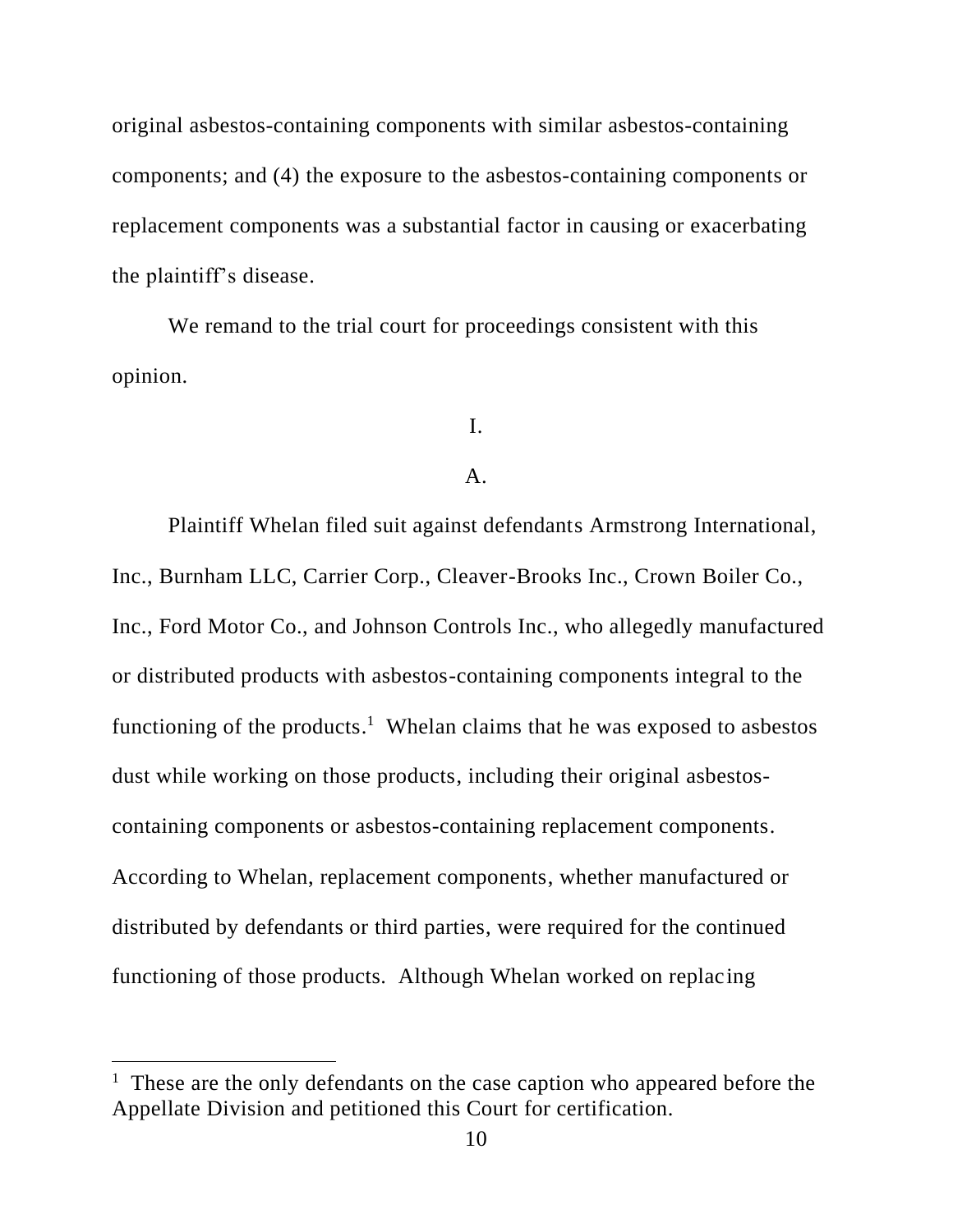original asbestos-containing components with similar asbestos-containing components; and (4) the exposure to the asbestos-containing components or replacement components was a substantial factor in causing or exacerbating the plaintiff's disease.

We remand to the trial court for proceedings consistent with this opinion.

I.

A.

Plaintiff Whelan filed suit against defendants Armstrong International, Inc., Burnham LLC, Carrier Corp., Cleaver-Brooks Inc., Crown Boiler Co., Inc., Ford Motor Co., and Johnson Controls Inc., who allegedly manufactured or distributed products with asbestos-containing components integral to the functioning of the products.[1] Whelan claims that he was exposed to asbestos dust while working on those products, including their original asbestos-containing components or asbestos-containing replacement components. According to Whelan, replacement components, whether manufactured or distributed by defendants or third parties, were required for the continued functioning of those products. Although Whelan worked on replacing

[1] These are the only defendants on the case caption who appeared before the Appellate Division and petitioned this Court for certification.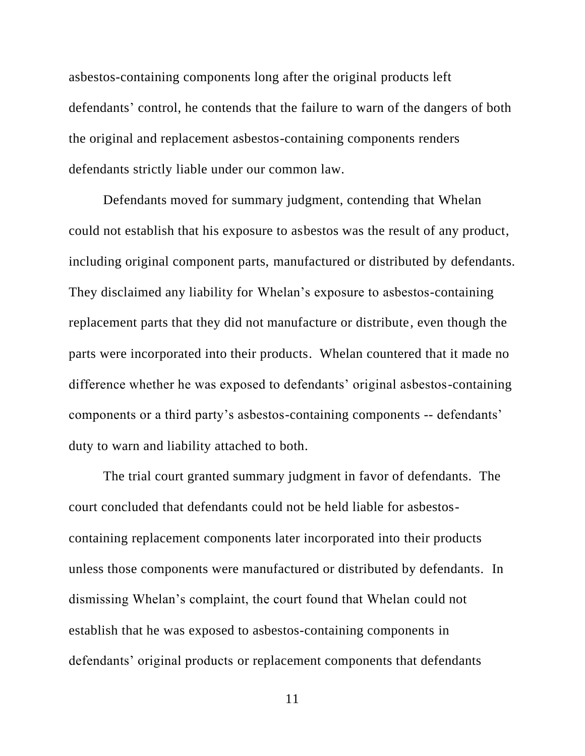asbestos-containing components long after the original products left defendants' control, he contends that the failure to warn of the dangers of both the original and replacement asbestos-containing components renders defendants strictly liable under our common law.

Defendants moved for summary judgment, contending that Whelan could not establish that his exposure to asbestos was the result of any product, including original component parts, manufactured or distributed by defendants. They disclaimed any liability for Whelan's exposure to asbestos-containing replacement parts that they did not manufacture or distribute, even though the parts were incorporated into their products. Whelan countered that it made no difference whether he was exposed to defendants' original asbestos-containing components or a third party's asbestos-containing components -- defendants' duty to warn and liability attached to both.

The trial court granted summary judgment in favor of defendants. The court concluded that defendants could not be held liable for asbestos-containing replacement components later incorporated into their products unless those components were manufactured or distributed by defendants. In dismissing Whelan's complaint, the court found that Whelan could not establish that he was exposed to asbestos-containing components in defendants' original products or replacement components that defendants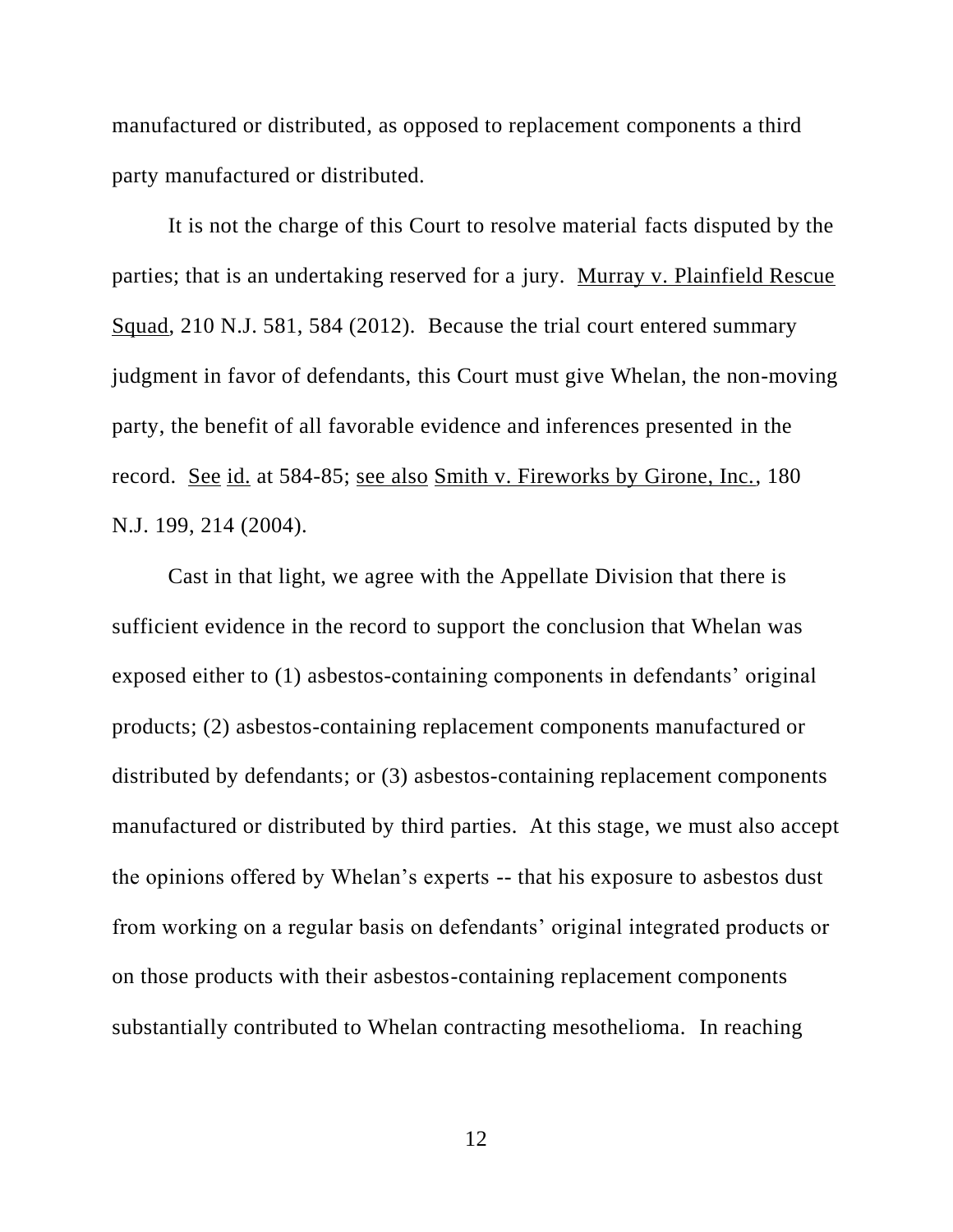manufactured or distributed, as opposed to replacement components a third party manufactured or distributed.

It is not the charge of this Court to resolve material facts disputed by the parties; that is an undertaking reserved for a jury. Murray v. Plainfield Rescue Squad, 210 N.J. 581, 584 (2012). Because the trial court entered summary judgment in favor of defendants, this Court must give Whelan, the non-moving party, the benefit of all favorable evidence and inferences presented in the record. See id. at 584-85; see also Smith v. Fireworks by Girone, Inc., 180 N.J. 199, 214 (2004).

Cast in that light, we agree with the Appellate Division that there is sufficient evidence in the record to support the conclusion that Whelan was exposed either to (1) asbestos-containing components in defendants' original products; (2) asbestos-containing replacement components manufactured or distributed by defendants; or (3) asbestos-containing replacement components manufactured or distributed by third parties. At this stage, we must also accept the opinions offered by Whelan's experts -- that his exposure to asbestos dust from working on a regular basis on defendants' original integrated products or on those products with their asbestos-containing replacement components substantially contributed to Whelan contracting mesothelioma. In reaching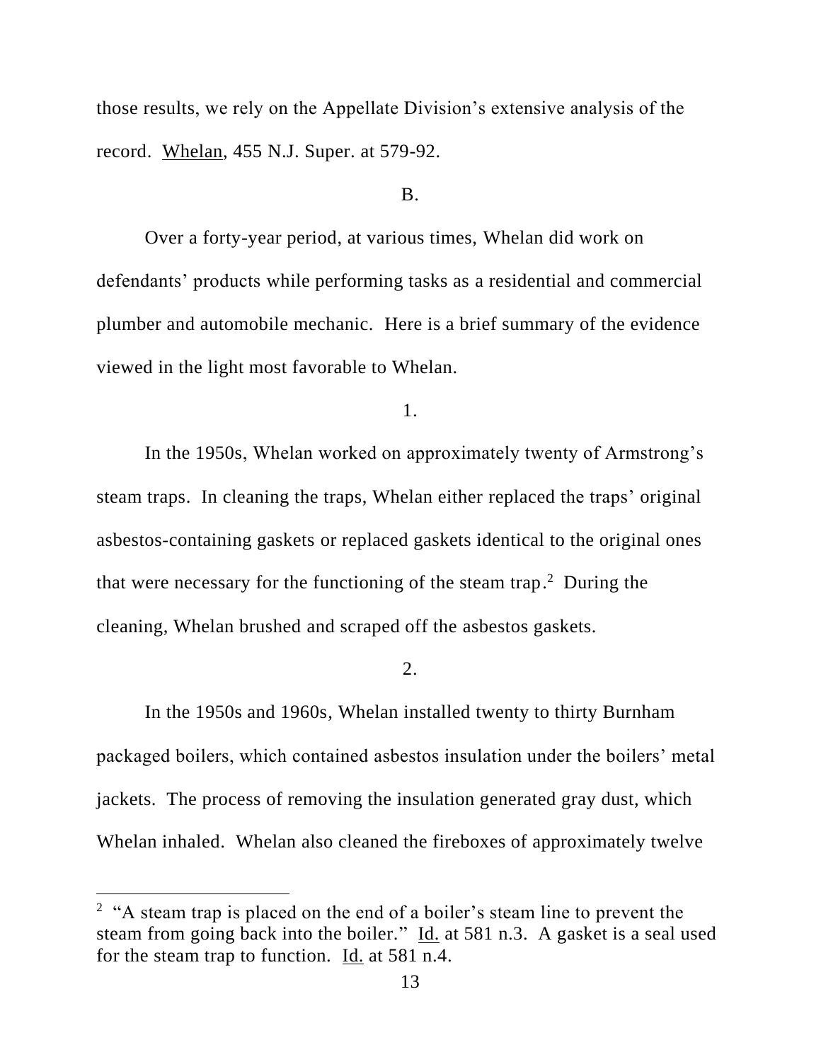those results, we rely on the Appellate Division's extensive analysis of the record. Whelan, 455 N.J. Super. at 579-92.

B.

Over a forty-year period, at various times, Whelan did work on defendants' products while performing tasks as a residential and commercial plumber and automobile mechanic. Here is a brief summary of the evidence viewed in the light most favorable to Whelan.

1.

In the 1950s, Whelan worked on approximately twenty of Armstrong's steam traps. In cleaning the traps, Whelan either replaced the traps' original asbestos-containing gaskets or replaced gaskets identical to the original ones that were necessary for the functioning of the steam trap.[2] During the cleaning, Whelan brushed and scraped off the asbestos gaskets.

2.

In the 1950s and 1960s, Whelan installed twenty to thirty Burnham packaged boilers, which contained asbestos insulation under the boilers' metal jackets. The process of removing the insulation generated gray dust, which Whelan inhaled. Whelan also cleaned the fireboxes of approximately twelve

---

[2] "A steam trap is placed on the end of a boiler's steam line to prevent the steam from going back into the boiler." Id. at 581 n.3. A gasket is a seal used for the steam trap to function. Id. at 581 n.4.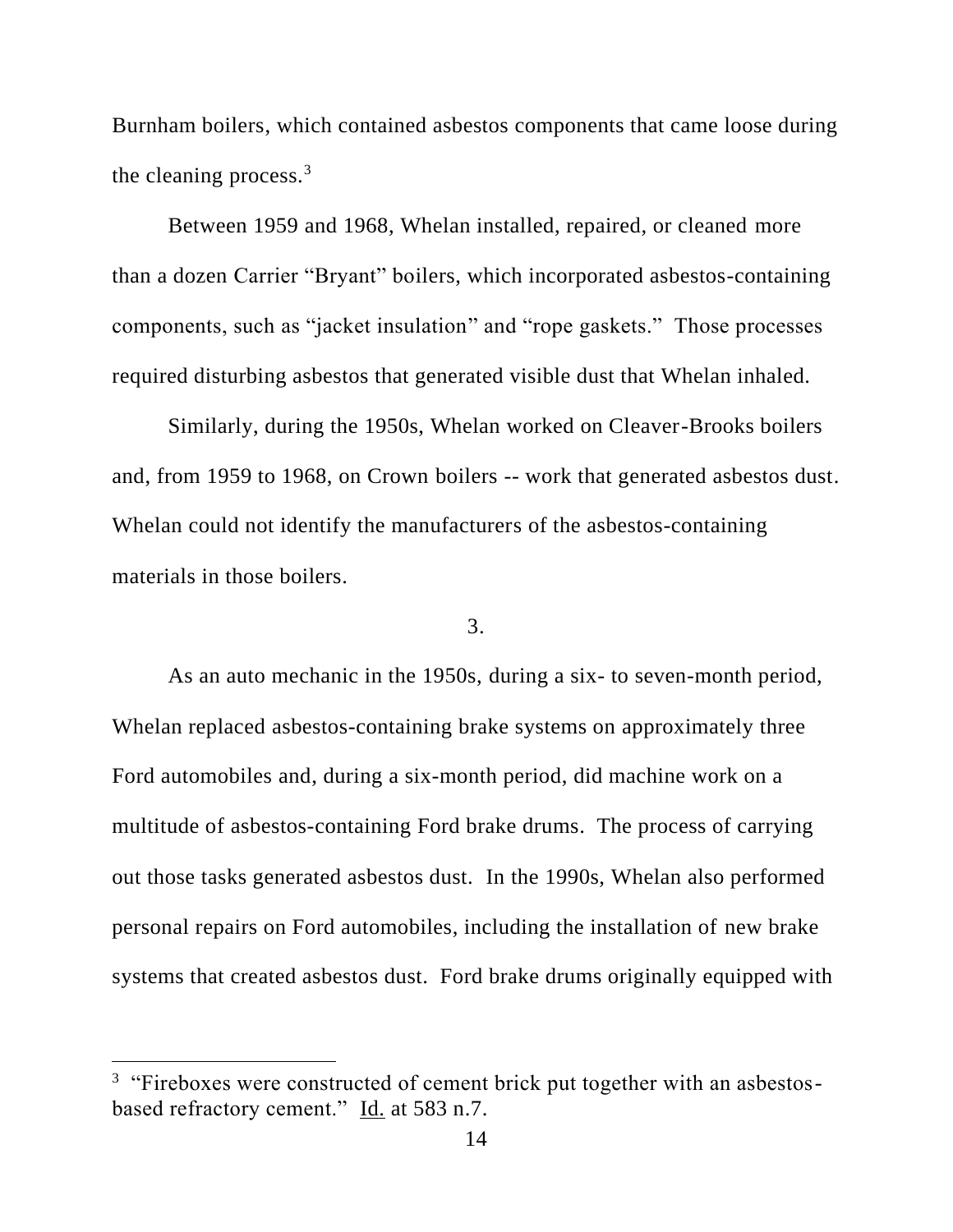Burnham boilers, which contained asbestos components that came loose during the cleaning process.[3]

Between 1959 and 1968, Whelan installed, repaired, or cleaned more than a dozen Carrier "Bryant" boilers, which incorporated asbestos-containing components, such as "jacket insulation" and "rope gaskets." Those processes required disturbing asbestos that generated visible dust that Whelan inhaled.

Similarly, during the 1950s, Whelan worked on Cleaver-Brooks boilers and, from 1959 to 1968, on Crown boilers -- work that generated asbestos dust. Whelan could not identify the manufacturers of the asbestos-containing materials in those boilers.

3.

As an auto mechanic in the 1950s, during a six- to seven-month period, Whelan replaced asbestos-containing brake systems on approximately three Ford automobiles and, during a six-month period, did machine work on a multitude of asbestos-containing Ford brake drums. The process of carrying out those tasks generated asbestos dust. In the 1990s, Whelan also performed personal repairs on Ford automobiles, including the installation of new brake systems that created asbestos dust. Ford brake drums originally equipped with

---

[3] "Fireboxes were constructed of cement brick put together with an asbestos-based refractory cement." Id. at 583 n.7.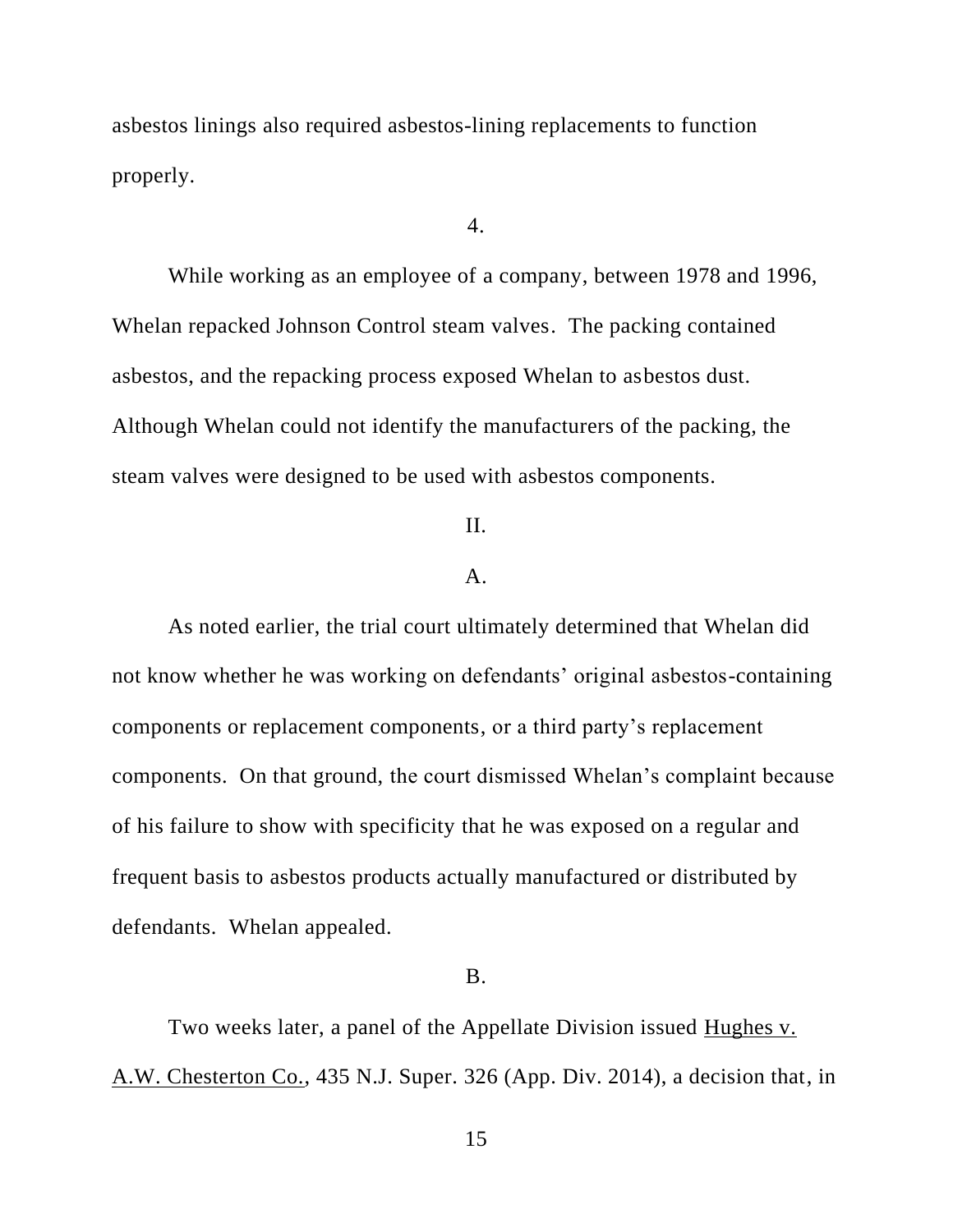asbestos linings also required asbestos-lining replacements to function properly.

4.

While working as an employee of a company, between 1978 and 1996, Whelan repacked Johnson Control steam valves. The packing contained asbestos, and the repacking process exposed Whelan to asbestos dust. Although Whelan could not identify the manufacturers of the packing, the steam valves were designed to be used with asbestos components.

II.

A.

As noted earlier, the trial court ultimately determined that Whelan did not know whether he was working on defendants' original asbestos-containing components or replacement components, or a third party's replacement components. On that ground, the court dismissed Whelan's complaint because of his failure to show with specificity that he was exposed on a regular and frequent basis to asbestos products actually manufactured or distributed by defendants. Whelan appealed.

B.

Two weeks later, a panel of the Appellate Division issued Hughes v. A.W. Chesterton Co., 435 N.J. Super. 326 (App. Div. 2014), a decision that, in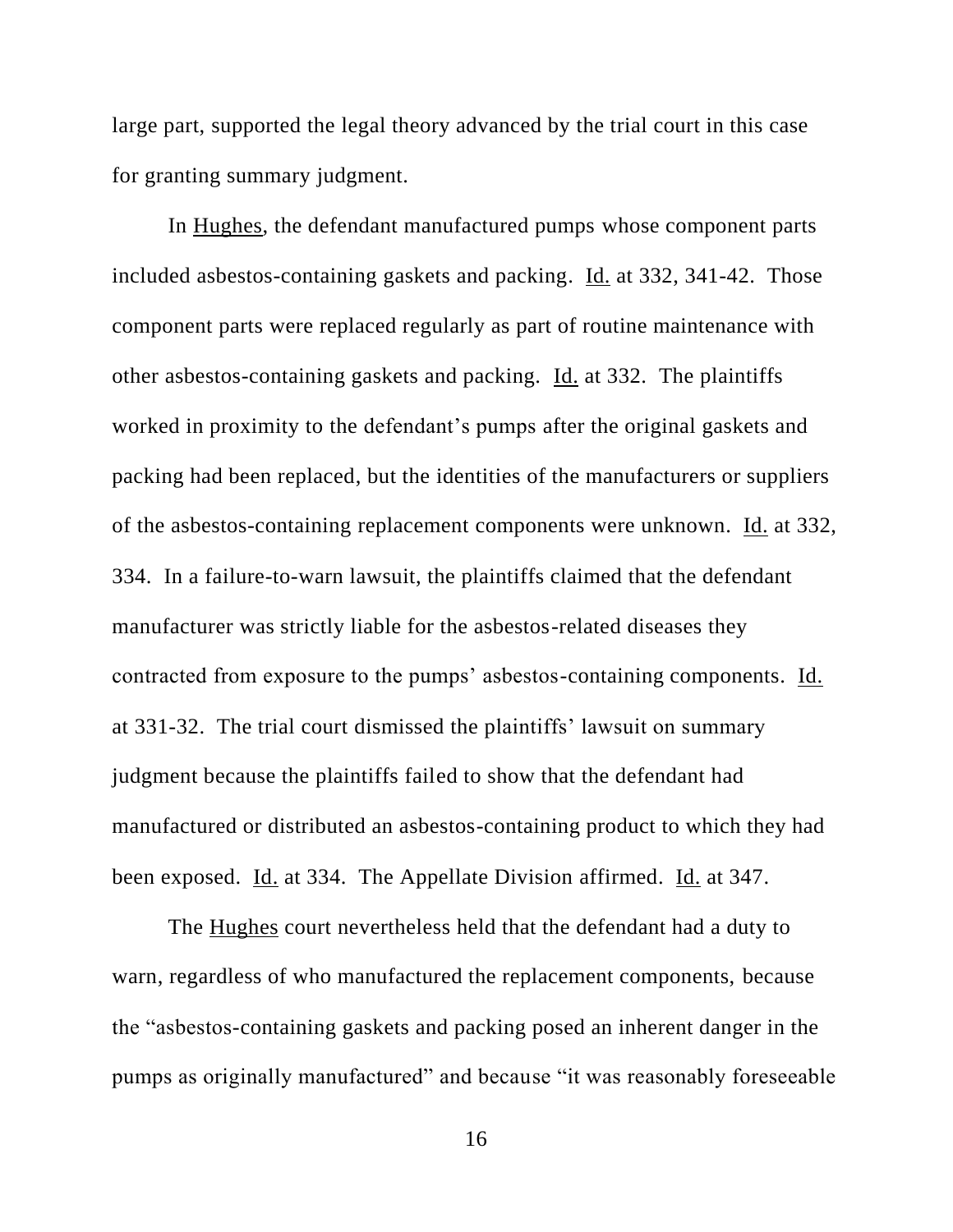large part, supported the legal theory advanced by the trial court in this case for granting summary judgment.

In Hughes, the defendant manufactured pumps whose component parts included asbestos-containing gaskets and packing. Id. at 332, 341-42. Those component parts were replaced regularly as part of routine maintenance with other asbestos-containing gaskets and packing. Id. at 332. The plaintiffs worked in proximity to the defendant's pumps after the original gaskets and packing had been replaced, but the identities of the manufacturers or suppliers of the asbestos-containing replacement components were unknown. Id. at 332, 334. In a failure-to-warn lawsuit, the plaintiffs claimed that the defendant manufacturer was strictly liable for the asbestos-related diseases they contracted from exposure to the pumps' asbestos-containing components. Id. at 331-32. The trial court dismissed the plaintiffs' lawsuit on summary judgment because the plaintiffs failed to show that the defendant had manufactured or distributed an asbestos-containing product to which they had been exposed. Id. at 334. The Appellate Division affirmed. Id. at 347.

The Hughes court nevertheless held that the defendant had a duty to warn, regardless of who manufactured the replacement components, because the "asbestos-containing gaskets and packing posed an inherent danger in the pumps as originally manufactured" and because "it was reasonably foreseeable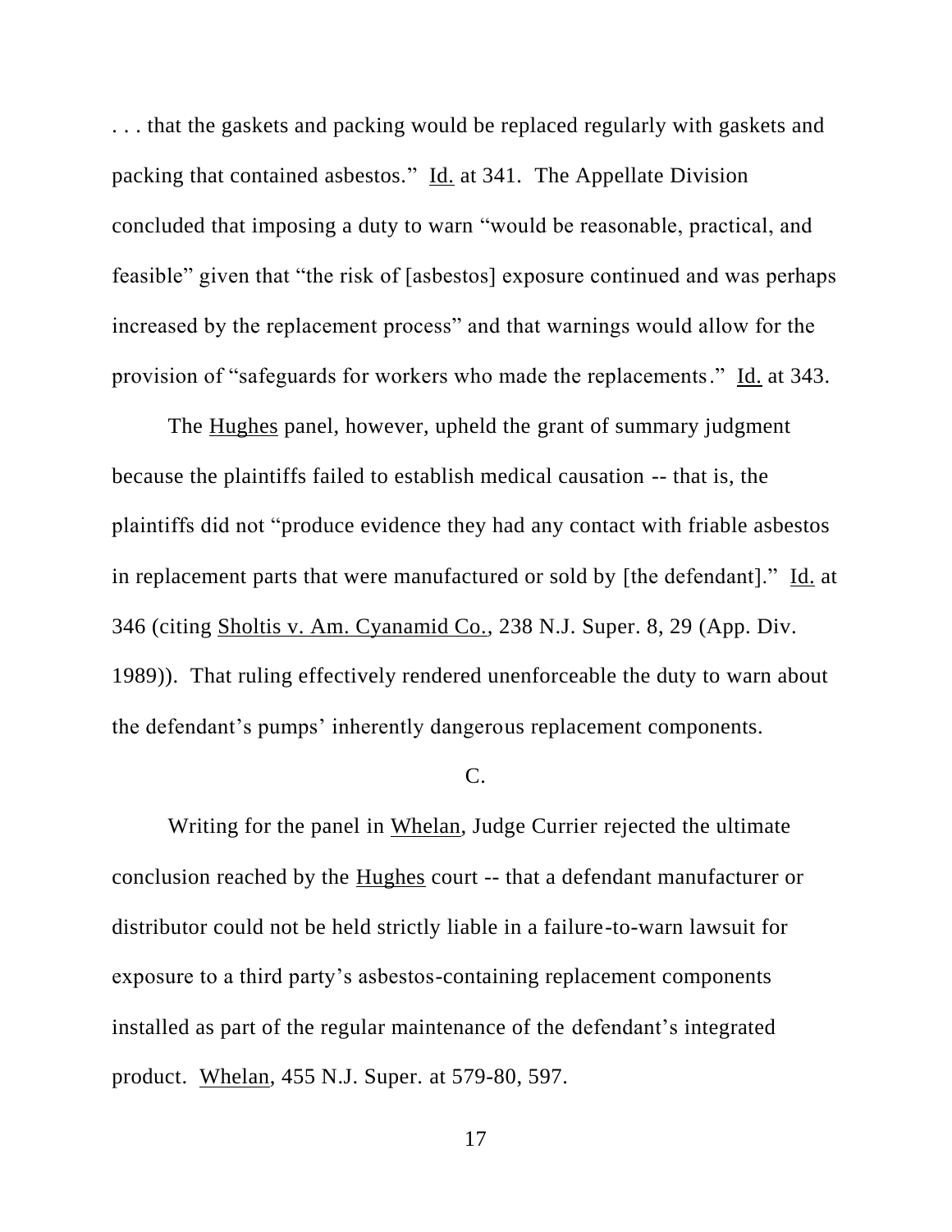. . . that the gaskets and packing would be replaced regularly with gaskets and packing that contained asbestos." Id. at 341. The Appellate Division concluded that imposing a duty to warn "would be reasonable, practical, and feasible" given that "the risk of [asbestos] exposure continued and was perhaps increased by the replacement process" and that warnings would allow for the provision of "safeguards for workers who made the replacements." Id. at 343.

The Hughes panel, however, upheld the grant of summary judgment because the plaintiffs failed to establish medical causation -- that is, the plaintiffs did not "produce evidence they had any contact with friable asbestos in replacement parts that were manufactured or sold by [the defendant]." Id. at 346 (citing Sholtis v. Am. Cyanamid Co., 238 N.J. Super. 8, 29 (App. Div. 1989)). That ruling effectively rendered unenforceable the duty to warn about the defendant's pumps' inherently dangerous replacement components.

C.

Writing for the panel in Whelan, Judge Currier rejected the ultimate conclusion reached by the Hughes court -- that a defendant manufacturer or distributor could not be held strictly liable in a failure-to-warn lawsuit for exposure to a third party's asbestos-containing replacement components installed as part of the regular maintenance of the defendant's integrated product. Whelan, 455 N.J. Super. at 579-80, 597.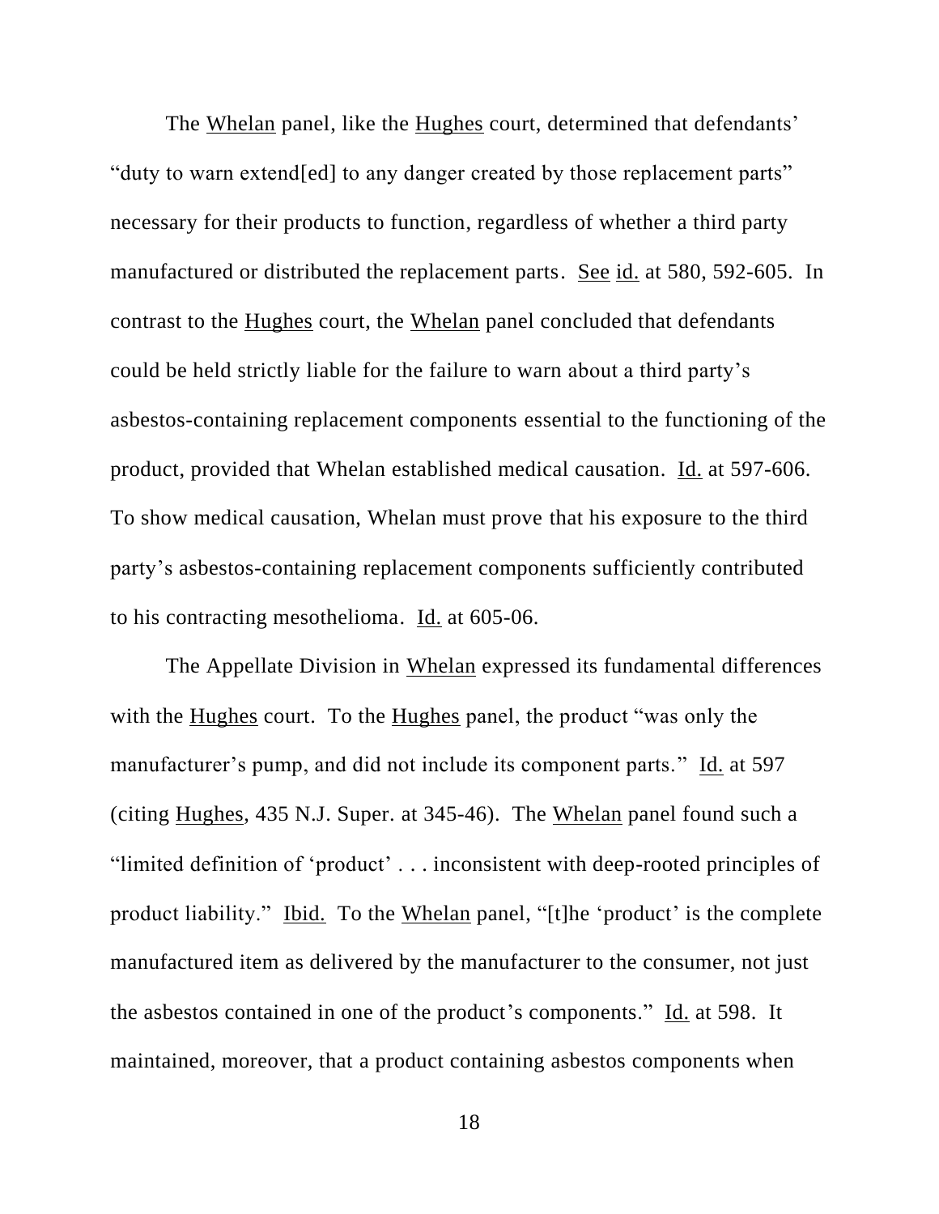The Whelan panel, like the Hughes court, determined that defendants' "duty to warn extend[ed] to any danger created by those replacement parts" necessary for their products to function, regardless of whether a third party manufactured or distributed the replacement parts. See id. at 580, 592-605. In contrast to the Hughes court, the Whelan panel concluded that defendants could be held strictly liable for the failure to warn about a third party's asbestos-containing replacement components essential to the functioning of the product, provided that Whelan established medical causation. Id. at 597-606. To show medical causation, Whelan must prove that his exposure to the third party's asbestos-containing replacement components sufficiently contributed to his contracting mesothelioma. Id. at 605-06.

The Appellate Division in Whelan expressed its fundamental differences with the Hughes court. To the Hughes panel, the product "was only the manufacturer's pump, and did not include its component parts." Id. at 597 (citing Hughes, 435 N.J. Super. at 345-46). The Whelan panel found such a "limited definition of 'product' . . . inconsistent with deep-rooted principles of product liability." Ibid. To the Whelan panel, "[t]he 'product' is the complete manufactured item as delivered by the manufacturer to the consumer, not just the asbestos contained in one of the product's components." Id. at 598. It maintained, moreover, that a product containing asbestos components when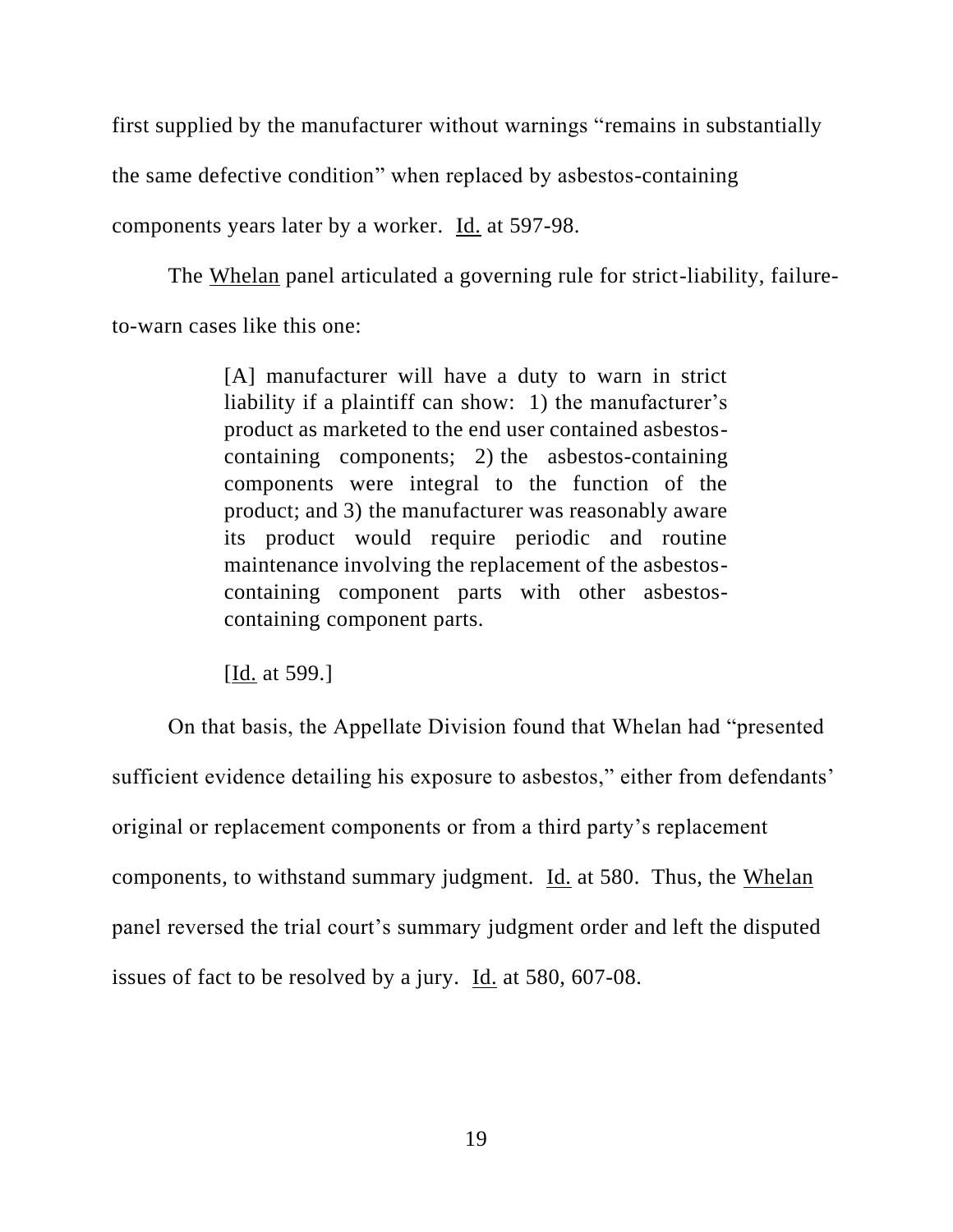first supplied by the manufacturer without warnings "remains in substantially the same defective condition" when replaced by asbestos-containing components years later by a worker. Id. at 597-98.

The Whelan panel articulated a governing rule for strict-liability, failure-to-warn cases like this one:

> [A] manufacturer will have a duty to warn in strict liability if a plaintiff can show: 1) the manufacturer's product as marketed to the end user contained asbestos-containing components; 2) the asbestos-containing components were integral to the function of the product; and 3) the manufacturer was reasonably aware its product would require periodic and routine maintenance involving the replacement of the asbestos-containing component parts with other asbestos-containing component parts.
>
> [Id. at 599.]

On that basis, the Appellate Division found that Whelan had "presented sufficient evidence detailing his exposure to asbestos," either from defendants' original or replacement components or from a third party's replacement components, to withstand summary judgment. Id. at 580. Thus, the Whelan panel reversed the trial court's summary judgment order and left the disputed issues of fact to be resolved by a jury. Id. at 580, 607-08.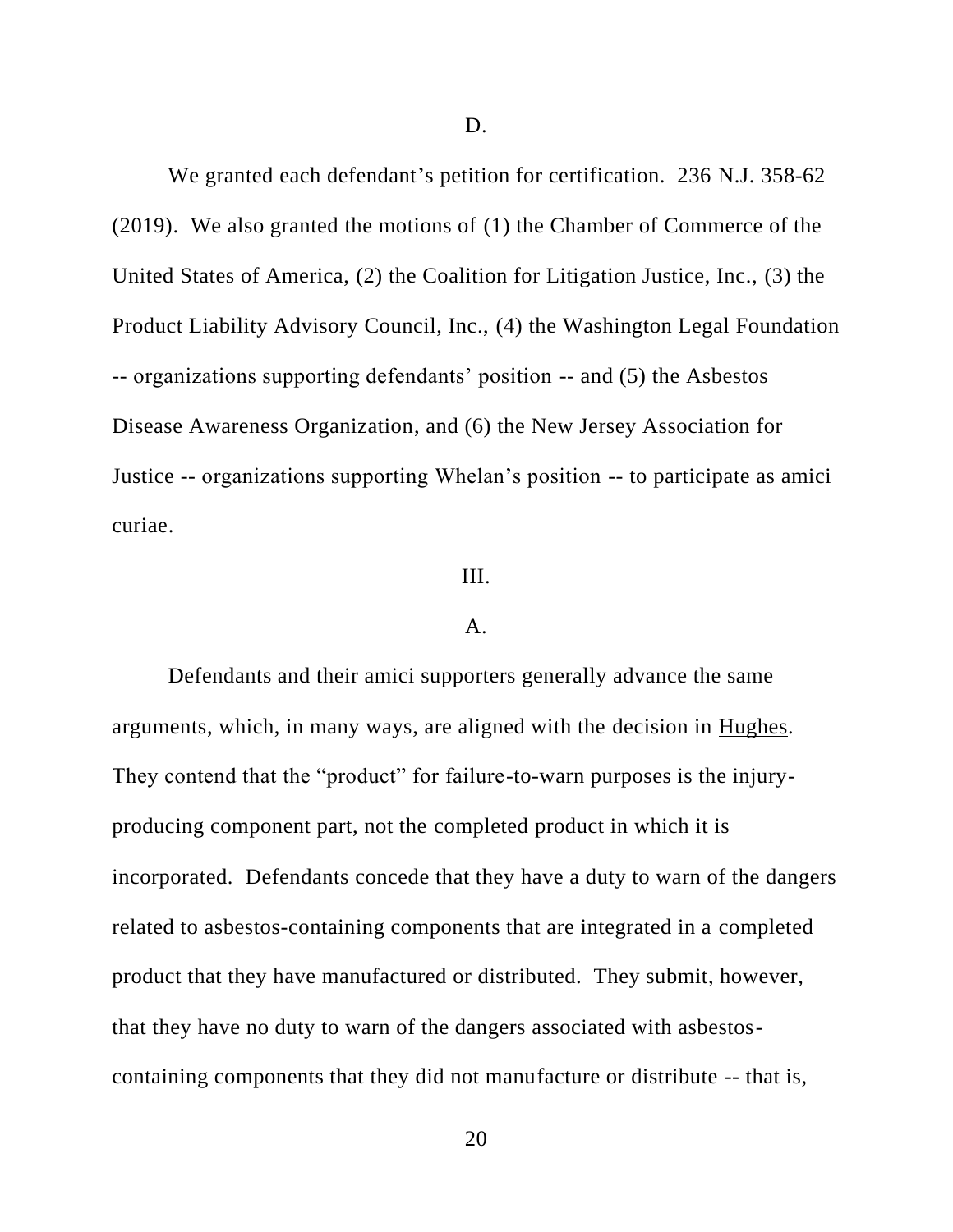D.

We granted each defendant's petition for certification. 236 N.J. 358-62 (2019). We also granted the motions of (1) the Chamber of Commerce of the United States of America, (2) the Coalition for Litigation Justice, Inc., (3) the Product Liability Advisory Council, Inc., (4) the Washington Legal Foundation -- organizations supporting defendants' position -- and (5) the Asbestos Disease Awareness Organization, and (6) the New Jersey Association for Justice -- organizations supporting Whelan's position -- to participate as amici curiae.

III.

A.

Defendants and their amici supporters generally advance the same arguments, which, in many ways, are aligned with the decision in Hughes. They contend that the "product" for failure-to-warn purposes is the injury-producing component part, not the completed product in which it is incorporated. Defendants concede that they have a duty to warn of the dangers related to asbestos-containing components that are integrated in a completed product that they have manufactured or distributed. They submit, however, that they have no duty to warn of the dangers associated with asbestos-containing components that they did not manufacture or distribute -- that is,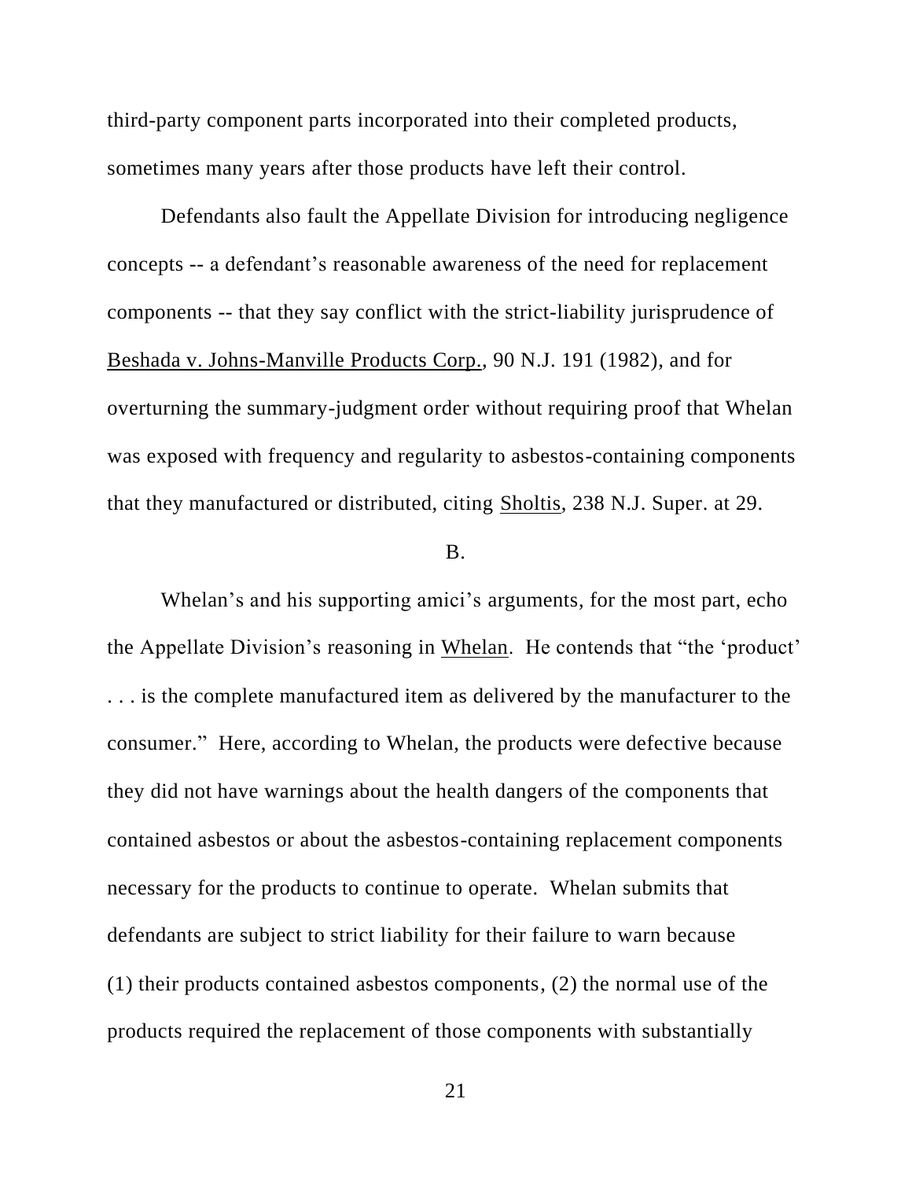third-party component parts incorporated into their completed products, sometimes many years after those products have left their control.

Defendants also fault the Appellate Division for introducing negligence concepts -- a defendant's reasonable awareness of the need for replacement components -- that they say conflict with the strict-liability jurisprudence of Beshada v. Johns-Manville Products Corp., 90 N.J. 191 (1982), and for overturning the summary-judgment order without requiring proof that Whelan was exposed with frequency and regularity to asbestos-containing components that they manufactured or distributed, citing Sholtis, 238 N.J. Super. at 29.

B.

Whelan's and his supporting amici's arguments, for the most part, echo the Appellate Division's reasoning in Whelan. He contends that "the 'product' . . . is the complete manufactured item as delivered by the manufacturer to the consumer." Here, according to Whelan, the products were defective because they did not have warnings about the health dangers of the components that contained asbestos or about the asbestos-containing replacement components necessary for the products to continue to operate. Whelan submits that defendants are subject to strict liability for their failure to warn because (1) their products contained asbestos components, (2) the normal use of the products required the replacement of those components with substantially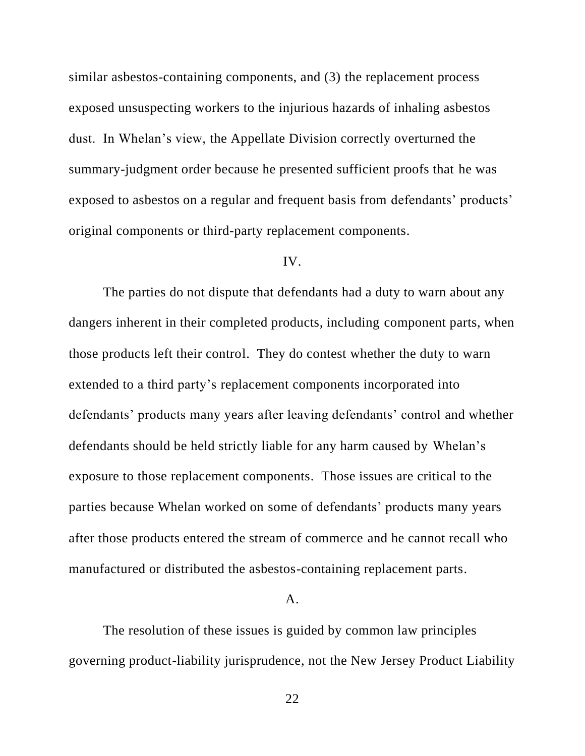similar asbestos-containing components, and (3) the replacement process exposed unsuspecting workers to the injurious hazards of inhaling asbestos dust. In Whelan's view, the Appellate Division correctly overturned the summary-judgment order because he presented sufficient proofs that he was exposed to asbestos on a regular and frequent basis from defendants' products' original components or third-party replacement components.

## IV.

The parties do not dispute that defendants had a duty to warn about any dangers inherent in their completed products, including component parts, when those products left their control. They do contest whether the duty to warn extended to a third party's replacement components incorporated into defendants' products many years after leaving defendants' control and whether defendants should be held strictly liable for any harm caused by Whelan's exposure to those replacement components. Those issues are critical to the parties because Whelan worked on some of defendants' products many years after those products entered the stream of commerce and he cannot recall who manufactured or distributed the asbestos-containing replacement parts.

### A.

The resolution of these issues is guided by common law principles governing product-liability jurisprudence, not the New Jersey Product Liability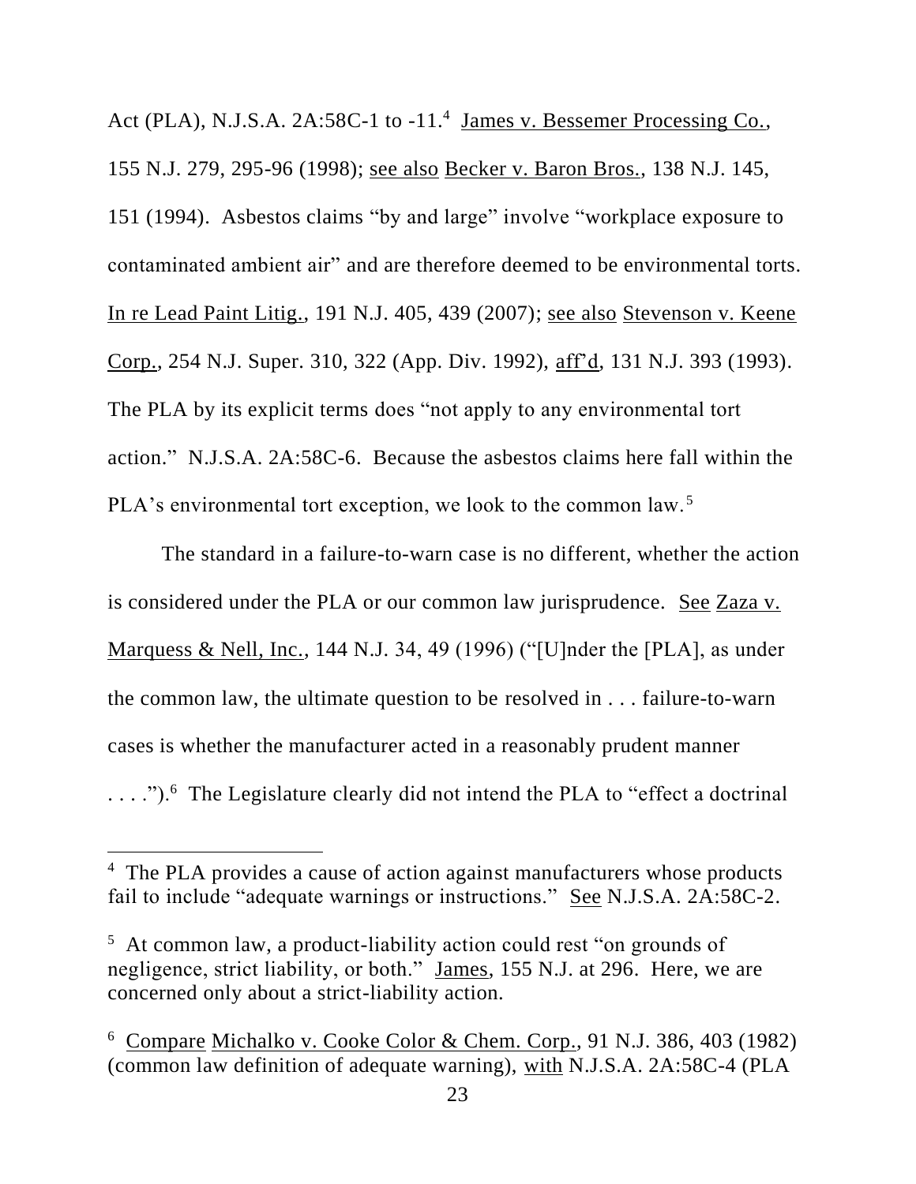Act (PLA), N.J.S.A. 2A:58C-1 to -11.[4] James v. Bessemer Processing Co., 155 N.J. 279, 295-96 (1998); see also Becker v. Baron Bros., 138 N.J. 145, 151 (1994). Asbestos claims "by and large" involve "workplace exposure to contaminated ambient air" and are therefore deemed to be environmental torts. In re Lead Paint Litig., 191 N.J. 405, 439 (2007); see also Stevenson v. Keene Corp., 254 N.J. Super. 310, 322 (App. Div. 1992), aff'd, 131 N.J. 393 (1993). The PLA by its explicit terms does "not apply to any environmental tort action." N.J.S.A. 2A:58C-6. Because the asbestos claims here fall within the PLA's environmental tort exception, we look to the common law.[5]

The standard in a failure-to-warn case is no different, whether the action is considered under the PLA or our common law jurisprudence. See Zaza v. Marquess & Nell, Inc., 144 N.J. 34, 49 (1996) ("[U]nder the [PLA], as under the common law, the ultimate question to be resolved in . . . failure-to-warn cases is whether the manufacturer acted in a reasonably prudent manner . . . .").[6] The Legislature clearly did not intend the PLA to "effect a doctrinal

---

[4] The PLA provides a cause of action against manufacturers whose products fail to include "adequate warnings or instructions." See N.J.S.A. 2A:58C-2.

[5] At common law, a product-liability action could rest "on grounds of negligence, strict liability, or both." James, 155 N.J. at 296. Here, we are concerned only about a strict-liability action.

[6] Compare Michalko v. Cooke Color & Chem. Corp., 91 N.J. 386, 403 (1982) (common law definition of adequate warning), with N.J.S.A. 2A:58C-4 (PLA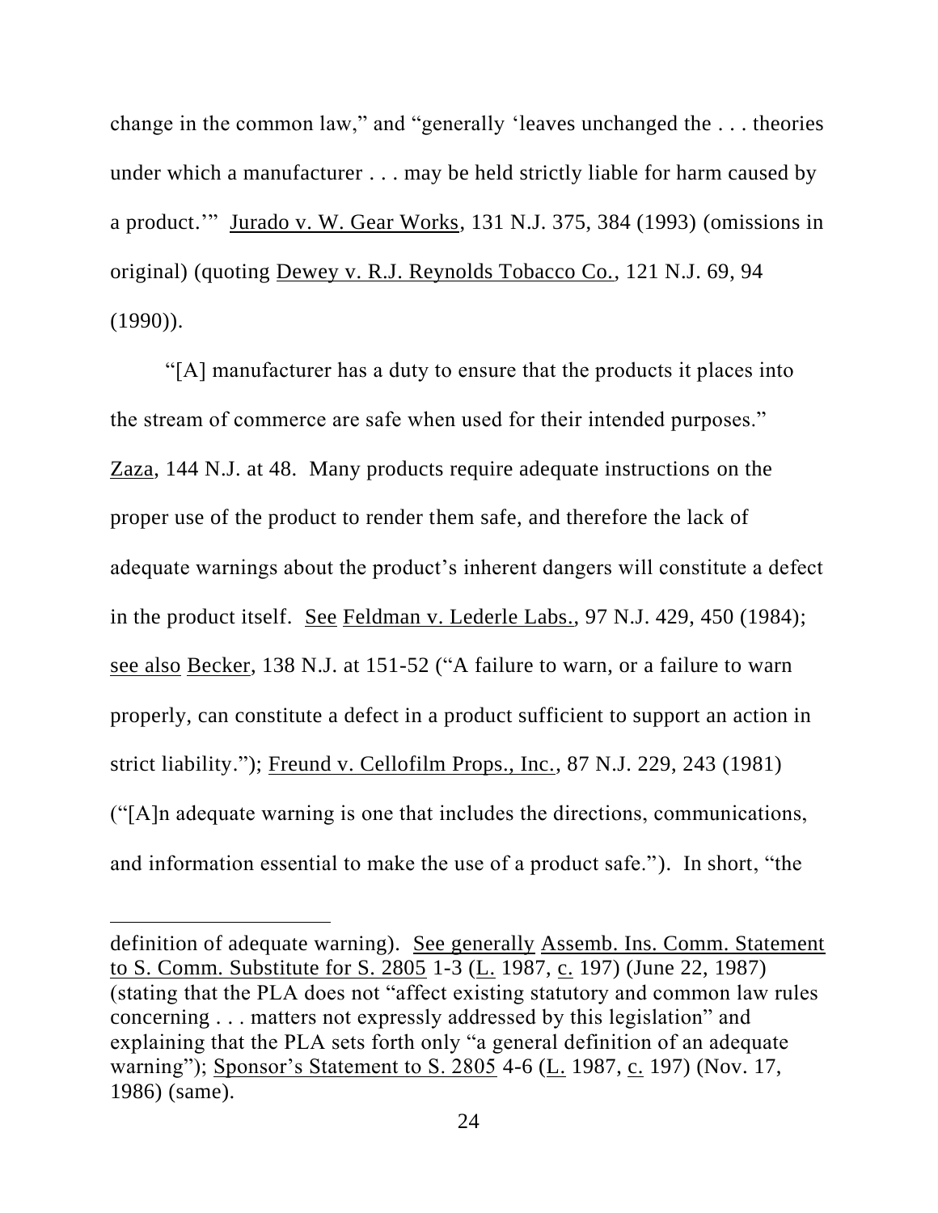change in the common law," and "generally 'leaves unchanged the . . . theories under which a manufacturer . . . may be held strictly liable for harm caused by a product.'" Jurado v. W. Gear Works, 131 N.J. 375, 384 (1993) (omissions in original) (quoting Dewey v. R.J. Reynolds Tobacco Co., 121 N.J. 69, 94 (1990)).

"[A] manufacturer has a duty to ensure that the products it places into the stream of commerce are safe when used for their intended purposes." Zaza, 144 N.J. at 48. Many products require adequate instructions on the proper use of the product to render them safe, and therefore the lack of adequate warnings about the product's inherent dangers will constitute a defect in the product itself. See Feldman v. Lederle Labs., 97 N.J. 429, 450 (1984); see also Becker, 138 N.J. at 151-52 ("A failure to warn, or a failure to warn properly, can constitute a defect in a product sufficient to support an action in strict liability."); Freund v. Cellofilm Props., Inc., 87 N.J. 229, 243 (1981) ("[A]n adequate warning is one that includes the directions, communications, and information essential to make the use of a product safe."). In short, "the

---

definition of adequate warning). See generally Assemb. Ins. Comm. Statement to S. Comm. Substitute for S. 2805 1-3 (L. 1987, c. 197) (June 22, 1987) (stating that the PLA does not "affect existing statutory and common law rules concerning . . . matters not expressly addressed by this legislation" and explaining that the PLA sets forth only "a general definition of an adequate warning"); Sponsor's Statement to S. 2805 4-6 (L. 1987, c. 197) (Nov. 17, 1986) (same).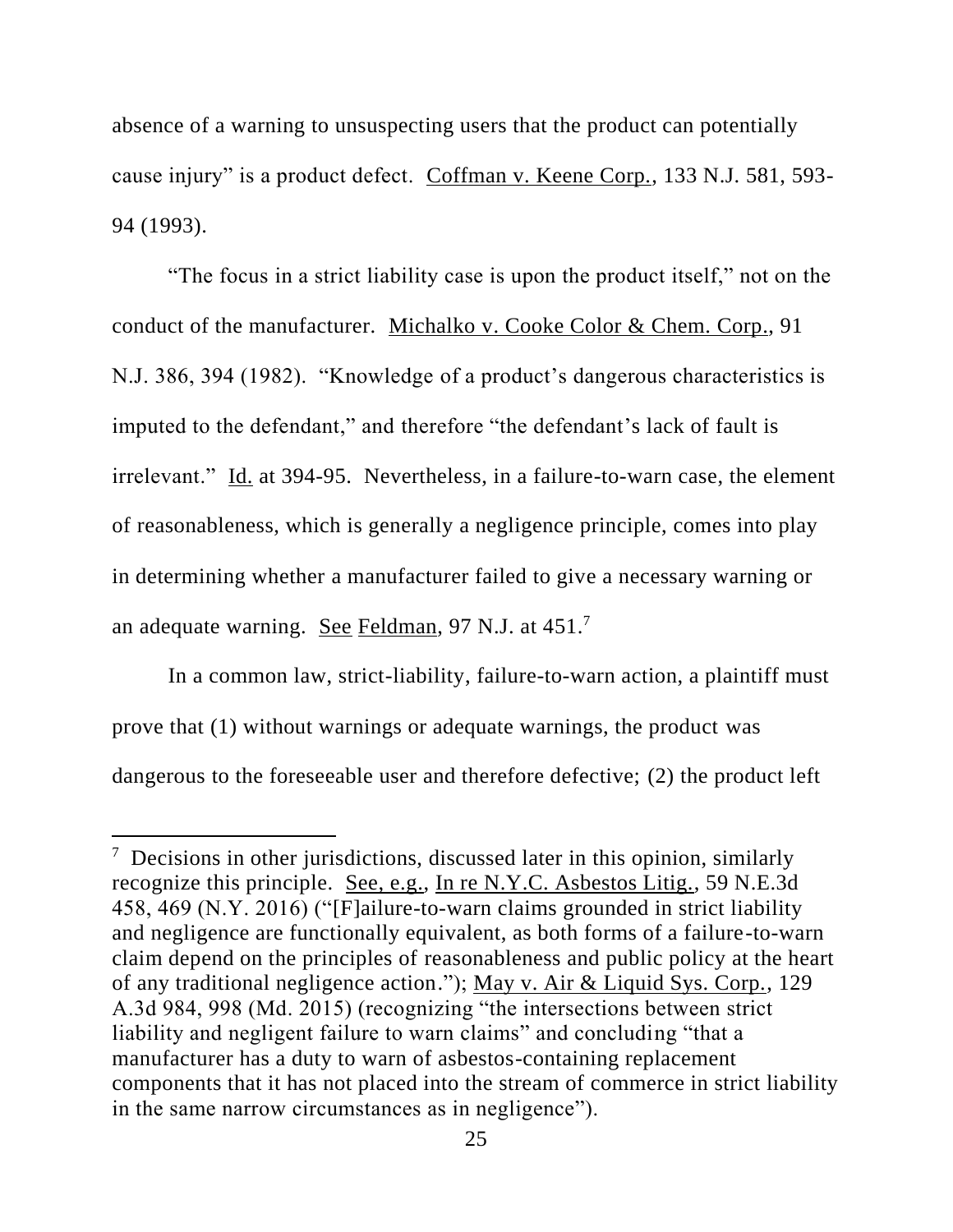absence of a warning to unsuspecting users that the product can potentially cause injury" is a product defect. Coffman v. Keene Corp., 133 N.J. 581, 593-94 (1993).

"The focus in a strict liability case is upon the product itself," not on the conduct of the manufacturer. Michalko v. Cooke Color & Chem. Corp., 91 N.J. 386, 394 (1982). "Knowledge of a product's dangerous characteristics is imputed to the defendant," and therefore "the defendant's lack of fault is irrelevant." Id. at 394-95. Nevertheless, in a failure-to-warn case, the element of reasonableness, which is generally a negligence principle, comes into play in determining whether a manufacturer failed to give a necessary warning or an adequate warning. See Feldman, 97 N.J. at 451.[7]

In a common law, strict-liability, failure-to-warn action, a plaintiff must prove that (1) without warnings or adequate warnings, the product was dangerous to the foreseeable user and therefore defective; (2) the product left

---

[7] Decisions in other jurisdictions, discussed later in this opinion, similarly recognize this principle. See, e.g., In re N.Y.C. Asbestos Litig., 59 N.E.3d 458, 469 (N.Y. 2016) ("[F]ailure-to-warn claims grounded in strict liability and negligence are functionally equivalent, as both forms of a failure-to-warn claim depend on the principles of reasonableness and public policy at the heart of any traditional negligence action."); May v. Air & Liquid Sys. Corp., 129 A.3d 984, 998 (Md. 2015) (recognizing "the intersections between strict liability and negligent failure to warn claims" and concluding "that a manufacturer has a duty to warn of asbestos-containing replacement components that it has not placed into the stream of commerce in strict liability in the same narrow circumstances as in negligence").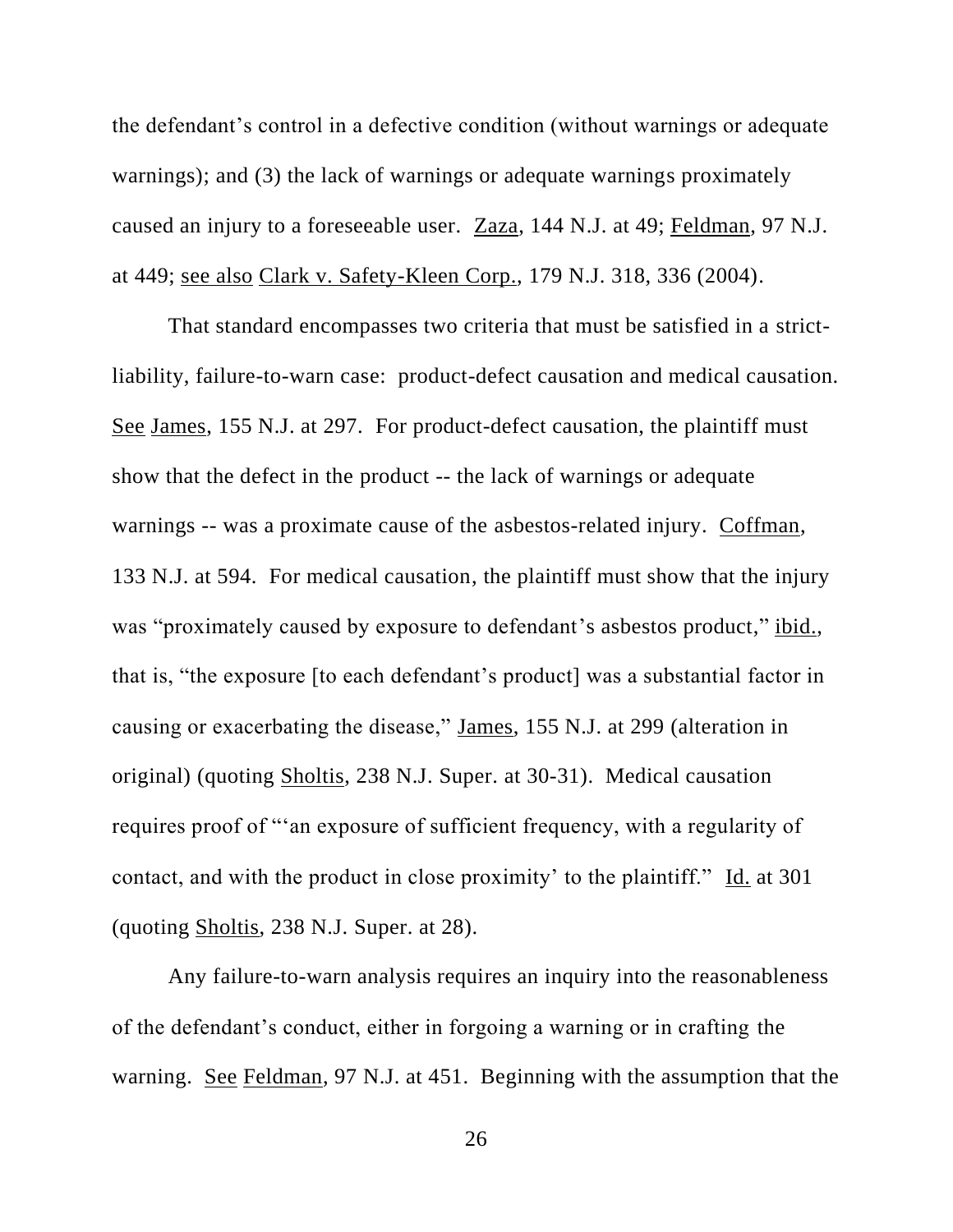the defendant's control in a defective condition (without warnings or adequate warnings); and (3) the lack of warnings or adequate warnings proximately caused an injury to a foreseeable user. Zaza, 144 N.J. at 49; Feldman, 97 N.J. at 449; see also Clark v. Safety-Kleen Corp., 179 N.J. 318, 336 (2004).

That standard encompasses two criteria that must be satisfied in a strict-liability, failure-to-warn case: product-defect causation and medical causation. See James, 155 N.J. at 297. For product-defect causation, the plaintiff must show that the defect in the product -- the lack of warnings or adequate warnings -- was a proximate cause of the asbestos-related injury. Coffman, 133 N.J. at 594. For medical causation, the plaintiff must show that the injury was "proximately caused by exposure to defendant's asbestos product," ibid., that is, "the exposure [to each defendant's product] was a substantial factor in causing or exacerbating the disease," James, 155 N.J. at 299 (alteration in original) (quoting Sholtis, 238 N.J. Super. at 30-31). Medical causation requires proof of "'an exposure of sufficient frequency, with a regularity of contact, and with the product in close proximity' to the plaintiff." Id. at 301 (quoting Sholtis, 238 N.J. Super. at 28).

Any failure-to-warn analysis requires an inquiry into the reasonableness of the defendant's conduct, either in forgoing a warning or in crafting the warning. See Feldman, 97 N.J. at 451. Beginning with the assumption that the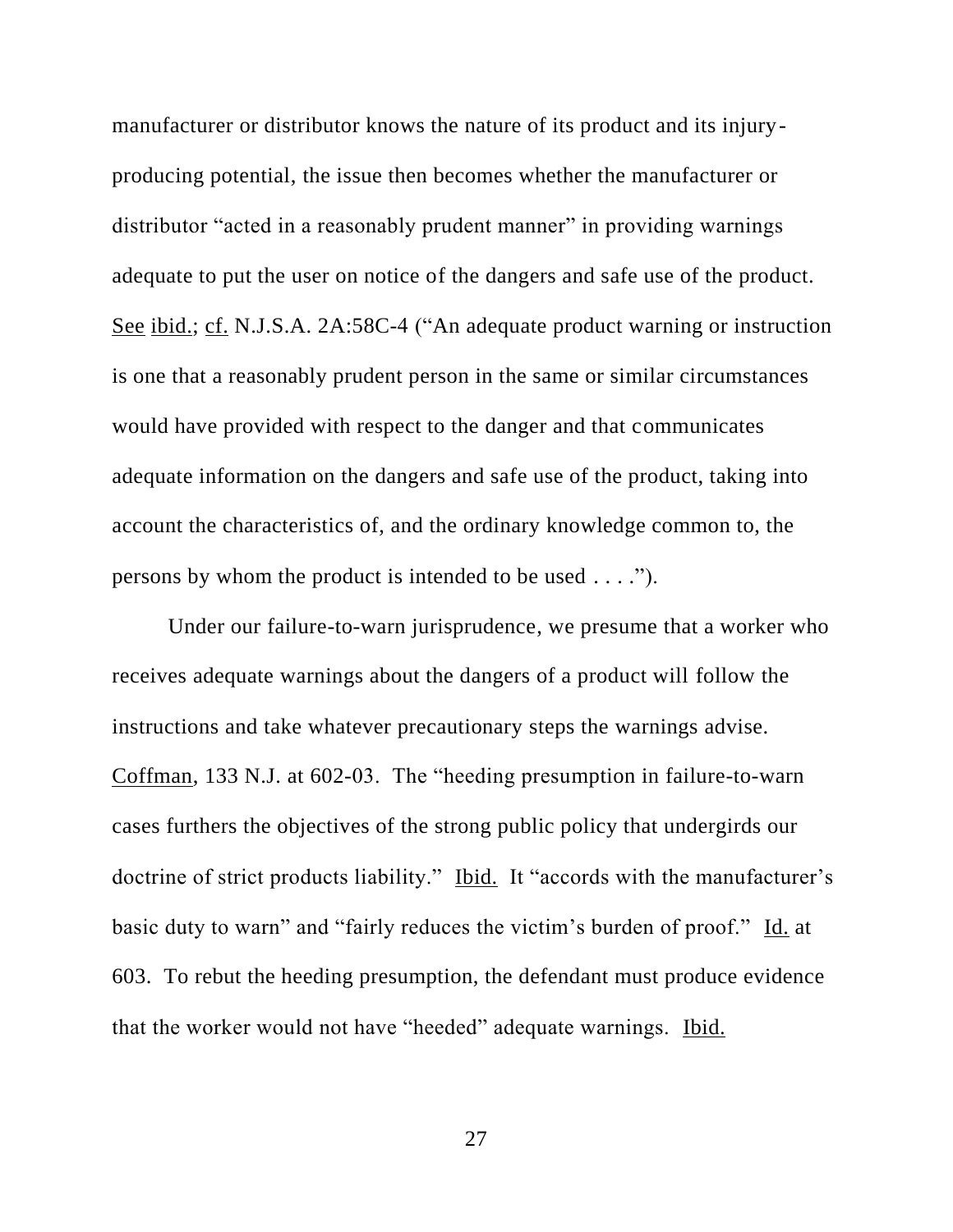manufacturer or distributor knows the nature of its product and its injury-producing potential, the issue then becomes whether the manufacturer or distributor "acted in a reasonably prudent manner" in providing warnings adequate to put the user on notice of the dangers and safe use of the product. See ibid.; cf. N.J.S.A. 2A:58C-4 ("An adequate product warning or instruction is one that a reasonably prudent person in the same or similar circumstances would have provided with respect to the danger and that communicates adequate information on the dangers and safe use of the product, taking into account the characteristics of, and the ordinary knowledge common to, the persons by whom the product is intended to be used . . . .").

Under our failure-to-warn jurisprudence, we presume that a worker who receives adequate warnings about the dangers of a product will follow the instructions and take whatever precautionary steps the warnings advise. Coffman, 133 N.J. at 602-03. The "heeding presumption in failure-to-warn cases furthers the objectives of the strong public policy that undergirds our doctrine of strict products liability." Ibid. It "accords with the manufacturer's basic duty to warn" and "fairly reduces the victim's burden of proof." Id. at 603. To rebut the heeding presumption, the defendant must produce evidence that the worker would not have "heeded" adequate warnings. Ibid.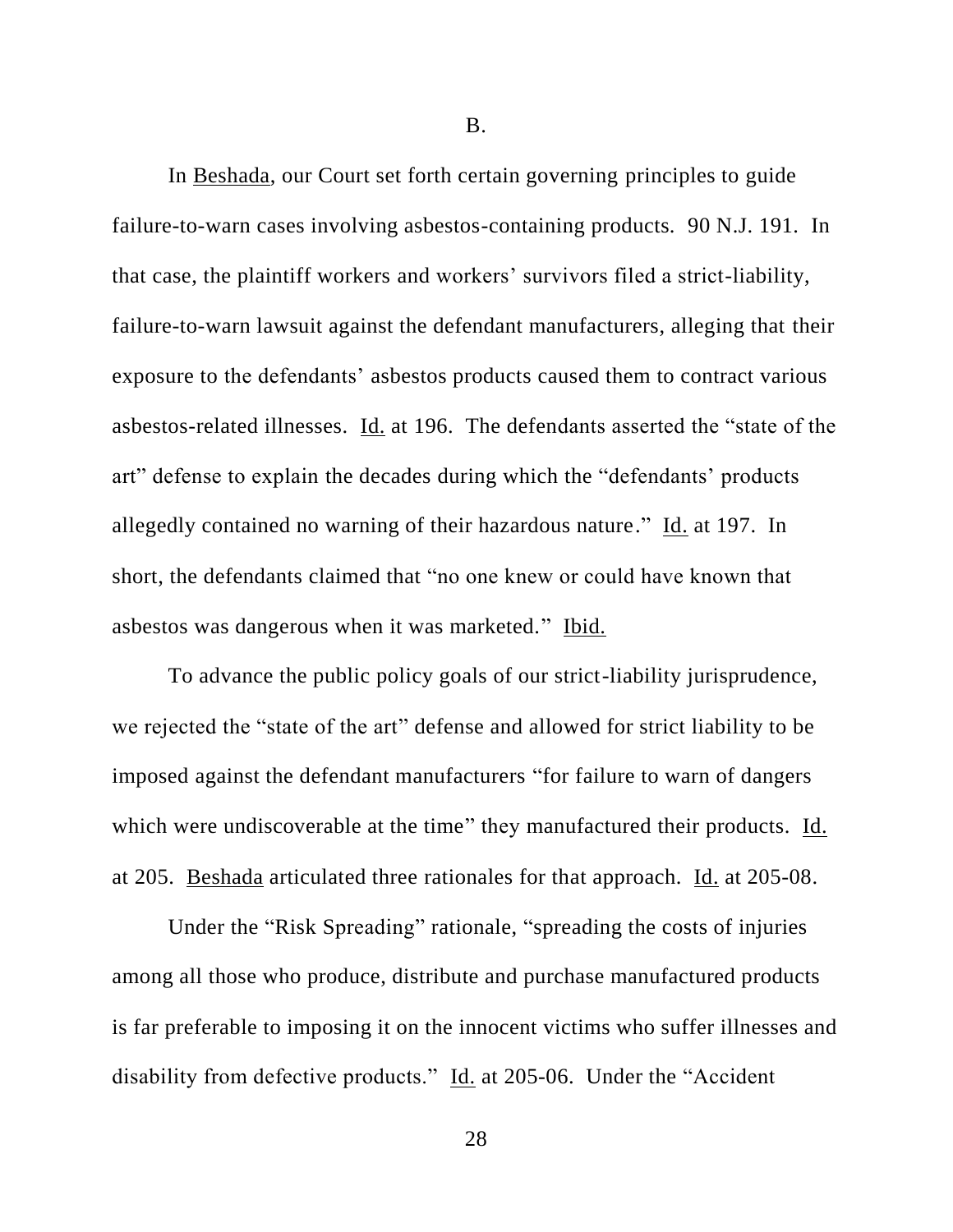B.

In Beshada, our Court set forth certain governing principles to guide failure-to-warn cases involving asbestos-containing products. 90 N.J. 191. In that case, the plaintiff workers and workers' survivors filed a strict-liability, failure-to-warn lawsuit against the defendant manufacturers, alleging that their exposure to the defendants' asbestos products caused them to contract various asbestos-related illnesses. Id. at 196. The defendants asserted the "state of the art" defense to explain the decades during which the "defendants' products allegedly contained no warning of their hazardous nature." Id. at 197. In short, the defendants claimed that "no one knew or could have known that asbestos was dangerous when it was marketed." Ibid.

To advance the public policy goals of our strict-liability jurisprudence, we rejected the "state of the art" defense and allowed for strict liability to be imposed against the defendant manufacturers "for failure to warn of dangers which were undiscoverable at the time" they manufactured their products. Id. at 205. Beshada articulated three rationales for that approach. Id. at 205-08.

Under the "Risk Spreading" rationale, "spreading the costs of injuries among all those who produce, distribute and purchase manufactured products is far preferable to imposing it on the innocent victims who suffer illnesses and disability from defective products." Id. at 205-06. Under the "Accident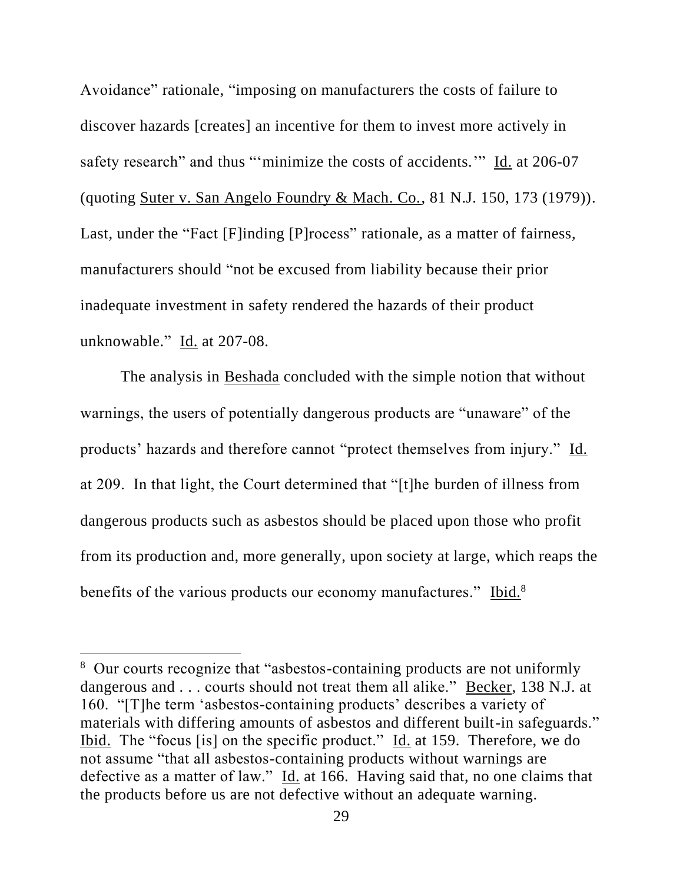Avoidance" rationale, "imposing on manufacturers the costs of failure to discover hazards [creates] an incentive for them to invest more actively in safety research" and thus "'minimize the costs of accidents.'" Id. at 206-07 (quoting Suter v. San Angelo Foundry & Mach. Co., 81 N.J. 150, 173 (1979)). Last, under the "Fact [F]inding [P]rocess" rationale, as a matter of fairness, manufacturers should "not be excused from liability because their prior inadequate investment in safety rendered the hazards of their product unknowable." Id. at 207-08.

The analysis in Beshada concluded with the simple notion that without warnings, the users of potentially dangerous products are "unaware" of the products' hazards and therefore cannot "protect themselves from injury." Id. at 209. In that light, the Court determined that "[t]he burden of illness from dangerous products such as asbestos should be placed upon those who profit from its production and, more generally, upon society at large, which reaps the benefits of the various products our economy manufactures." Ibid.[8]

---

[8] Our courts recognize that "asbestos-containing products are not uniformly dangerous and . . . courts should not treat them all alike." Becker, 138 N.J. at 160. "[T]he term 'asbestos-containing products' describes a variety of materials with differing amounts of asbestos and different built-in safeguards." Ibid. The "focus [is] on the specific product." Id. at 159. Therefore, we do not assume "that all asbestos-containing products without warnings are defective as a matter of law." Id. at 166. Having said that, no one claims that the products before us are not defective without an adequate warning.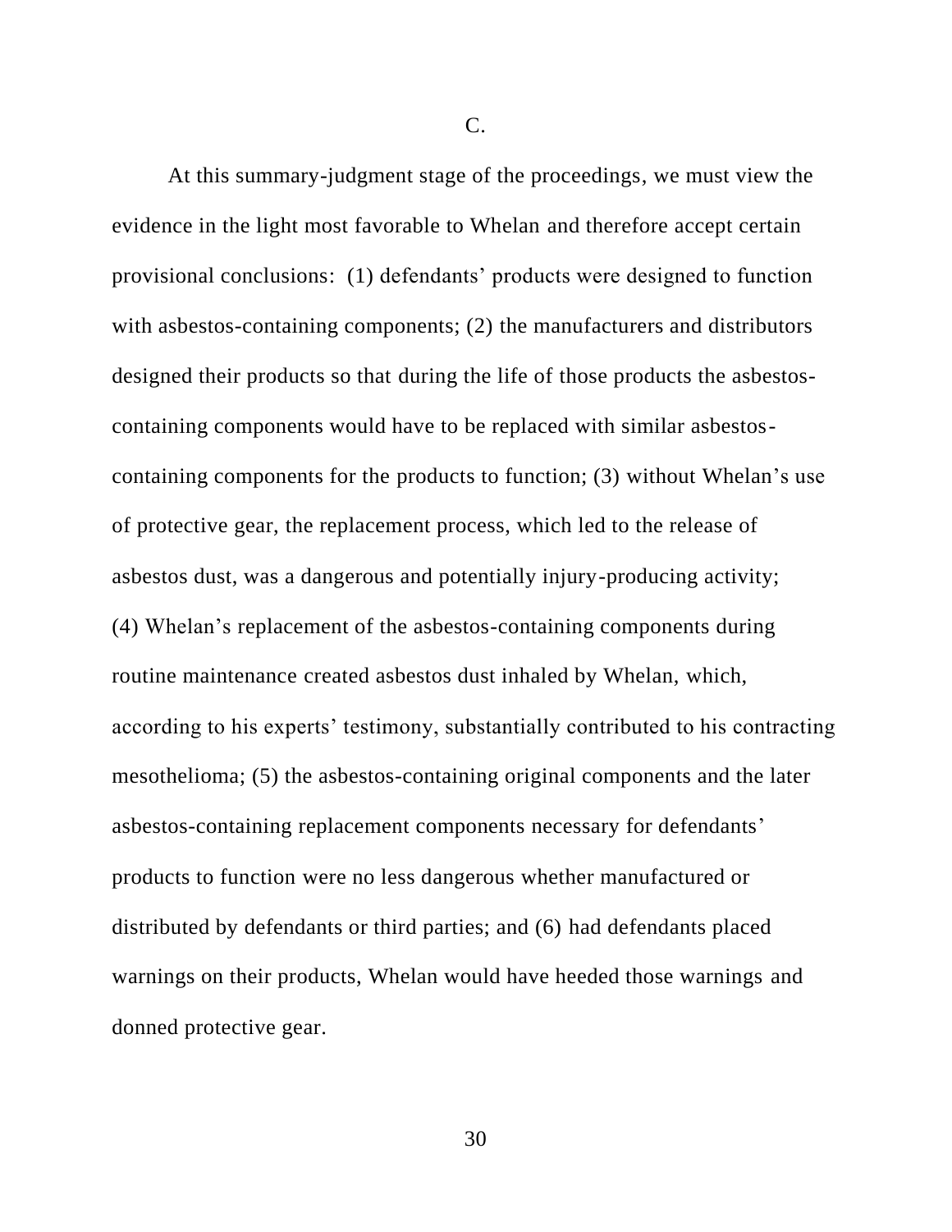C.

At this summary-judgment stage of the proceedings, we must view the evidence in the light most favorable to Whelan and therefore accept certain provisional conclusions: (1) defendants' products were designed to function with asbestos-containing components; (2) the manufacturers and distributors designed their products so that during the life of those products the asbestos-containing components would have to be replaced with similar asbestos-containing components for the products to function; (3) without Whelan's use of protective gear, the replacement process, which led to the release of asbestos dust, was a dangerous and potentially injury-producing activity; (4) Whelan's replacement of the asbestos-containing components during routine maintenance created asbestos dust inhaled by Whelan, which, according to his experts' testimony, substantially contributed to his contracting mesothelioma; (5) the asbestos-containing original components and the later asbestos-containing replacement components necessary for defendants' products to function were no less dangerous whether manufactured or distributed by defendants or third parties; and (6) had defendants placed warnings on their products, Whelan would have heeded those warnings and donned protective gear.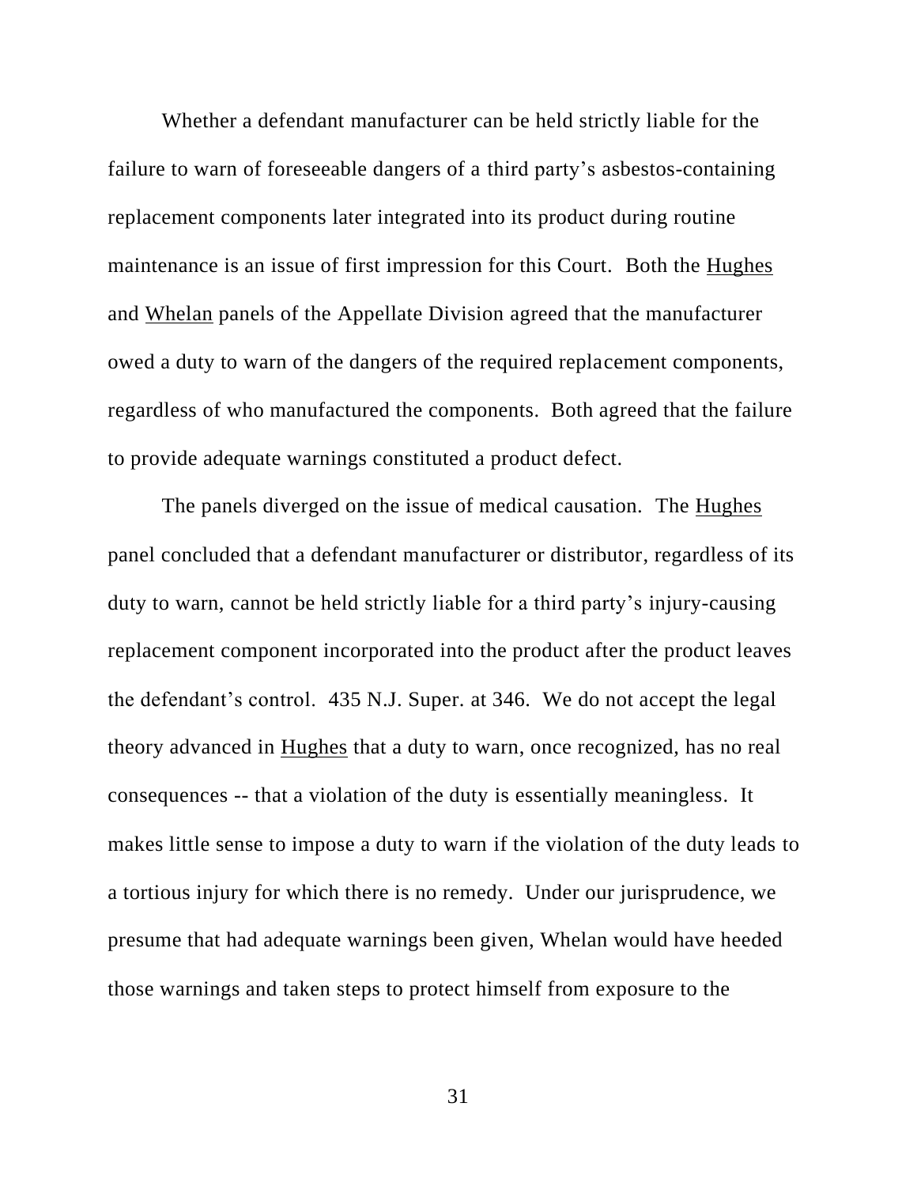Whether a defendant manufacturer can be held strictly liable for the failure to warn of foreseeable dangers of a third party's asbestos-containing replacement components later integrated into its product during routine maintenance is an issue of first impression for this Court. Both the Hughes and Whelan panels of the Appellate Division agreed that the manufacturer owed a duty to warn of the dangers of the required replacement components, regardless of who manufactured the components. Both agreed that the failure to provide adequate warnings constituted a product defect.

The panels diverged on the issue of medical causation. The Hughes panel concluded that a defendant manufacturer or distributor, regardless of its duty to warn, cannot be held strictly liable for a third party's injury-causing replacement component incorporated into the product after the product leaves the defendant's control. 435 N.J. Super. at 346. We do not accept the legal theory advanced in Hughes that a duty to warn, once recognized, has no real consequences -- that a violation of the duty is essentially meaningless. It makes little sense to impose a duty to warn if the violation of the duty leads to a tortious injury for which there is no remedy. Under our jurisprudence, we presume that had adequate warnings been given, Whelan would have heeded those warnings and taken steps to protect himself from exposure to the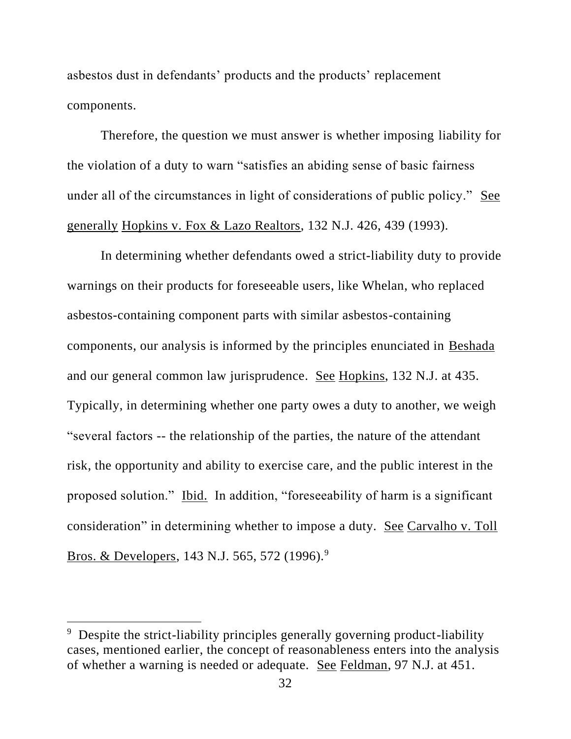asbestos dust in defendants' products and the products' replacement components.

Therefore, the question we must answer is whether imposing liability for the violation of a duty to warn "satisfies an abiding sense of basic fairness under all of the circumstances in light of considerations of public policy." See generally Hopkins v. Fox & Lazo Realtors, 132 N.J. 426, 439 (1993).

In determining whether defendants owed a strict-liability duty to provide warnings on their products for foreseeable users, like Whelan, who replaced asbestos-containing component parts with similar asbestos-containing components, our analysis is informed by the principles enunciated in Beshada and our general common law jurisprudence. See Hopkins, 132 N.J. at 435. Typically, in determining whether one party owes a duty to another, we weigh "several factors -- the relationship of the parties, the nature of the attendant risk, the opportunity and ability to exercise care, and the public interest in the proposed solution." Ibid. In addition, "foreseeability of harm is a significant consideration" in determining whether to impose a duty. See Carvalho v. Toll Bros. & Developers, 143 N.J. 565, 572 (1996).[9]

[9] Despite the strict-liability principles generally governing product-liability cases, mentioned earlier, the concept of reasonableness enters into the analysis of whether a warning is needed or adequate. See Feldman, 97 N.J. at 451.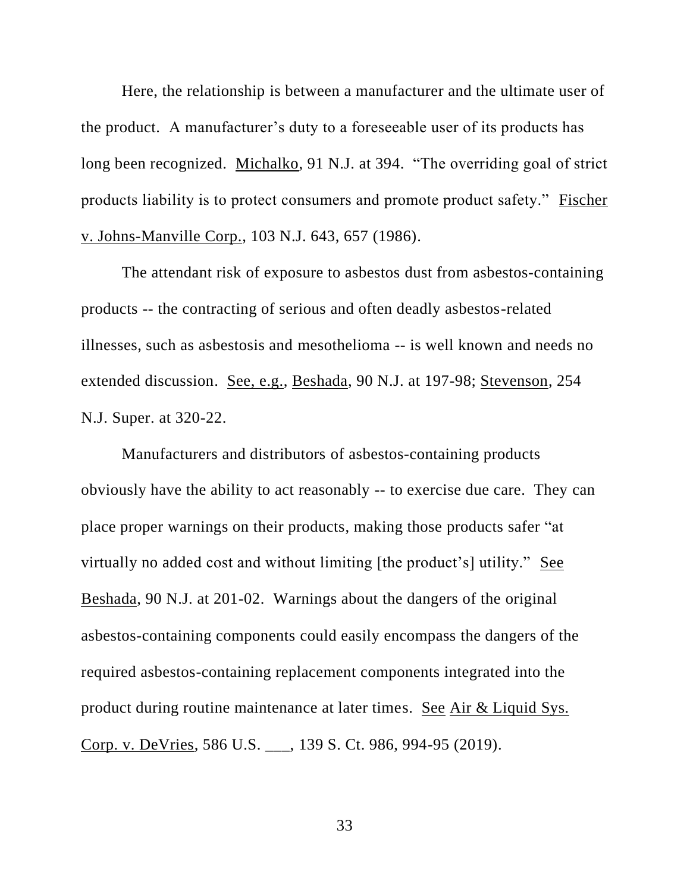Here, the relationship is between a manufacturer and the ultimate user of the product. A manufacturer's duty to a foreseeable user of its products has long been recognized. Michalko, 91 N.J. at 394. "The overriding goal of strict products liability is to protect consumers and promote product safety." Fischer v. Johns-Manville Corp., 103 N.J. 643, 657 (1986).

The attendant risk of exposure to asbestos dust from asbestos-containing products -- the contracting of serious and often deadly asbestos-related illnesses, such as asbestosis and mesothelioma -- is well known and needs no extended discussion. See, e.g., Beshada, 90 N.J. at 197-98; Stevenson, 254 N.J. Super. at 320-22.

Manufacturers and distributors of asbestos-containing products obviously have the ability to act reasonably -- to exercise due care. They can place proper warnings on their products, making those products safer "at virtually no added cost and without limiting [the product's] utility." See Beshada, 90 N.J. at 201-02. Warnings about the dangers of the original asbestos-containing components could easily encompass the dangers of the required asbestos-containing replacement components integrated into the product during routine maintenance at later times. See Air & Liquid Sys. Corp. v. DeVries, 586 U.S. ___, 139 S. Ct. 986, 994-95 (2019).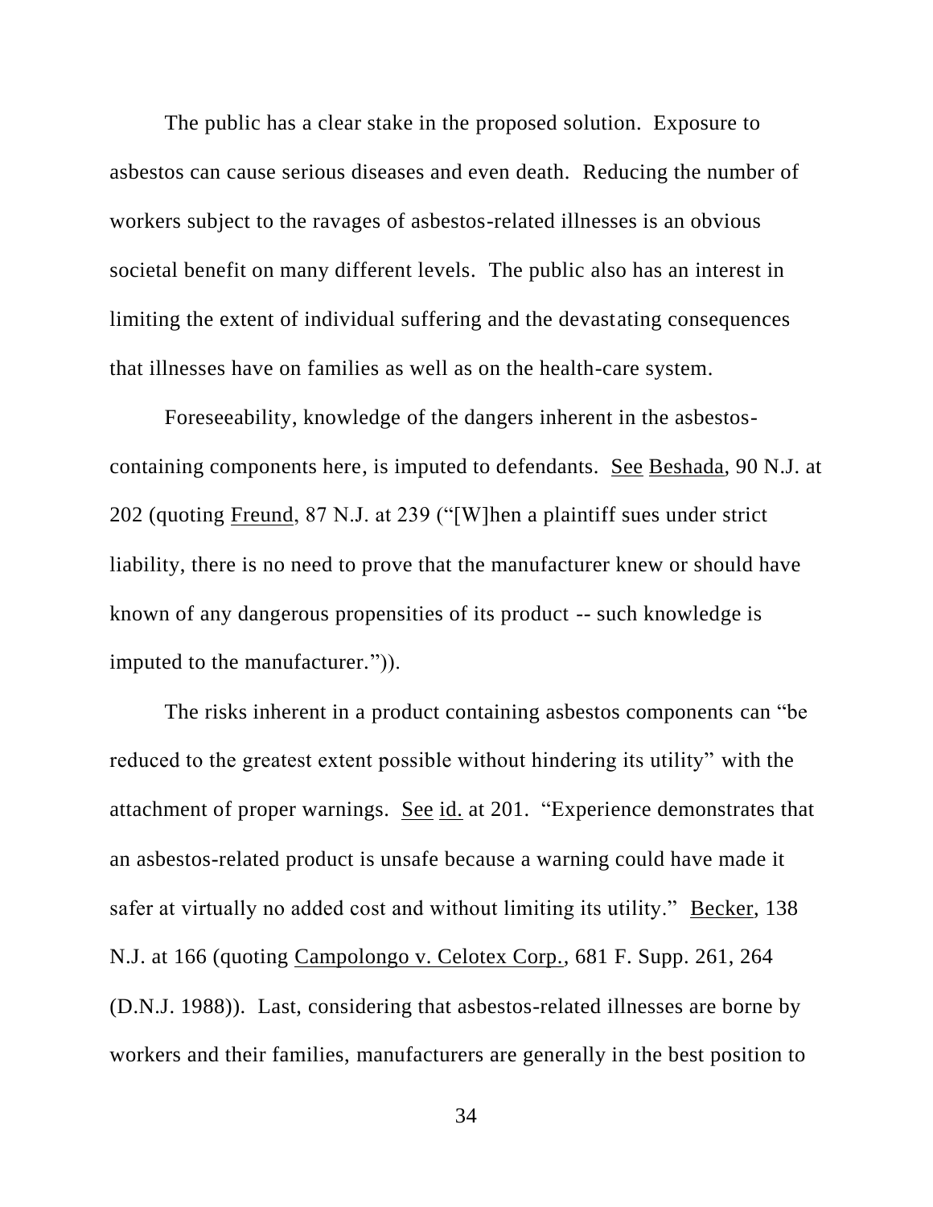The public has a clear stake in the proposed solution. Exposure to asbestos can cause serious diseases and even death. Reducing the number of workers subject to the ravages of asbestos-related illnesses is an obvious societal benefit on many different levels. The public also has an interest in limiting the extent of individual suffering and the devastating consequences that illnesses have on families as well as on the health-care system.

Foreseeability, knowledge of the dangers inherent in the asbestos-containing components here, is imputed to defendants. See Beshada, 90 N.J. at 202 (quoting Freund, 87 N.J. at 239 ("[W]hen a plaintiff sues under strict liability, there is no need to prove that the manufacturer knew or should have known of any dangerous propensities of its product -- such knowledge is imputed to the manufacturer.")).

The risks inherent in a product containing asbestos components can "be reduced to the greatest extent possible without hindering its utility" with the attachment of proper warnings. See id. at 201. "Experience demonstrates that an asbestos-related product is unsafe because a warning could have made it safer at virtually no added cost and without limiting its utility." Becker, 138 N.J. at 166 (quoting Campolongo v. Celotex Corp., 681 F. Supp. 261, 264 (D.N.J. 1988)). Last, considering that asbestos-related illnesses are borne by workers and their families, manufacturers are generally in the best position to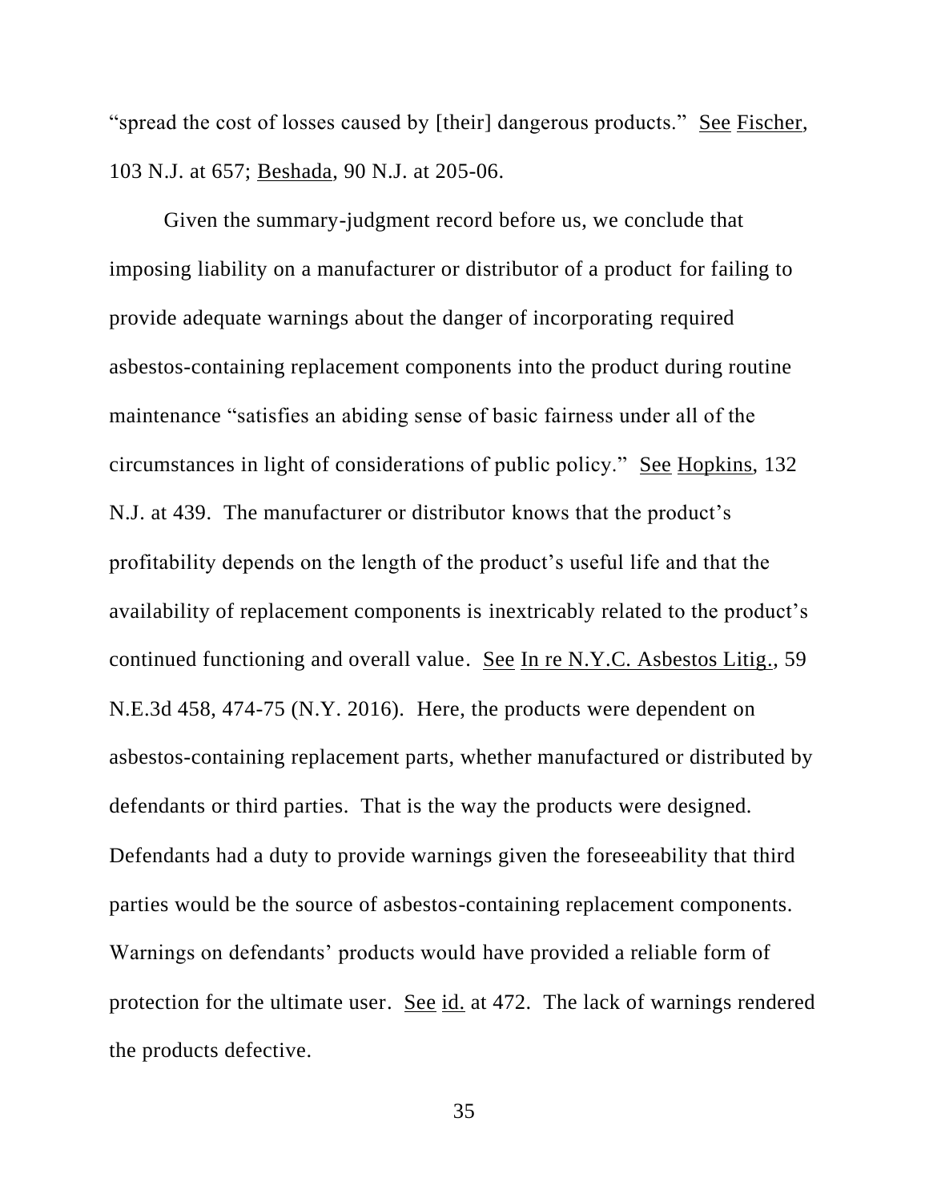"spread the cost of losses caused by [their] dangerous products." See Fischer, 103 N.J. at 657; Beshada, 90 N.J. at 205-06.

Given the summary-judgment record before us, we conclude that imposing liability on a manufacturer or distributor of a product for failing to provide adequate warnings about the danger of incorporating required asbestos-containing replacement components into the product during routine maintenance "satisfies an abiding sense of basic fairness under all of the circumstances in light of considerations of public policy." See Hopkins, 132 N.J. at 439. The manufacturer or distributor knows that the product's profitability depends on the length of the product's useful life and that the availability of replacement components is inextricably related to the product's continued functioning and overall value. See In re N.Y.C. Asbestos Litig., 59 N.E.3d 458, 474-75 (N.Y. 2016). Here, the products were dependent on asbestos-containing replacement parts, whether manufactured or distributed by defendants or third parties. That is the way the products were designed. Defendants had a duty to provide warnings given the foreseeability that third parties would be the source of asbestos-containing replacement components. Warnings on defendants' products would have provided a reliable form of protection for the ultimate user. See id. at 472. The lack of warnings rendered the products defective.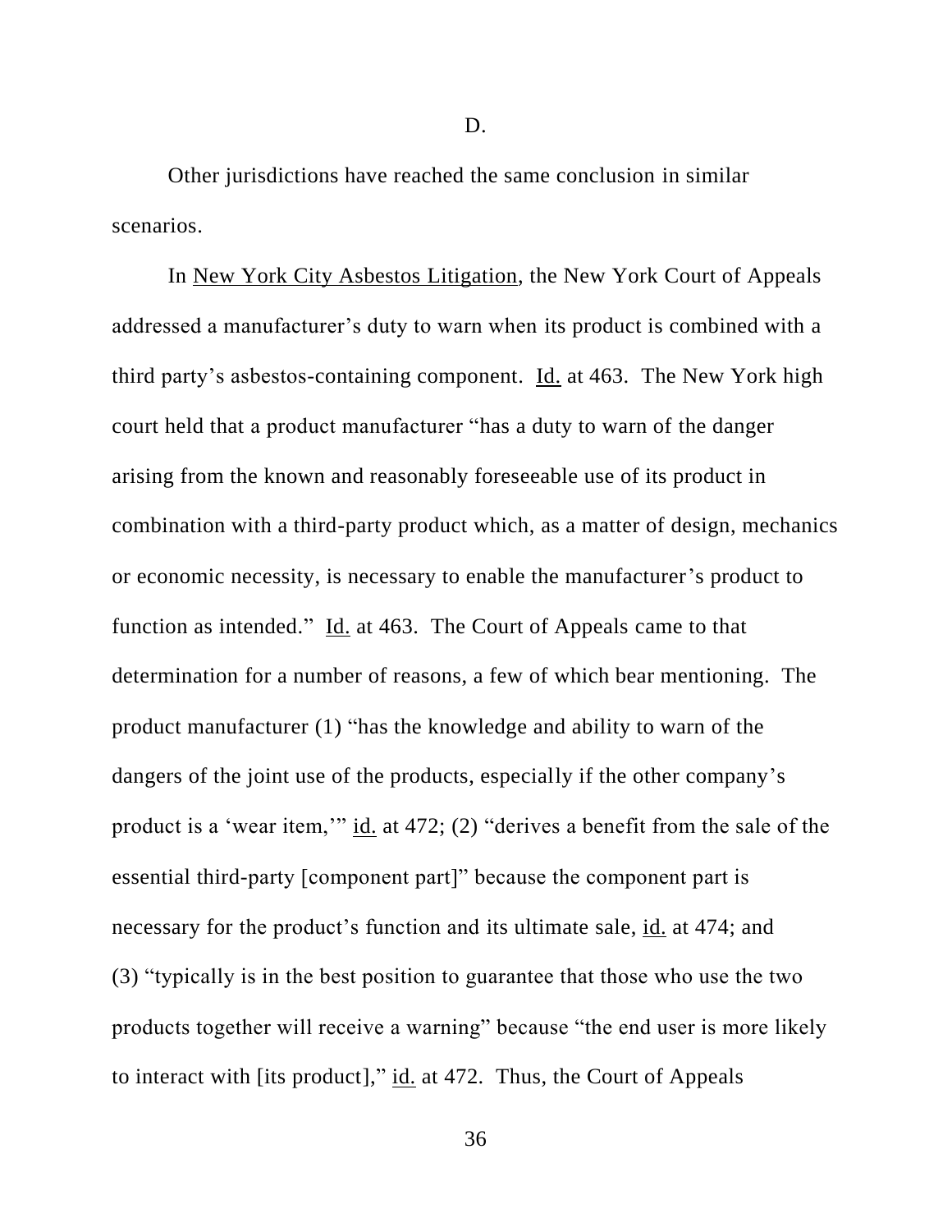D.

Other jurisdictions have reached the same conclusion in similar scenarios.

In New York City Asbestos Litigation, the New York Court of Appeals addressed a manufacturer's duty to warn when its product is combined with a third party's asbestos-containing component. Id. at 463. The New York high court held that a product manufacturer "has a duty to warn of the danger arising from the known and reasonably foreseeable use of its product in combination with a third-party product which, as a matter of design, mechanics or economic necessity, is necessary to enable the manufacturer's product to function as intended." Id. at 463. The Court of Appeals came to that determination for a number of reasons, a few of which bear mentioning. The product manufacturer (1) "has the knowledge and ability to warn of the dangers of the joint use of the products, especially if the other company's product is a 'wear item,'" id. at 472; (2) "derives a benefit from the sale of the essential third-party [component part]" because the component part is necessary for the product's function and its ultimate sale, id. at 474; and (3) "typically is in the best position to guarantee that those who use the two products together will receive a warning" because "the end user is more likely to interact with [its product]," id. at 472. Thus, the Court of Appeals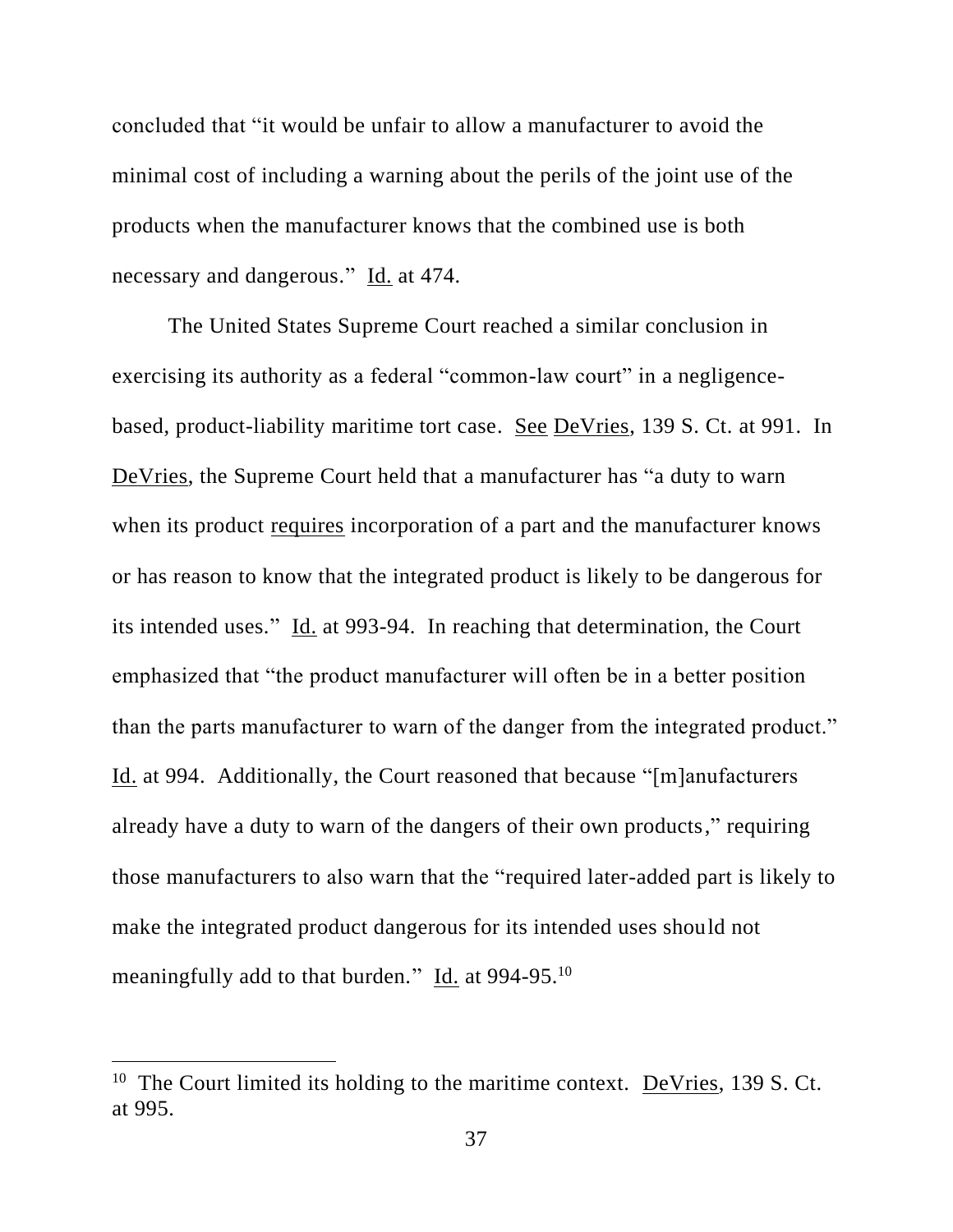concluded that "it would be unfair to allow a manufacturer to avoid the minimal cost of including a warning about the perils of the joint use of the products when the manufacturer knows that the combined use is both necessary and dangerous." Id. at 474.

The United States Supreme Court reached a similar conclusion in exercising its authority as a federal "common-law court" in a negligence-based, product-liability maritime tort case. See DeVries, 139 S. Ct. at 991. In DeVries, the Supreme Court held that a manufacturer has "a duty to warn when its product requires incorporation of a part and the manufacturer knows or has reason to know that the integrated product is likely to be dangerous for its intended uses." Id. at 993-94. In reaching that determination, the Court emphasized that "the product manufacturer will often be in a better position than the parts manufacturer to warn of the danger from the integrated product." Id. at 994. Additionally, the Court reasoned that because "[m]anufacturers already have a duty to warn of the dangers of their own products," requiring those manufacturers to also warn that the "required later-added part is likely to make the integrated product dangerous for its intended uses should not meaningfully add to that burden." Id. at 994-95.[10]

---

[10] The Court limited its holding to the maritime context. DeVries, 139 S. Ct. at 995.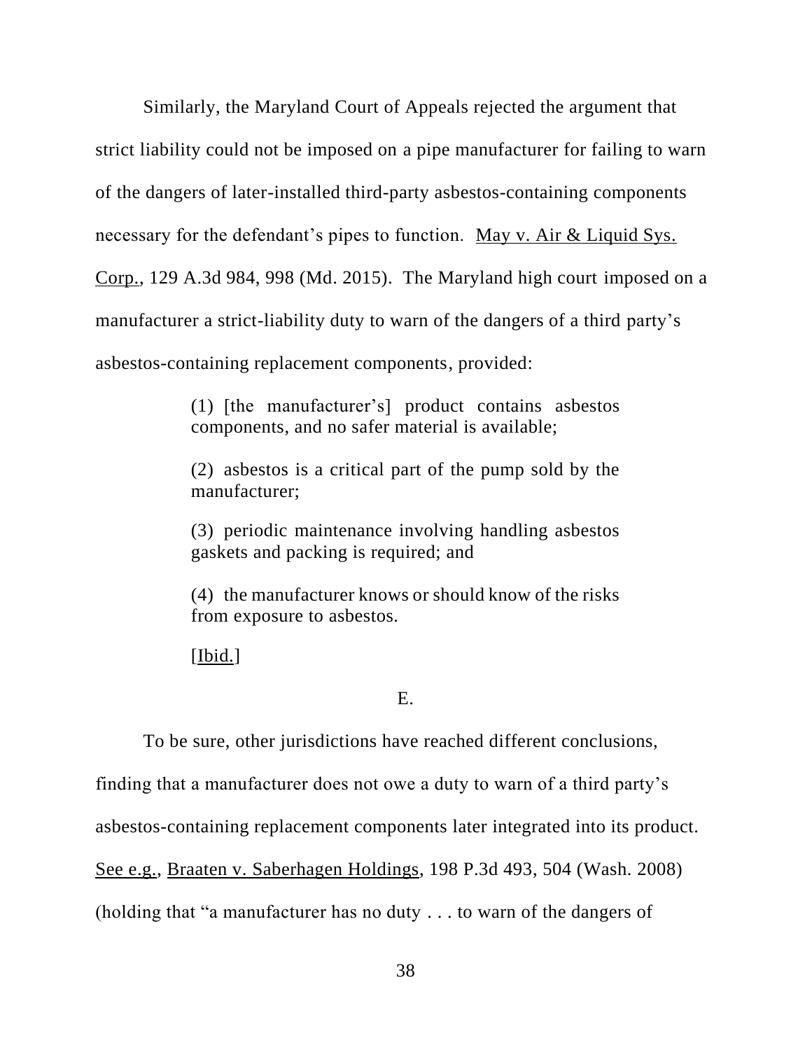Similarly, the Maryland Court of Appeals rejected the argument that strict liability could not be imposed on a pipe manufacturer for failing to warn of the dangers of later-installed third-party asbestos-containing components necessary for the defendant's pipes to function. May v. Air & Liquid Sys. Corp., 129 A.3d 984, 998 (Md. 2015). The Maryland high court imposed on a manufacturer a strict-liability duty to warn of the dangers of a third party's asbestos-containing replacement components, provided:

> (1) [the manufacturer's] product contains asbestos components, and no safer material is available;
>
> (2) asbestos is a critical part of the pump sold by the manufacturer;
>
> (3) periodic maintenance involving handling asbestos gaskets and packing is required; and
>
> (4) the manufacturer knows or should know of the risks from exposure to asbestos.
>
> [Ibid.]

E.

To be sure, other jurisdictions have reached different conclusions, finding that a manufacturer does not owe a duty to warn of a third party's asbestos-containing replacement components later integrated into its product. See e.g., Braaten v. Saberhagen Holdings, 198 P.3d 493, 504 (Wash. 2008) (holding that "a manufacturer has no duty . . . to warn of the dangers of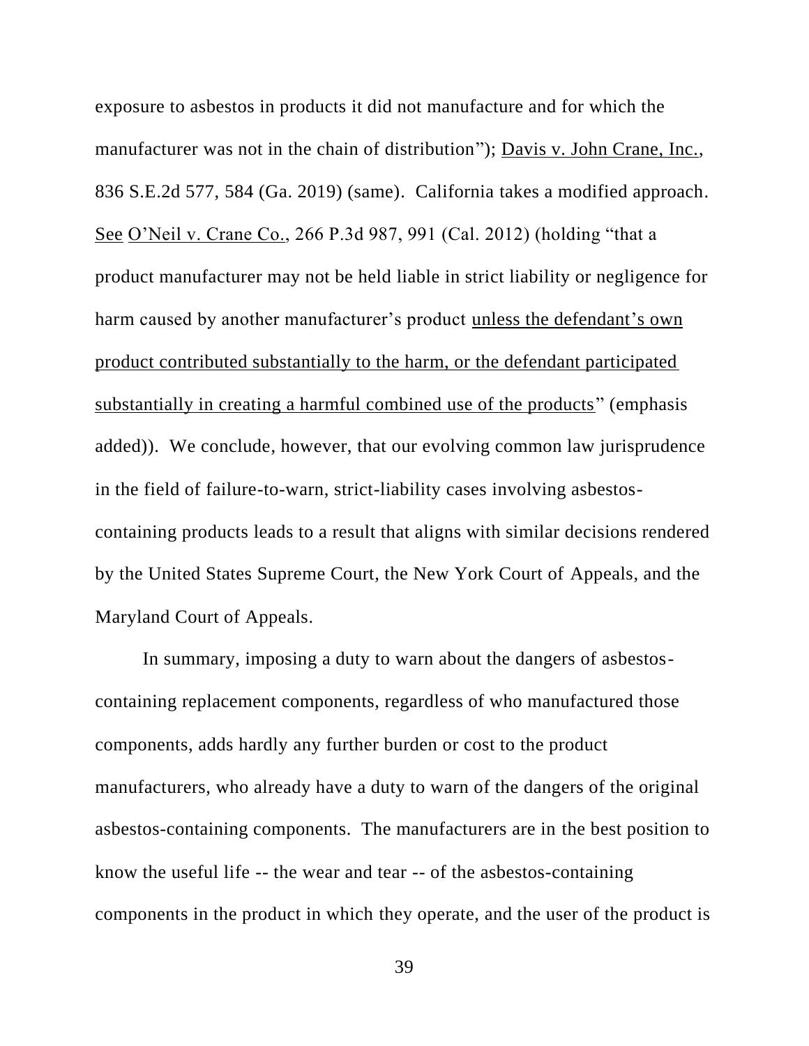exposure to asbestos in products it did not manufacture and for which the manufacturer was not in the chain of distribution"); Davis v. John Crane, Inc., 836 S.E.2d 577, 584 (Ga. 2019) (same). California takes a modified approach. See O'Neil v. Crane Co., 266 P.3d 987, 991 (Cal. 2012) (holding "that a product manufacturer may not be held liable in strict liability or negligence for harm caused by another manufacturer's product unless the defendant's own product contributed substantially to the harm, or the defendant participated substantially in creating a harmful combined use of the products" (emphasis added)). We conclude, however, that our evolving common law jurisprudence in the field of failure-to-warn, strict-liability cases involving asbestos-containing products leads to a result that aligns with similar decisions rendered by the United States Supreme Court, the New York Court of Appeals, and the Maryland Court of Appeals.

In summary, imposing a duty to warn about the dangers of asbestos-containing replacement components, regardless of who manufactured those components, adds hardly any further burden or cost to the product manufacturers, who already have a duty to warn of the dangers of the original asbestos-containing components. The manufacturers are in the best position to know the useful life -- the wear and tear -- of the asbestos-containing components in the product in which they operate, and the user of the product is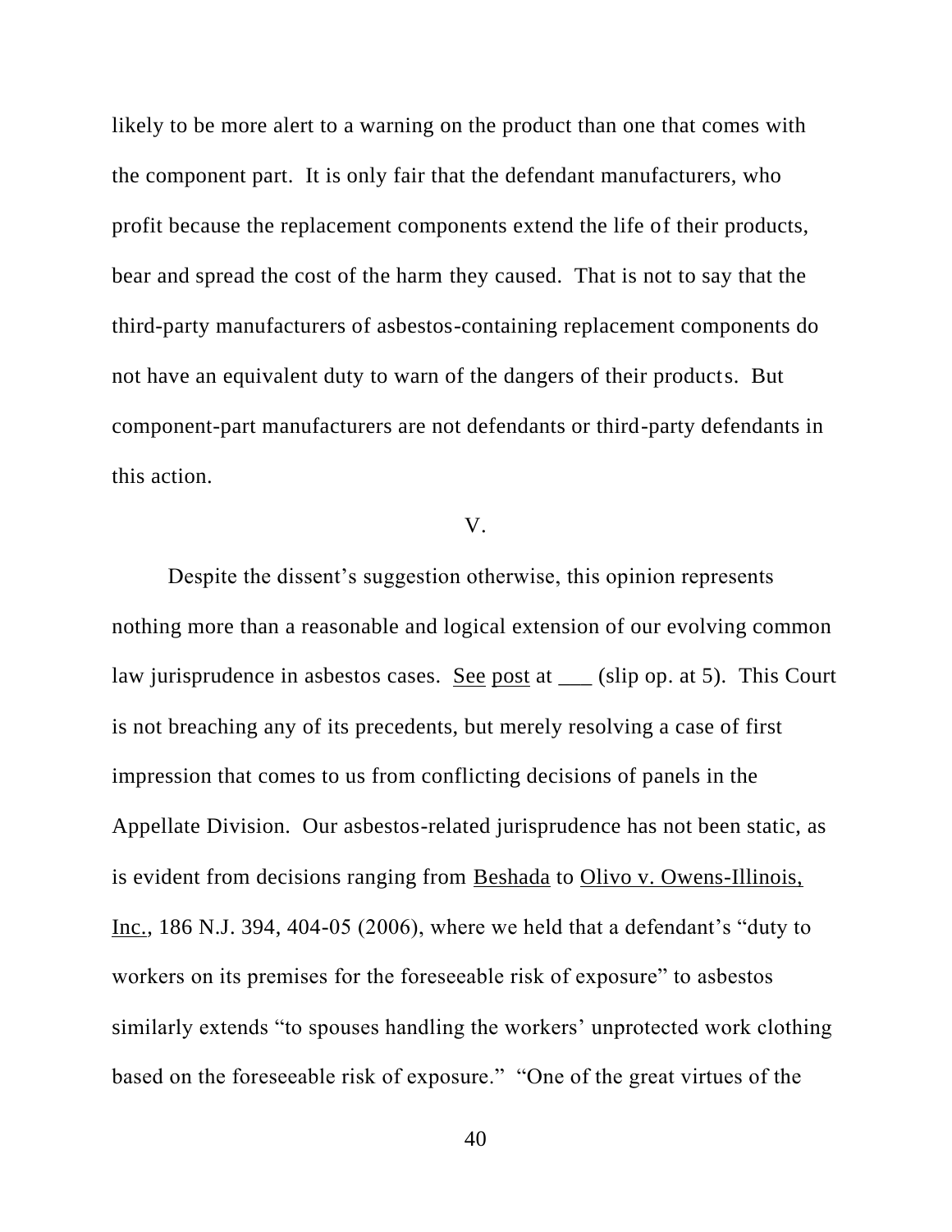likely to be more alert to a warning on the product than one that comes with the component part. It is only fair that the defendant manufacturers, who profit because the replacement components extend the life of their products, bear and spread the cost of the harm they caused. That is not to say that the third-party manufacturers of asbestos-containing replacement components do not have an equivalent duty to warn of the dangers of their products. But component-part manufacturers are not defendants or third-party defendants in this action.

## V.

Despite the dissent's suggestion otherwise, this opinion represents nothing more than a reasonable and logical extension of our evolving common law jurisprudence in asbestos cases. See post at ___ (slip op. at 5). This Court is not breaching any of its precedents, but merely resolving a case of first impression that comes to us from conflicting decisions of panels in the Appellate Division. Our asbestos-related jurisprudence has not been static, as is evident from decisions ranging from Beshada to Olivo v. Owens-Illinois, Inc., 186 N.J. 394, 404-05 (2006), where we held that a defendant's "duty to workers on its premises for the foreseeable risk of exposure" to asbestos similarly extends "to spouses handling the workers' unprotected work clothing based on the foreseeable risk of exposure." "One of the great virtues of the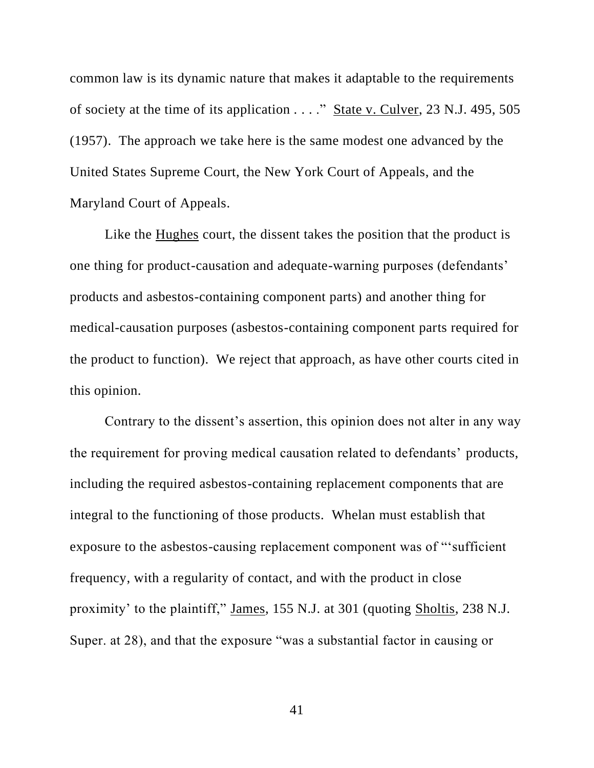common law is its dynamic nature that makes it adaptable to the requirements of society at the time of its application . . . ." State v. Culver, 23 N.J. 495, 505 (1957). The approach we take here is the same modest one advanced by the United States Supreme Court, the New York Court of Appeals, and the Maryland Court of Appeals.

Like the Hughes court, the dissent takes the position that the product is one thing for product-causation and adequate-warning purposes (defendants' products and asbestos-containing component parts) and another thing for medical-causation purposes (asbestos-containing component parts required for the product to function). We reject that approach, as have other courts cited in this opinion.

Contrary to the dissent's assertion, this opinion does not alter in any way the requirement for proving medical causation related to defendants' products, including the required asbestos-containing replacement components that are integral to the functioning of those products. Whelan must establish that exposure to the asbestos-causing replacement component was of "'sufficient frequency, with a regularity of contact, and with the product in close proximity' to the plaintiff," James, 155 N.J. at 301 (quoting Sholtis, 238 N.J. Super. at 28), and that the exposure "was a substantial factor in causing or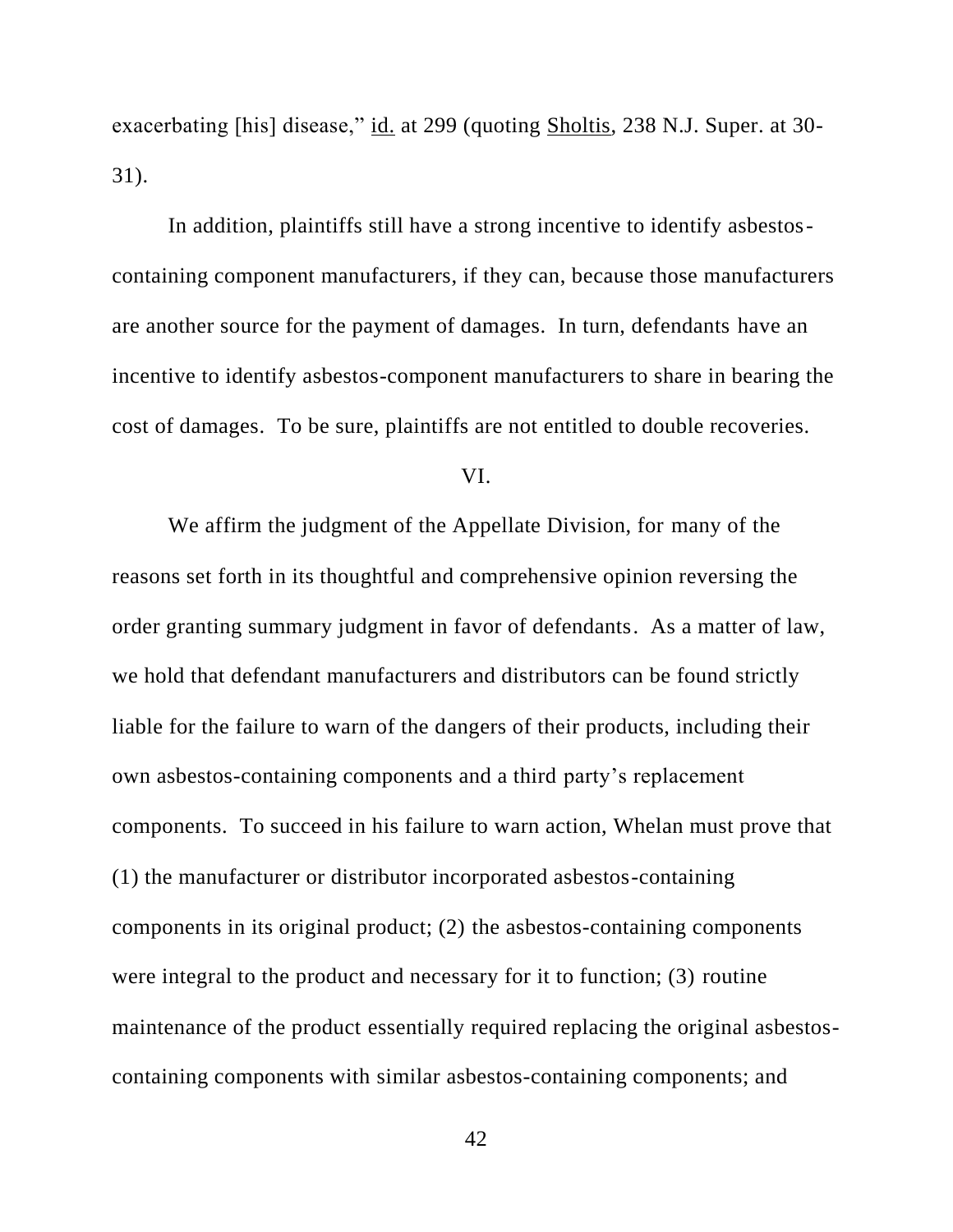exacerbating [his] disease," id. at 299 (quoting Sholtis, 238 N.J. Super. at 30-31).

In addition, plaintiffs still have a strong incentive to identify asbestos-containing component manufacturers, if they can, because those manufacturers are another source for the payment of damages. In turn, defendants have an incentive to identify asbestos-component manufacturers to share in bearing the cost of damages. To be sure, plaintiffs are not entitled to double recoveries.

## VI.

We affirm the judgment of the Appellate Division, for many of the reasons set forth in its thoughtful and comprehensive opinion reversing the order granting summary judgment in favor of defendants. As a matter of law, we hold that defendant manufacturers and distributors can be found strictly liable for the failure to warn of the dangers of their products, including their own asbestos-containing components and a third party's replacement components. To succeed in his failure to warn action, Whelan must prove that (1) the manufacturer or distributor incorporated asbestos-containing components in its original product; (2) the asbestos-containing components were integral to the product and necessary for it to function; (3) routine maintenance of the product essentially required replacing the original asbestos-containing components with similar asbestos-containing components; and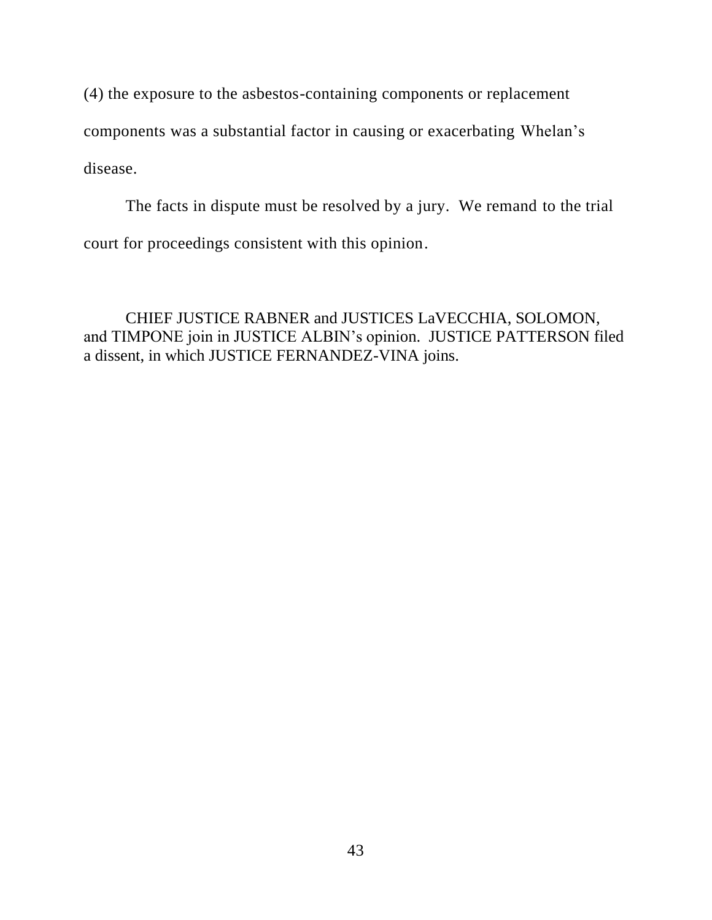(4) the exposure to the asbestos-containing components or replacement components was a substantial factor in causing or exacerbating Whelan's disease.

The facts in dispute must be resolved by a jury. We remand to the trial court for proceedings consistent with this opinion.

CHIEF JUSTICE RABNER and JUSTICES LaVECCHIA, SOLOMON, and TIMPONE join in JUSTICE ALBIN's opinion. JUSTICE PATTERSON filed a dissent, in which JUSTICE FERNANDEZ-VINA joins.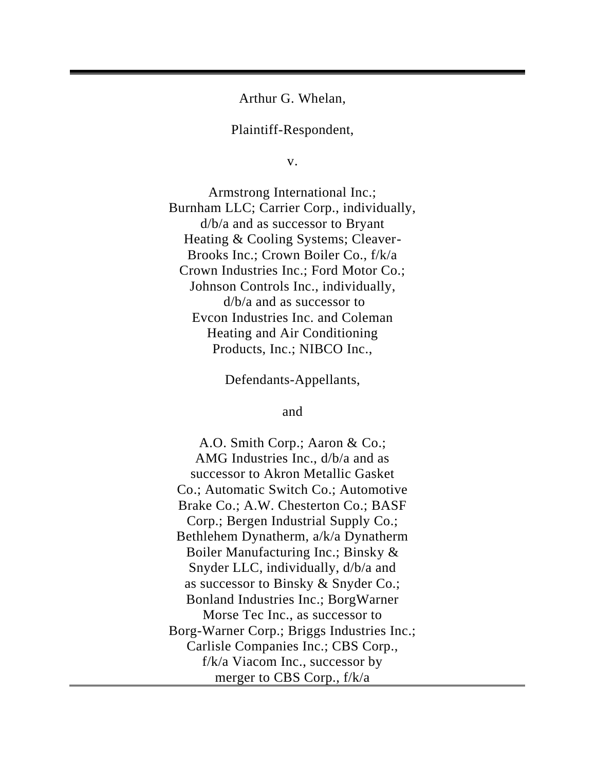Arthur G. Whelan,

Plaintiff-Respondent,

v.

Armstrong International Inc.; Burnham LLC; Carrier Corp., individually, d/b/a and as successor to Bryant Heating & Cooling Systems; Cleaver-Brooks Inc.; Crown Boiler Co., f/k/a Crown Industries Inc.; Ford Motor Co.; Johnson Controls Inc., individually, d/b/a and as successor to Evcon Industries Inc. and Coleman Heating and Air Conditioning Products, Inc.; NIBCO Inc.,

Defendants-Appellants,

and

A.O. Smith Corp.; Aaron & Co.; AMG Industries Inc., d/b/a and as successor to Akron Metallic Gasket Co.; Automatic Switch Co.; Automotive Brake Co.; A.W. Chesterton Co.; BASF Corp.; Bergen Industrial Supply Co.; Bethlehem Dynatherm, a/k/a Dynatherm Boiler Manufacturing Inc.; Binsky & Snyder LLC, individually, d/b/a and as successor to Binsky & Snyder Co.; Bonland Industries Inc.; BorgWarner Morse Tec Inc., as successor to Borg-Warner Corp.; Briggs Industries Inc.; Carlisle Companies Inc.; CBS Corp., f/k/a Viacom Inc., successor by merger to CBS Corp., f/k/a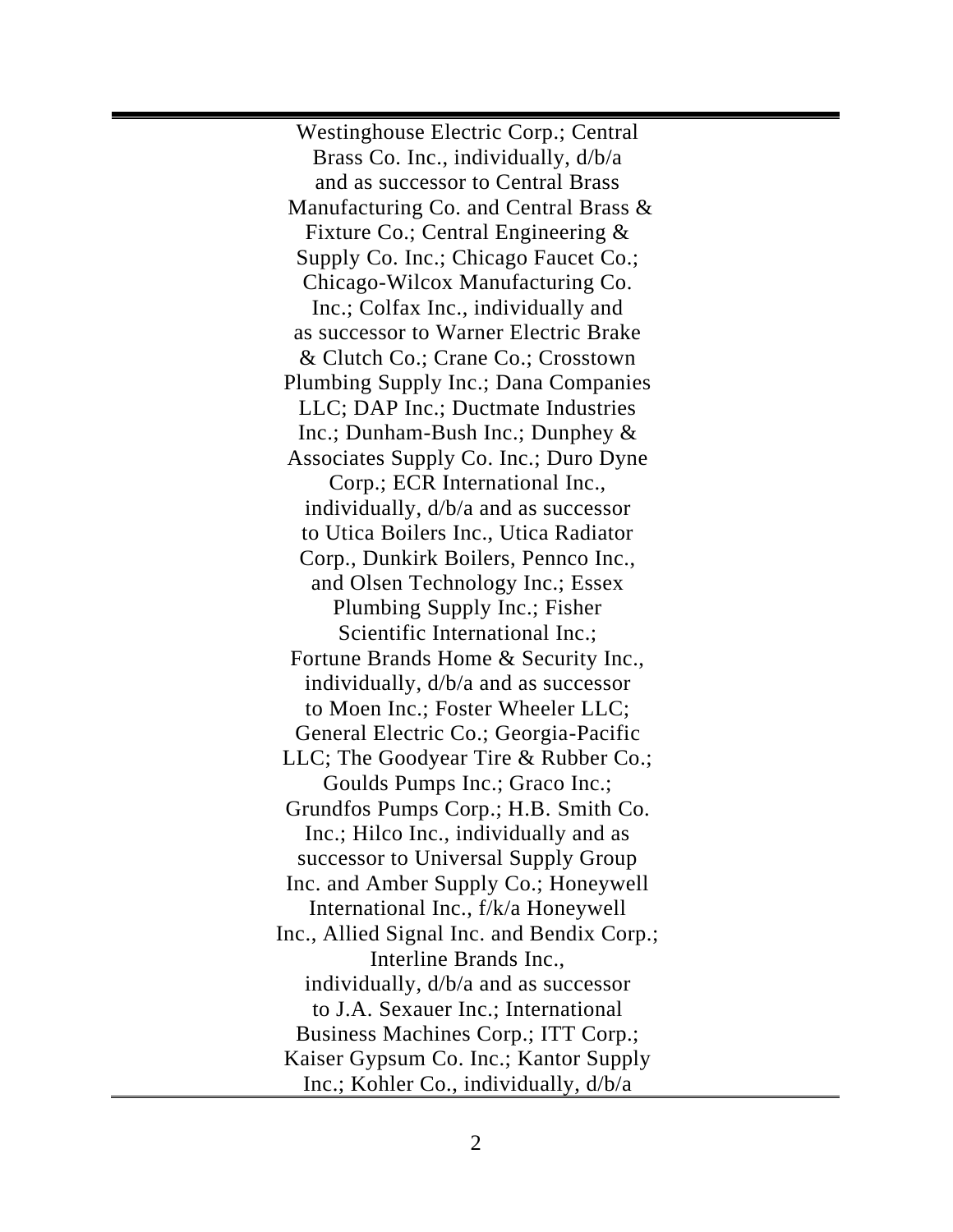Westinghouse Electric Corp.; Central Brass Co. Inc., individually, d/b/a and as successor to Central Brass Manufacturing Co. and Central Brass & Fixture Co.; Central Engineering & Supply Co. Inc.; Chicago Faucet Co.; Chicago-Wilcox Manufacturing Co. Inc.; Colfax Inc., individually and as successor to Warner Electric Brake & Clutch Co.; Crane Co.; Crosstown Plumbing Supply Inc.; Dana Companies LLC; DAP Inc.; Ductmate Industries Inc.; Dunham-Bush Inc.; Dunphey & Associates Supply Co. Inc.; Duro Dyne Corp.; ECR International Inc., individually, d/b/a and as successor to Utica Boilers Inc., Utica Radiator Corp., Dunkirk Boilers, Pennco Inc., and Olsen Technology Inc.; Essex Plumbing Supply Inc.; Fisher Scientific International Inc.; Fortune Brands Home & Security Inc., individually, d/b/a and as successor to Moen Inc.; Foster Wheeler LLC; General Electric Co.; Georgia-Pacific LLC; The Goodyear Tire & Rubber Co.; Goulds Pumps Inc.; Graco Inc.; Grundfos Pumps Corp.; H.B. Smith Co. Inc.; Hilco Inc., individually and as successor to Universal Supply Group Inc. and Amber Supply Co.; Honeywell International Inc., f/k/a Honeywell Inc., Allied Signal Inc. and Bendix Corp.; Interline Brands Inc., individually, d/b/a and as successor to J.A. Sexauer Inc.; International Business Machines Corp.; ITT Corp.; Kaiser Gypsum Co. Inc.; Kantor Supply Inc.; Kohler Co., individually, d/b/a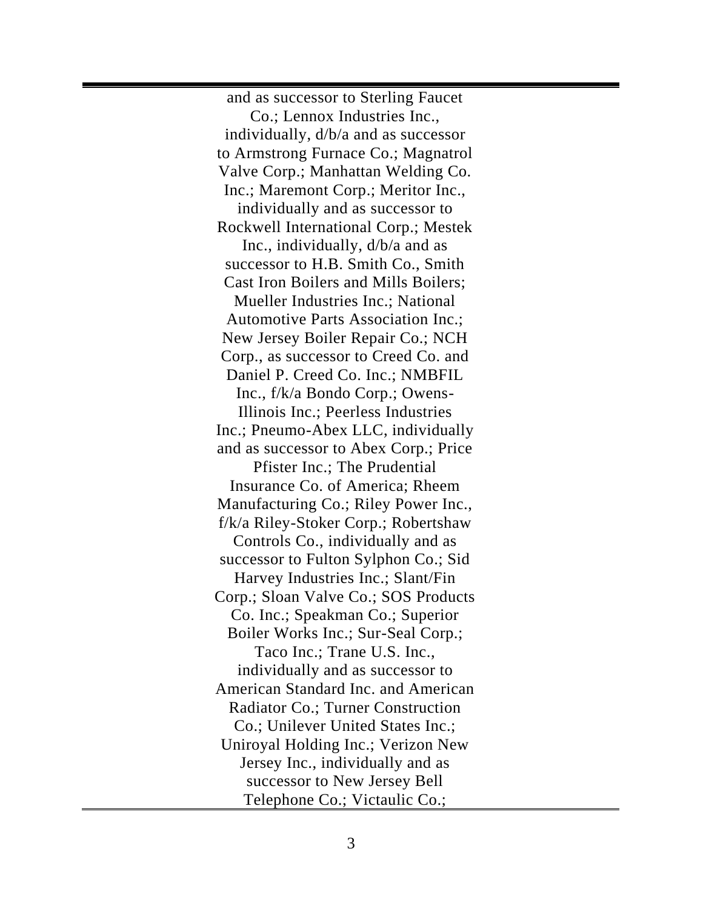and as successor to Sterling Faucet Co.; Lennox Industries Inc., individually, d/b/a and as successor to Armstrong Furnace Co.; Magnatrol Valve Corp.; Manhattan Welding Co. Inc.; Maremont Corp.; Meritor Inc., individually and as successor to Rockwell International Corp.; Mestek Inc., individually, d/b/a and as successor to H.B. Smith Co., Smith Cast Iron Boilers and Mills Boilers; Mueller Industries Inc.; National Automotive Parts Association Inc.; New Jersey Boiler Repair Co.; NCH Corp., as successor to Creed Co. and Daniel P. Creed Co. Inc.; NMBFIL Inc., f/k/a Bondo Corp.; Owens-Illinois Inc.; Peerless Industries Inc.; Pneumo-Abex LLC, individually and as successor to Abex Corp.; Price Pfister Inc.; The Prudential Insurance Co. of America; Rheem Manufacturing Co.; Riley Power Inc., f/k/a Riley-Stoker Corp.; Robertshaw Controls Co., individually and as successor to Fulton Sylphon Co.; Sid Harvey Industries Inc.; Slant/Fin Corp.; Sloan Valve Co.; SOS Products Co. Inc.; Speakman Co.; Superior Boiler Works Inc.; Sur-Seal Corp.; Taco Inc.; Trane U.S. Inc., individually and as successor to American Standard Inc. and American Radiator Co.; Turner Construction Co.; Unilever United States Inc.; Uniroyal Holding Inc.; Verizon New Jersey Inc., individually and as successor to New Jersey Bell Telephone Co.; Victaulic Co.;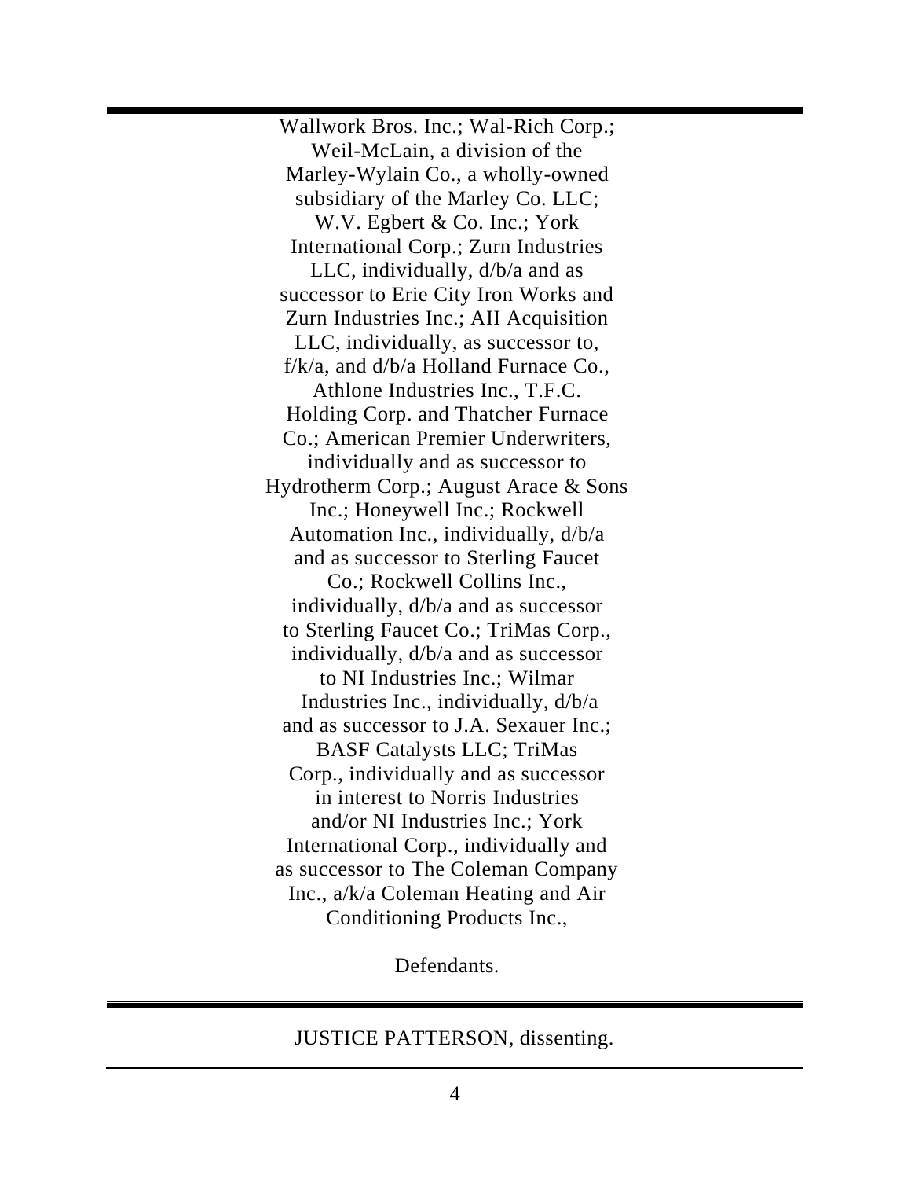Wallwork Bros. Inc.; Wal-Rich Corp.; Weil-McLain, a division of the Marley-Wylain Co., a wholly-owned subsidiary of the Marley Co. LLC; W.V. Egbert & Co. Inc.; York International Corp.; Zurn Industries LLC, individually, d/b/a and as successor to Erie City Iron Works and Zurn Industries Inc.; AII Acquisition LLC, individually, as successor to, f/k/a, and d/b/a Holland Furnace Co., Athlone Industries Inc., T.F.C. Holding Corp. and Thatcher Furnace Co.; American Premier Underwriters, individually and as successor to Hydrotherm Corp.; August Arace & Sons Inc.; Honeywell Inc.; Rockwell Automation Inc., individually, d/b/a and as successor to Sterling Faucet Co.; Rockwell Collins Inc., individually, d/b/a and as successor to Sterling Faucet Co.; TriMas Corp., individually, d/b/a and as successor to NI Industries Inc.; Wilmar Industries Inc., individually, d/b/a and as successor to J.A. Sexauer Inc.; BASF Catalysts LLC; TriMas Corp., individually and as successor in interest to Norris Industries and/or NI Industries Inc.; York International Corp., individually and as successor to The Coleman Company Inc., a/k/a Coleman Heating and Air Conditioning Products Inc.,

Defendants.

---

JUSTICE PATTERSON, dissenting.

---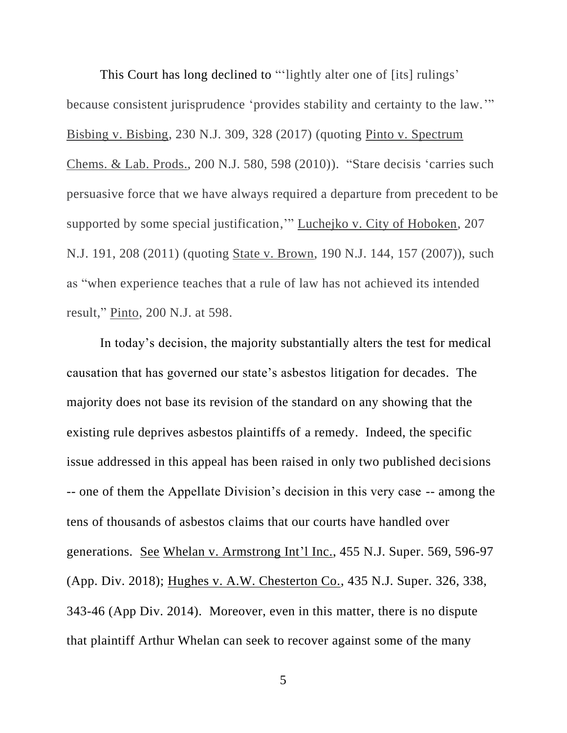This Court has long declined to "'lightly alter one of [its] rulings' because consistent jurisprudence 'provides stability and certainty to the law.'" Bisbing v. Bisbing, 230 N.J. 309, 328 (2017) (quoting Pinto v. Spectrum Chems. & Lab. Prods., 200 N.J. 580, 598 (2010)). "Stare decisis 'carries such persuasive force that we have always required a departure from precedent to be supported by some special justification,'" Luchejko v. City of Hoboken, 207 N.J. 191, 208 (2011) (quoting State v. Brown, 190 N.J. 144, 157 (2007)), such as "when experience teaches that a rule of law has not achieved its intended result," Pinto, 200 N.J. at 598.

In today's decision, the majority substantially alters the test for medical causation that has governed our state's asbestos litigation for decades. The majority does not base its revision of the standard on any showing that the existing rule deprives asbestos plaintiffs of a remedy. Indeed, the specific issue addressed in this appeal has been raised in only two published decisions -- one of them the Appellate Division's decision in this very case -- among the tens of thousands of asbestos claims that our courts have handled over generations. See Whelan v. Armstrong Int'l Inc., 455 N.J. Super. 569, 596-97 (App. Div. 2018); Hughes v. A.W. Chesterton Co., 435 N.J. Super. 326, 338, 343-46 (App Div. 2014). Moreover, even in this matter, there is no dispute that plaintiff Arthur Whelan can seek to recover against some of the many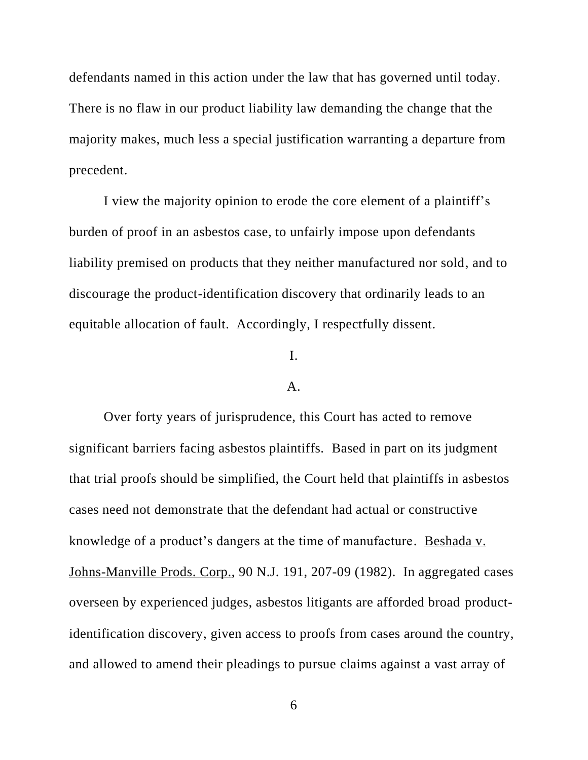defendants named in this action under the law that has governed until today. There is no flaw in our product liability law demanding the change that the majority makes, much less a special justification warranting a departure from precedent.

I view the majority opinion to erode the core element of a plaintiff's burden of proof in an asbestos case, to unfairly impose upon defendants liability premised on products that they neither manufactured nor sold, and to discourage the product-identification discovery that ordinarily leads to an equitable allocation of fault. Accordingly, I respectfully dissent.

I.

A.

Over forty years of jurisprudence, this Court has acted to remove significant barriers facing asbestos plaintiffs. Based in part on its judgment that trial proofs should be simplified, the Court held that plaintiffs in asbestos cases need not demonstrate that the defendant had actual or constructive knowledge of a product's dangers at the time of manufacture. Beshada v. Johns-Manville Prods. Corp., 90 N.J. 191, 207-09 (1982). In aggregated cases overseen by experienced judges, asbestos litigants are afforded broad product-identification discovery, given access to proofs from cases around the country, and allowed to amend their pleadings to pursue claims against a vast array of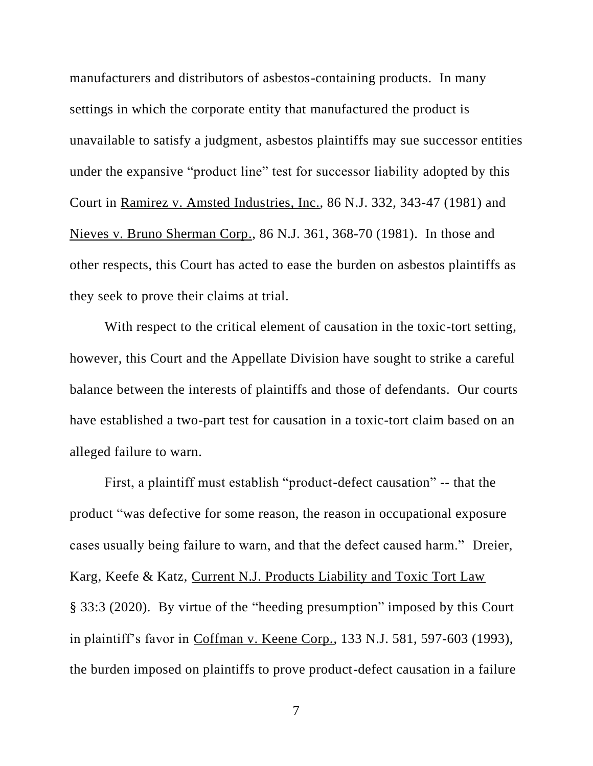manufacturers and distributors of asbestos-containing products. In many settings in which the corporate entity that manufactured the product is unavailable to satisfy a judgment, asbestos plaintiffs may sue successor entities under the expansive "product line" test for successor liability adopted by this Court in Ramirez v. Amsted Industries, Inc., 86 N.J. 332, 343-47 (1981) and Nieves v. Bruno Sherman Corp., 86 N.J. 361, 368-70 (1981). In those and other respects, this Court has acted to ease the burden on asbestos plaintiffs as they seek to prove their claims at trial.

With respect to the critical element of causation in the toxic-tort setting, however, this Court and the Appellate Division have sought to strike a careful balance between the interests of plaintiffs and those of defendants. Our courts have established a two-part test for causation in a toxic-tort claim based on an alleged failure to warn.

First, a plaintiff must establish "product-defect causation" -- that the product "was defective for some reason, the reason in occupational exposure cases usually being failure to warn, and that the defect caused harm." Dreier, Karg, Keefe & Katz, Current N.J. Products Liability and Toxic Tort Law § 33:3 (2020). By virtue of the "heeding presumption" imposed by this Court in plaintiff's favor in Coffman v. Keene Corp., 133 N.J. 581, 597-603 (1993), the burden imposed on plaintiffs to prove product-defect causation in a failure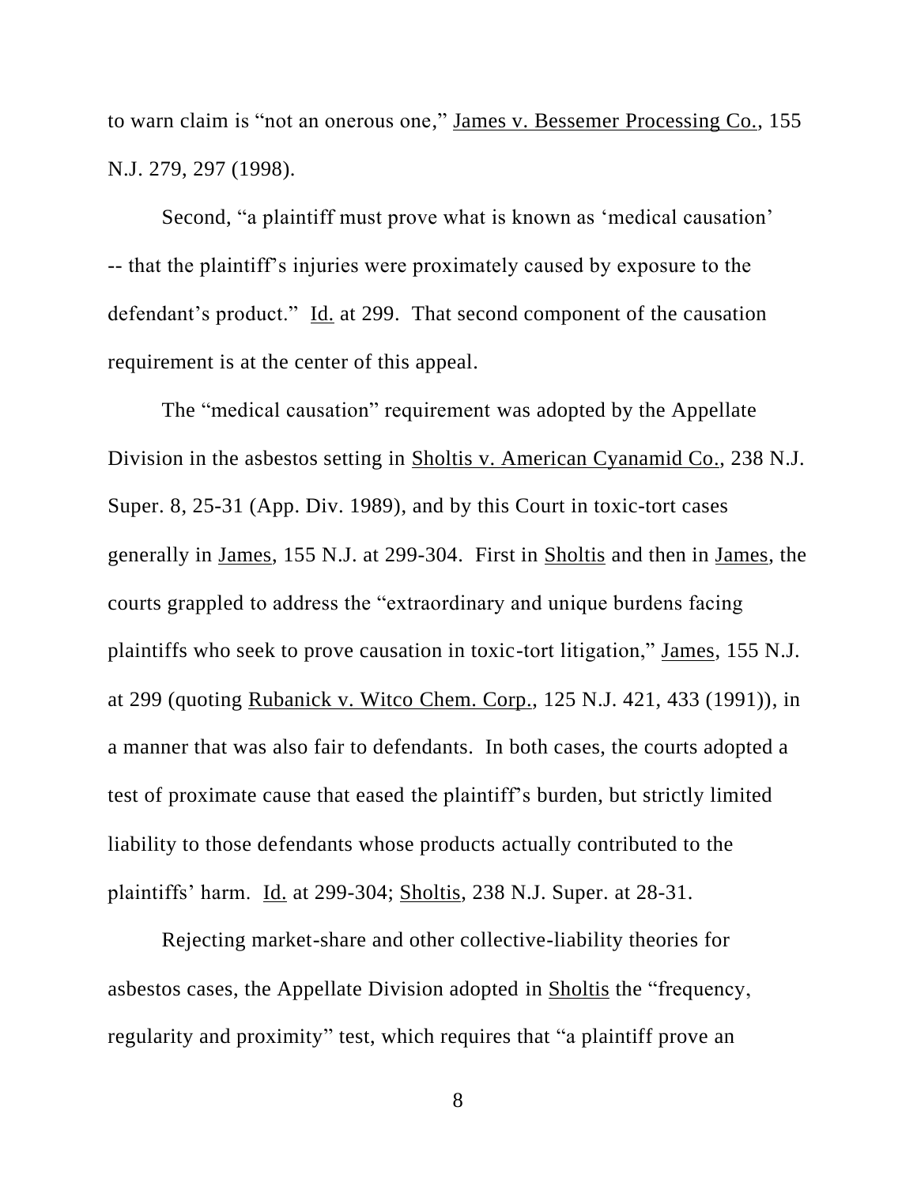to warn claim is "not an onerous one," James v. Bessemer Processing Co., 155 N.J. 279, 297 (1998).

Second, "a plaintiff must prove what is known as 'medical causation' -- that the plaintiff's injuries were proximately caused by exposure to the defendant's product." Id. at 299. That second component of the causation requirement is at the center of this appeal.

The "medical causation" requirement was adopted by the Appellate Division in the asbestos setting in Sholtis v. American Cyanamid Co., 238 N.J. Super. 8, 25-31 (App. Div. 1989), and by this Court in toxic-tort cases generally in James, 155 N.J. at 299-304. First in Sholtis and then in James, the courts grappled to address the "extraordinary and unique burdens facing plaintiffs who seek to prove causation in toxic-tort litigation," James, 155 N.J. at 299 (quoting Rubanick v. Witco Chem. Corp., 125 N.J. 421, 433 (1991)), in a manner that was also fair to defendants. In both cases, the courts adopted a test of proximate cause that eased the plaintiff's burden, but strictly limited liability to those defendants whose products actually contributed to the plaintiffs' harm. Id. at 299-304; Sholtis, 238 N.J. Super. at 28-31.

Rejecting market-share and other collective-liability theories for asbestos cases, the Appellate Division adopted in Sholtis the "frequency, regularity and proximity" test, which requires that "a plaintiff prove an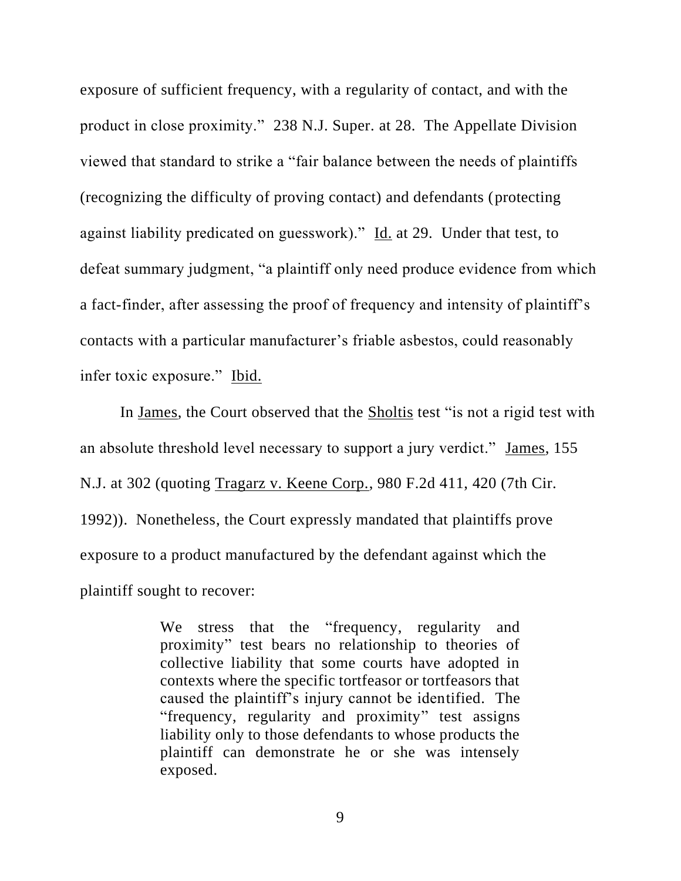exposure of sufficient frequency, with a regularity of contact, and with the product in close proximity." 238 N.J. Super. at 28. The Appellate Division viewed that standard to strike a "fair balance between the needs of plaintiffs (recognizing the difficulty of proving contact) and defendants (protecting against liability predicated on guesswork)." Id. at 29. Under that test, to defeat summary judgment, "a plaintiff only need produce evidence from which a fact-finder, after assessing the proof of frequency and intensity of plaintiff's contacts with a particular manufacturer's friable asbestos, could reasonably infer toxic exposure." Ibid.

In James, the Court observed that the Sholtis test "is not a rigid test with an absolute threshold level necessary to support a jury verdict." James, 155 N.J. at 302 (quoting Tragarz v. Keene Corp., 980 F.2d 411, 420 (7th Cir. 1992)). Nonetheless, the Court expressly mandated that plaintiffs prove exposure to a product manufactured by the defendant against which the plaintiff sought to recover:

> We stress that the "frequency, regularity and proximity" test bears no relationship to theories of collective liability that some courts have adopted in contexts where the specific tortfeasor or tortfeasors that caused the plaintiff's injury cannot be identified. The "frequency, regularity and proximity" test assigns liability only to those defendants to whose products the plaintiff can demonstrate he or she was intensely exposed.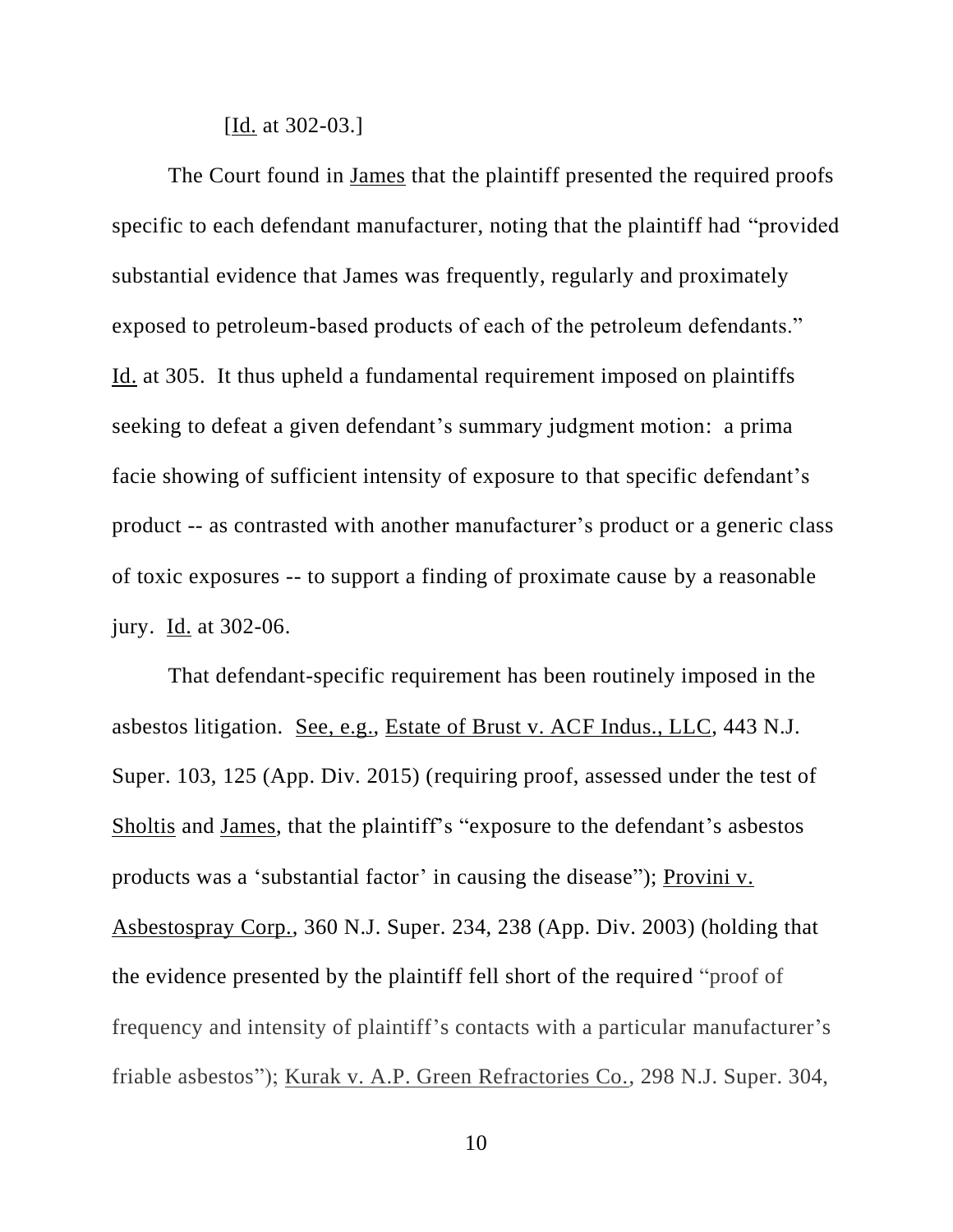[Id. at 302-03.]

The Court found in James that the plaintiff presented the required proofs specific to each defendant manufacturer, noting that the plaintiff had "provided substantial evidence that James was frequently, regularly and proximately exposed to petroleum-based products of each of the petroleum defendants." Id. at 305. It thus upheld a fundamental requirement imposed on plaintiffs seeking to defeat a given defendant's summary judgment motion: a prima facie showing of sufficient intensity of exposure to that specific defendant's product -- as contrasted with another manufacturer's product or a generic class of toxic exposures -- to support a finding of proximate cause by a reasonable jury. Id. at 302-06.

That defendant-specific requirement has been routinely imposed in the asbestos litigation. See, e.g., Estate of Brust v. ACF Indus., LLC, 443 N.J. Super. 103, 125 (App. Div. 2015) (requiring proof, assessed under the test of Sholtis and James, that the plaintiff's "exposure to the defendant's asbestos products was a 'substantial factor' in causing the disease"); Provini v. Asbestospray Corp., 360 N.J. Super. 234, 238 (App. Div. 2003) (holding that the evidence presented by the plaintiff fell short of the required "proof of frequency and intensity of plaintiff's contacts with a particular manufacturer's friable asbestos"); Kurak v. A.P. Green Refractories Co., 298 N.J. Super. 304,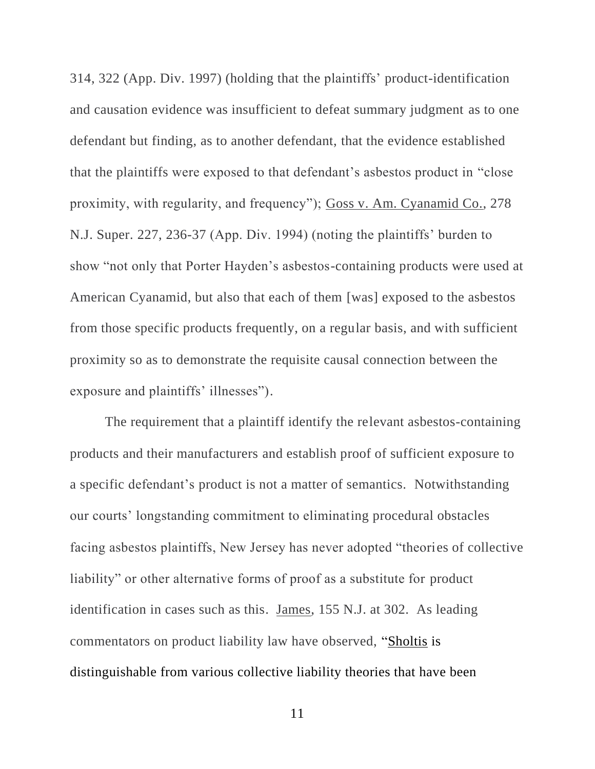314, 322 (App. Div. 1997) (holding that the plaintiffs' product-identification and causation evidence was insufficient to defeat summary judgment as to one defendant but finding, as to another defendant, that the evidence established that the plaintiffs were exposed to that defendant's asbestos product in "close proximity, with regularity, and frequency"); Goss v. Am. Cyanamid Co., 278 N.J. Super. 227, 236-37 (App. Div. 1994) (noting the plaintiffs' burden to show "not only that Porter Hayden's asbestos-containing products were used at American Cyanamid, but also that each of them [was] exposed to the asbestos from those specific products frequently, on a regular basis, and with sufficient proximity so as to demonstrate the requisite causal connection between the exposure and plaintiffs' illnesses").

The requirement that a plaintiff identify the relevant asbestos-containing products and their manufacturers and establish proof of sufficient exposure to a specific defendant's product is not a matter of semantics. Notwithstanding our courts' longstanding commitment to eliminating procedural obstacles facing asbestos plaintiffs, New Jersey has never adopted "theories of collective liability" or other alternative forms of proof as a substitute for product identification in cases such as this. James, 155 N.J. at 302. As leading commentators on product liability law have observed, "Sholtis is distinguishable from various collective liability theories that have been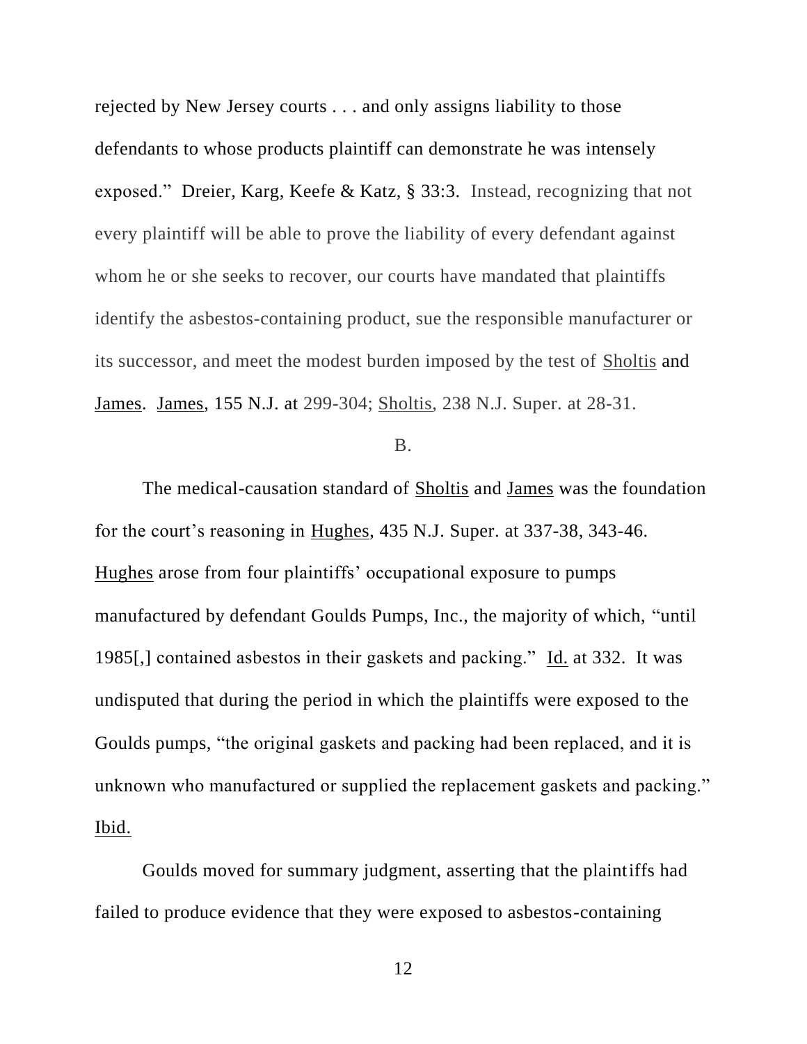rejected by New Jersey courts . . . and only assigns liability to those defendants to whose products plaintiff can demonstrate he was intensely exposed." Dreier, Karg, Keefe & Katz, § 33:3. Instead, recognizing that not every plaintiff will be able to prove the liability of every defendant against whom he or she seeks to recover, our courts have mandated that plaintiffs identify the asbestos-containing product, sue the responsible manufacturer or its successor, and meet the modest burden imposed by the test of Sholtis and James. James, 155 N.J. at 299-304; Sholtis, 238 N.J. Super. at 28-31.

B.

The medical-causation standard of Sholtis and James was the foundation for the court's reasoning in Hughes, 435 N.J. Super. at 337-38, 343-46. Hughes arose from four plaintiffs' occupational exposure to pumps manufactured by defendant Goulds Pumps, Inc., the majority of which, "until 1985[,] contained asbestos in their gaskets and packing." Id. at 332. It was undisputed that during the period in which the plaintiffs were exposed to the Goulds pumps, "the original gaskets and packing had been replaced, and it is unknown who manufactured or supplied the replacement gaskets and packing." Ibid.

Goulds moved for summary judgment, asserting that the plaintiffs had failed to produce evidence that they were exposed to asbestos-containing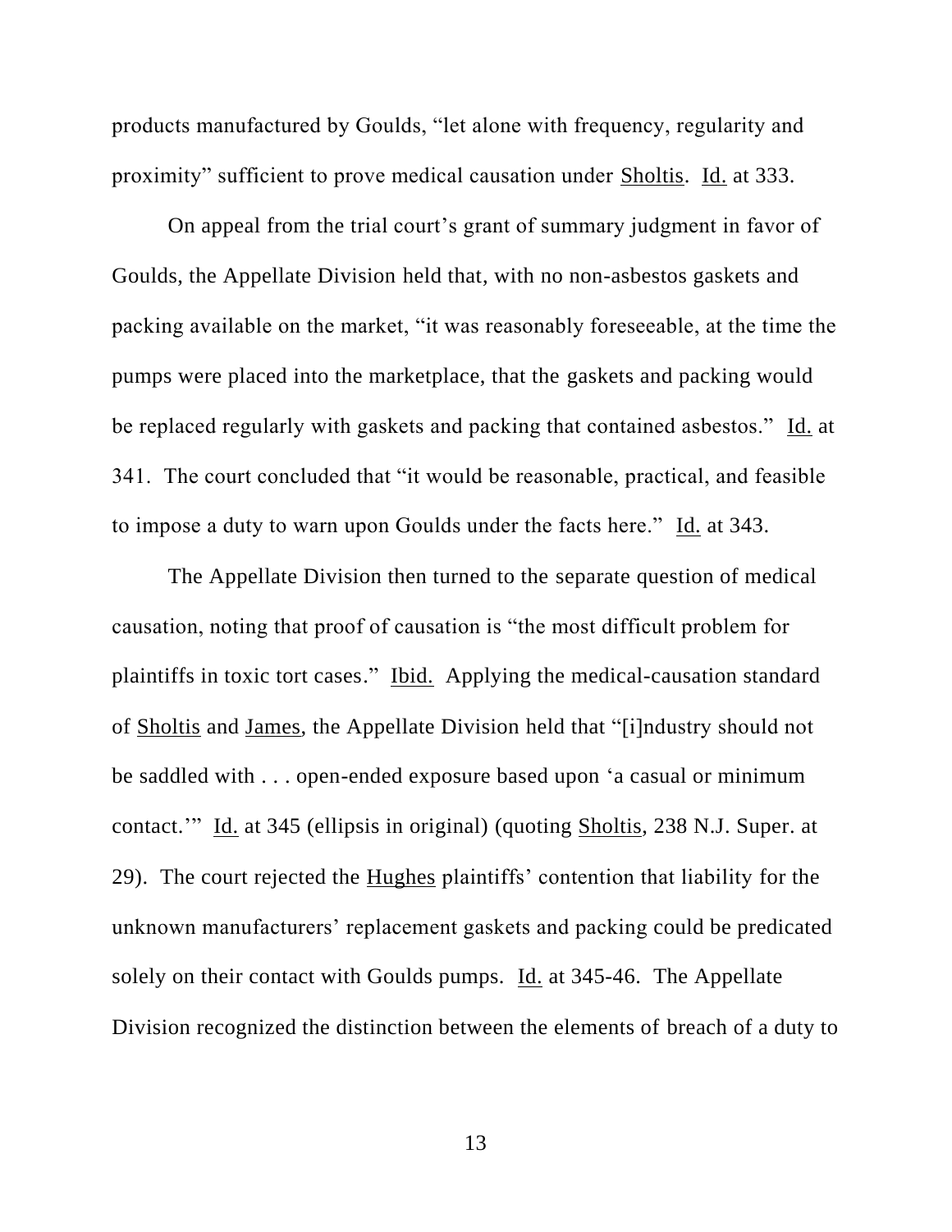products manufactured by Goulds, "let alone with frequency, regularity and proximity" sufficient to prove medical causation under Sholtis. Id. at 333.

On appeal from the trial court's grant of summary judgment in favor of Goulds, the Appellate Division held that, with no non-asbestos gaskets and packing available on the market, "it was reasonably foreseeable, at the time the pumps were placed into the marketplace, that the gaskets and packing would be replaced regularly with gaskets and packing that contained asbestos." Id. at 341. The court concluded that "it would be reasonable, practical, and feasible to impose a duty to warn upon Goulds under the facts here." Id. at 343.

The Appellate Division then turned to the separate question of medical causation, noting that proof of causation is "the most difficult problem for plaintiffs in toxic tort cases." Ibid. Applying the medical-causation standard of Sholtis and James, the Appellate Division held that "[i]ndustry should not be saddled with . . . open-ended exposure based upon 'a casual or minimum contact.'" Id. at 345 (ellipsis in original) (quoting Sholtis, 238 N.J. Super. at 29). The court rejected the Hughes plaintiffs' contention that liability for the unknown manufacturers' replacement gaskets and packing could be predicated solely on their contact with Goulds pumps. Id. at 345-46. The Appellate Division recognized the distinction between the elements of breach of a duty to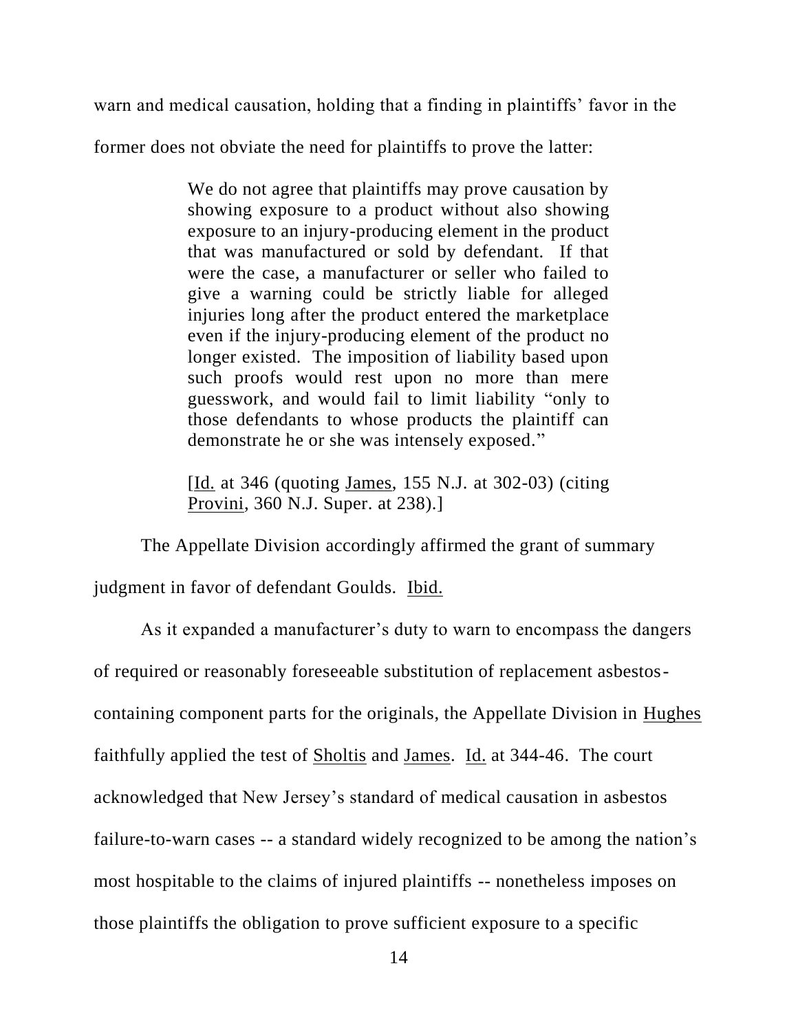warn and medical causation, holding that a finding in plaintiffs' favor in the former does not obviate the need for plaintiffs to prove the latter:

> We do not agree that plaintiffs may prove causation by showing exposure to a product without also showing exposure to an injury-producing element in the product that was manufactured or sold by defendant. If that were the case, a manufacturer or seller who failed to give a warning could be strictly liable for alleged injuries long after the product entered the marketplace even if the injury-producing element of the product no longer existed. The imposition of liability based upon such proofs would rest upon no more than mere guesswork, and would fail to limit liability "only to those defendants to whose products the plaintiff can demonstrate he or she was intensely exposed."
>
> [Id. at 346 (quoting James, 155 N.J. at 302-03) (citing Provini, 360 N.J. Super. at 238).]

The Appellate Division accordingly affirmed the grant of summary judgment in favor of defendant Goulds. Ibid.

As it expanded a manufacturer's duty to warn to encompass the dangers of required or reasonably foreseeable substitution of replacement asbestos-containing component parts for the originals, the Appellate Division in Hughes faithfully applied the test of Sholtis and James. Id. at 344-46. The court acknowledged that New Jersey's standard of medical causation in asbestos failure-to-warn cases -- a standard widely recognized to be among the nation's most hospitable to the claims of injured plaintiffs -- nonetheless imposes on those plaintiffs the obligation to prove sufficient exposure to a specific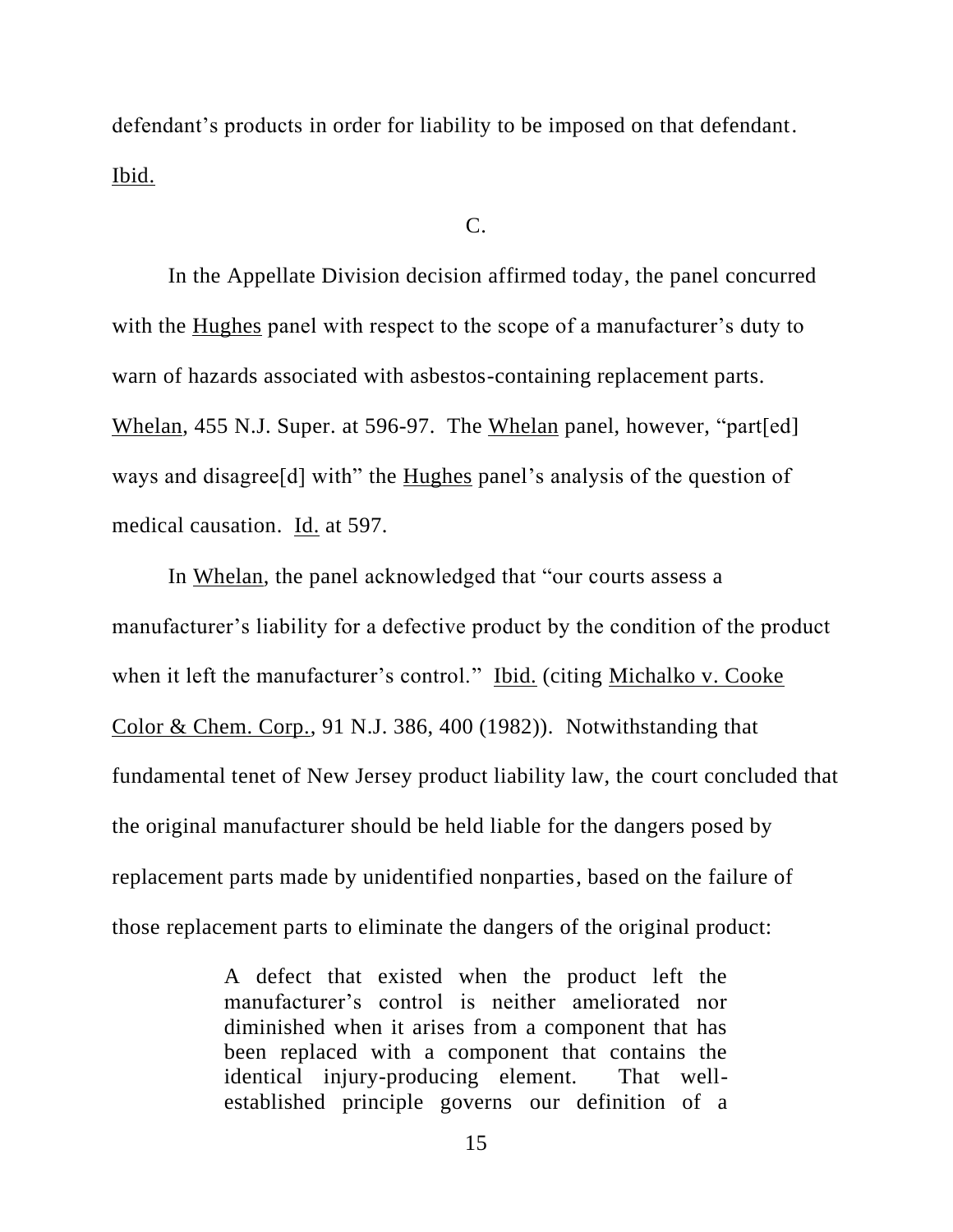defendant's products in order for liability to be imposed on that defendant. Ibid.

C.

In the Appellate Division decision affirmed today, the panel concurred with the Hughes panel with respect to the scope of a manufacturer's duty to warn of hazards associated with asbestos-containing replacement parts. Whelan, 455 N.J. Super. at 596-97. The Whelan panel, however, "part[ed] ways and disagree[d] with" the Hughes panel's analysis of the question of medical causation. Id. at 597.

In Whelan, the panel acknowledged that "our courts assess a manufacturer's liability for a defective product by the condition of the product when it left the manufacturer's control." Ibid. (citing Michalko v. Cooke Color & Chem. Corp., 91 N.J. 386, 400 (1982)). Notwithstanding that fundamental tenet of New Jersey product liability law, the court concluded that the original manufacturer should be held liable for the dangers posed by replacement parts made by unidentified nonparties, based on the failure of those replacement parts to eliminate the dangers of the original product:

> A defect that existed when the product left the manufacturer's control is neither ameliorated nor diminished when it arises from a component that has been replaced with a component that contains the identical injury-producing element. That well-established principle governs our definition of a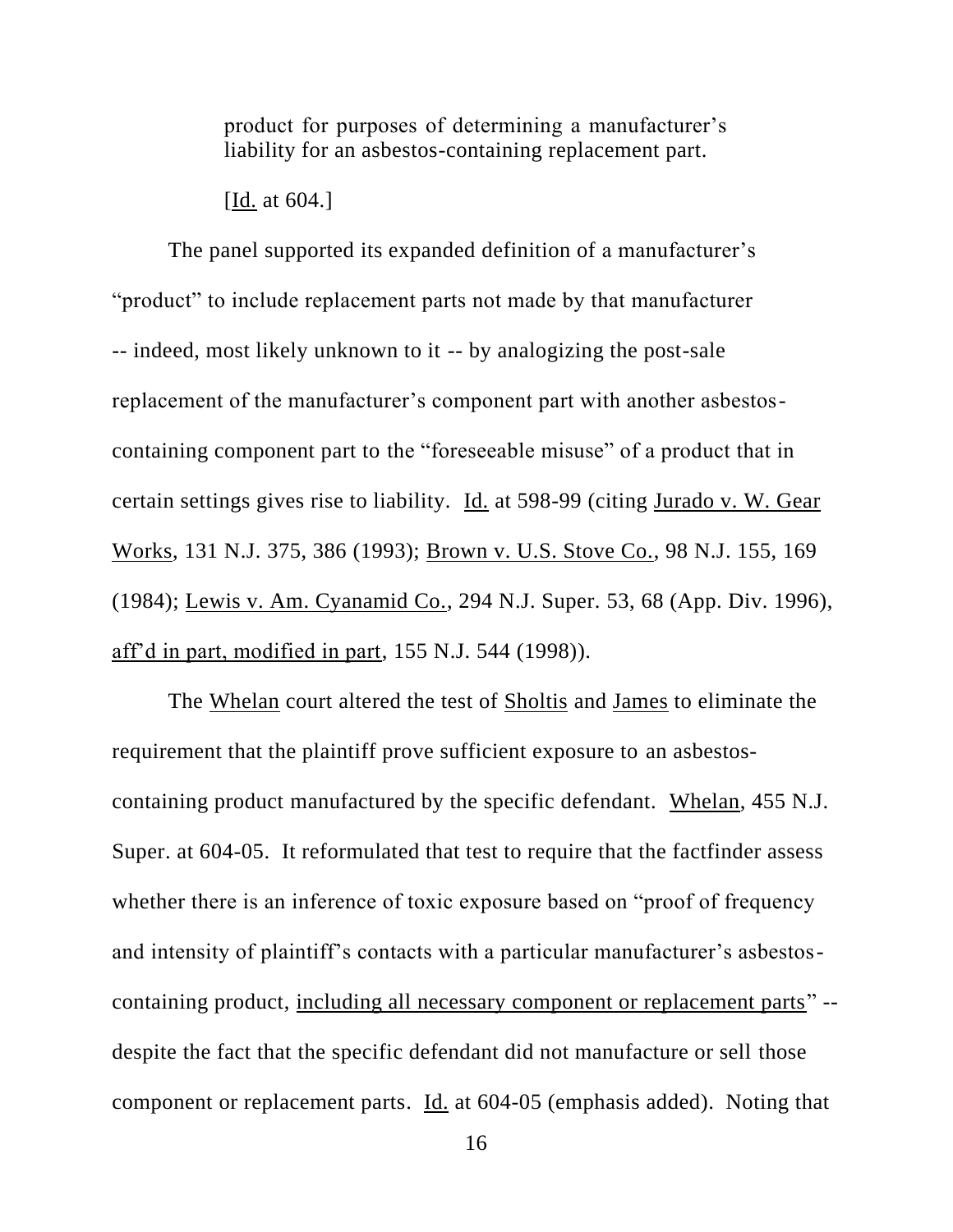> product for purposes of determining a manufacturer's liability for an asbestos-containing replacement part.
>
> [Id. at 604.]

The panel supported its expanded definition of a manufacturer's "product" to include replacement parts not made by that manufacturer -- indeed, most likely unknown to it -- by analogizing the post-sale replacement of the manufacturer's component part with another asbestos-containing component part to the "foreseeable misuse" of a product that in certain settings gives rise to liability. Id. at 598-99 (citing Jurado v. W. Gear Works, 131 N.J. 375, 386 (1993); Brown v. U.S. Stove Co., 98 N.J. 155, 169 (1984); Lewis v. Am. Cyanamid Co., 294 N.J. Super. 53, 68 (App. Div. 1996), aff'd in part, modified in part, 155 N.J. 544 (1998)).

The Whelan court altered the test of Sholtis and James to eliminate the requirement that the plaintiff prove sufficient exposure to an asbestos-containing product manufactured by the specific defendant. Whelan, 455 N.J. Super. at 604-05. It reformulated that test to require that the factfinder assess whether there is an inference of toxic exposure based on "proof of frequency and intensity of plaintiff's contacts with a particular manufacturer's asbestos-containing product, <u>including all necessary component or replacement parts</u>" -- despite the fact that the specific defendant did not manufacture or sell those component or replacement parts. Id. at 604-05 (emphasis added). Noting that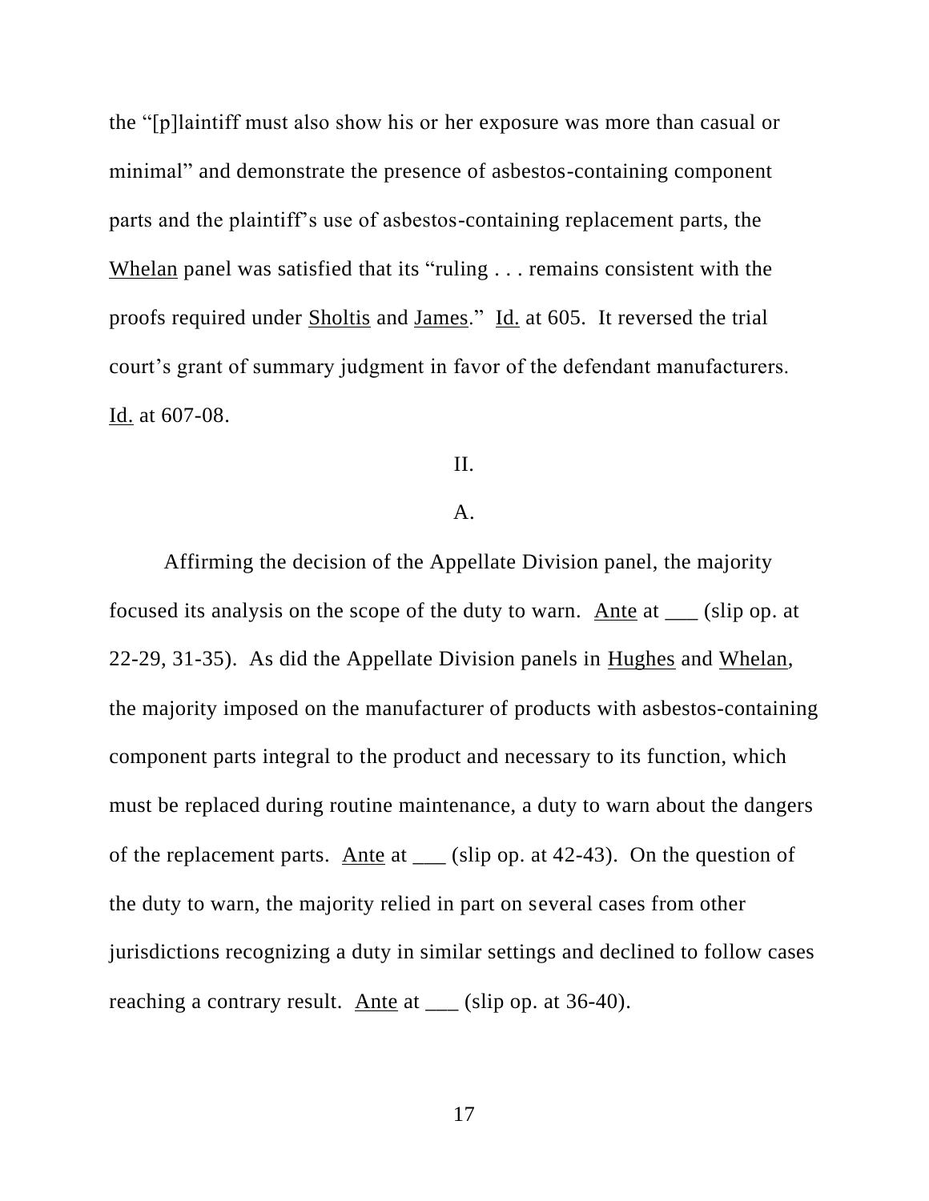the "[p]laintiff must also show his or her exposure was more than casual or minimal" and demonstrate the presence of asbestos-containing component parts and the plaintiff's use of asbestos-containing replacement parts, the Whelan panel was satisfied that its "ruling . . . remains consistent with the proofs required under Sholtis and James." Id. at 605. It reversed the trial court's grant of summary judgment in favor of the defendant manufacturers. Id. at 607-08.

II.

A.

Affirming the decision of the Appellate Division panel, the majority focused its analysis on the scope of the duty to warn. Ante at ___ (slip op. at 22-29, 31-35). As did the Appellate Division panels in Hughes and Whelan, the majority imposed on the manufacturer of products with asbestos-containing component parts integral to the product and necessary to its function, which must be replaced during routine maintenance, a duty to warn about the dangers of the replacement parts. Ante at ___ (slip op. at 42-43). On the question of the duty to warn, the majority relied in part on several cases from other jurisdictions recognizing a duty in similar settings and declined to follow cases reaching a contrary result. Ante at ___ (slip op. at 36-40).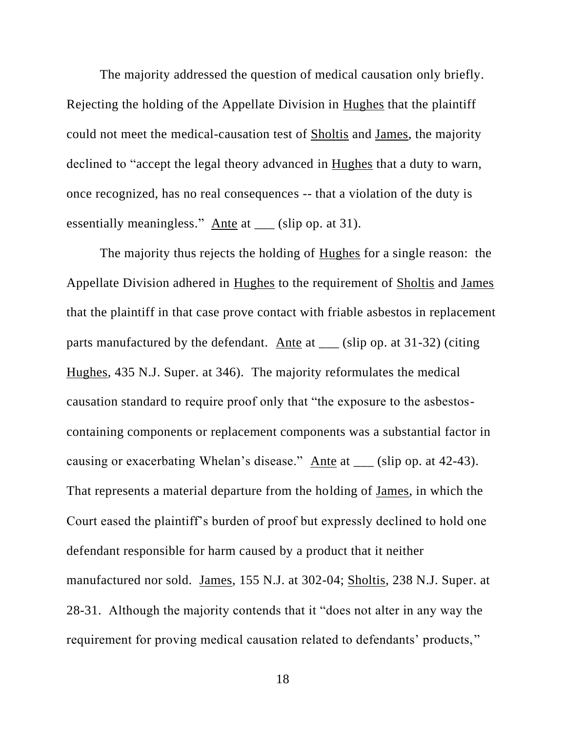The majority addressed the question of medical causation only briefly. Rejecting the holding of the Appellate Division in Hughes that the plaintiff could not meet the medical-causation test of Sholtis and James, the majority declined to "accept the legal theory advanced in Hughes that a duty to warn, once recognized, has no real consequences -- that a violation of the duty is essentially meaningless." Ante at ___ (slip op. at 31).

The majority thus rejects the holding of Hughes for a single reason: the Appellate Division adhered in Hughes to the requirement of Sholtis and James that the plaintiff in that case prove contact with friable asbestos in replacement parts manufactured by the defendant. Ante at ___ (slip op. at 31-32) (citing Hughes, 435 N.J. Super. at 346). The majority reformulates the medical causation standard to require proof only that "the exposure to the asbestos-containing components or replacement components was a substantial factor in causing or exacerbating Whelan's disease." Ante at ___ (slip op. at 42-43). That represents a material departure from the holding of James, in which the Court eased the plaintiff's burden of proof but expressly declined to hold one defendant responsible for harm caused by a product that it neither manufactured nor sold. James, 155 N.J. at 302-04; Sholtis, 238 N.J. Super. at 28-31. Although the majority contends that it "does not alter in any way the requirement for proving medical causation related to defendants' products,"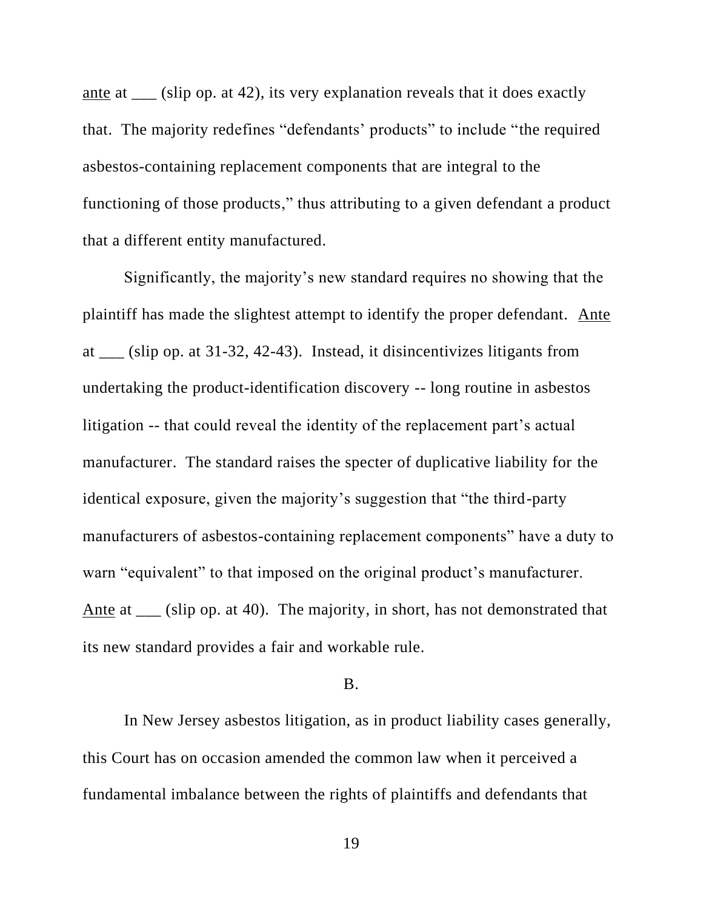ante at ___ (slip op. at 42), its very explanation reveals that it does exactly that. The majority redefines "defendants' products" to include "the required asbestos-containing replacement components that are integral to the functioning of those products," thus attributing to a given defendant a product that a different entity manufactured.

Significantly, the majority's new standard requires no showing that the plaintiff has made the slightest attempt to identify the proper defendant. Ante at ___ (slip op. at 31-32, 42-43). Instead, it disincentivizes litigants from undertaking the product-identification discovery -- long routine in asbestos litigation -- that could reveal the identity of the replacement part's actual manufacturer. The standard raises the specter of duplicative liability for the identical exposure, given the majority's suggestion that "the third-party manufacturers of asbestos-containing replacement components" have a duty to warn "equivalent" to that imposed on the original product's manufacturer. Ante at ___ (slip op. at 40). The majority, in short, has not demonstrated that its new standard provides a fair and workable rule.

B.

In New Jersey asbestos litigation, as in product liability cases generally, this Court has on occasion amended the common law when it perceived a fundamental imbalance between the rights of plaintiffs and defendants that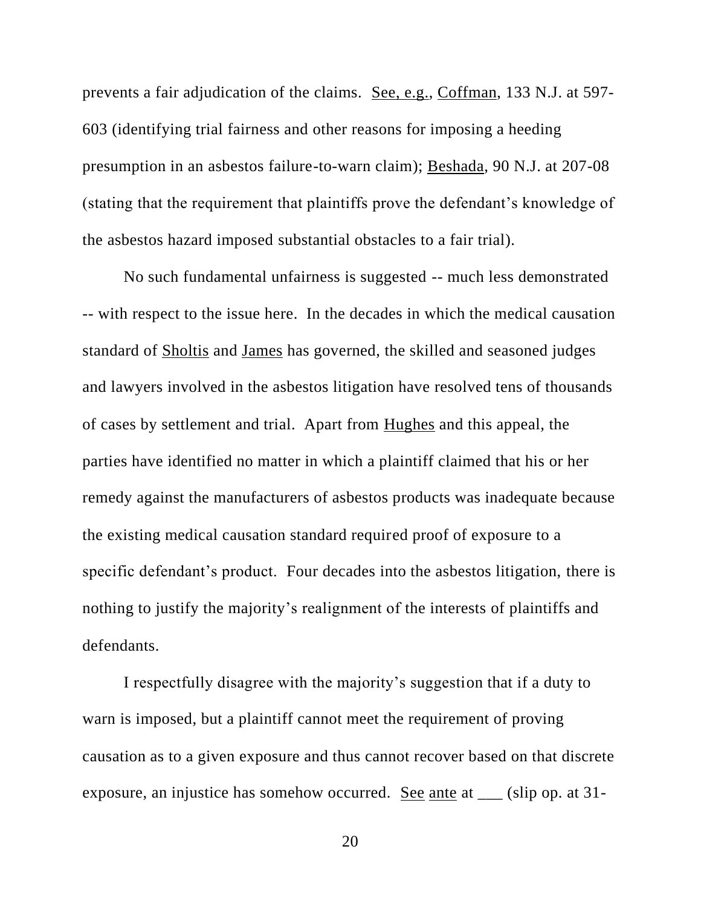prevents a fair adjudication of the claims. See, e.g., Coffman, 133 N.J. at 597-603 (identifying trial fairness and other reasons for imposing a heeding presumption in an asbestos failure-to-warn claim); Beshada, 90 N.J. at 207-08 (stating that the requirement that plaintiffs prove the defendant's knowledge of the asbestos hazard imposed substantial obstacles to a fair trial).

No such fundamental unfairness is suggested -- much less demonstrated -- with respect to the issue here. In the decades in which the medical causation standard of Sholtis and James has governed, the skilled and seasoned judges and lawyers involved in the asbestos litigation have resolved tens of thousands of cases by settlement and trial. Apart from Hughes and this appeal, the parties have identified no matter in which a plaintiff claimed that his or her remedy against the manufacturers of asbestos products was inadequate because the existing medical causation standard required proof of exposure to a specific defendant's product. Four decades into the asbestos litigation, there is nothing to justify the majority's realignment of the interests of plaintiffs and defendants.

I respectfully disagree with the majority's suggestion that if a duty to warn is imposed, but a plaintiff cannot meet the requirement of proving causation as to a given exposure and thus cannot recover based on that discrete exposure, an injustice has somehow occurred. See ante at ___ (slip op. at 31-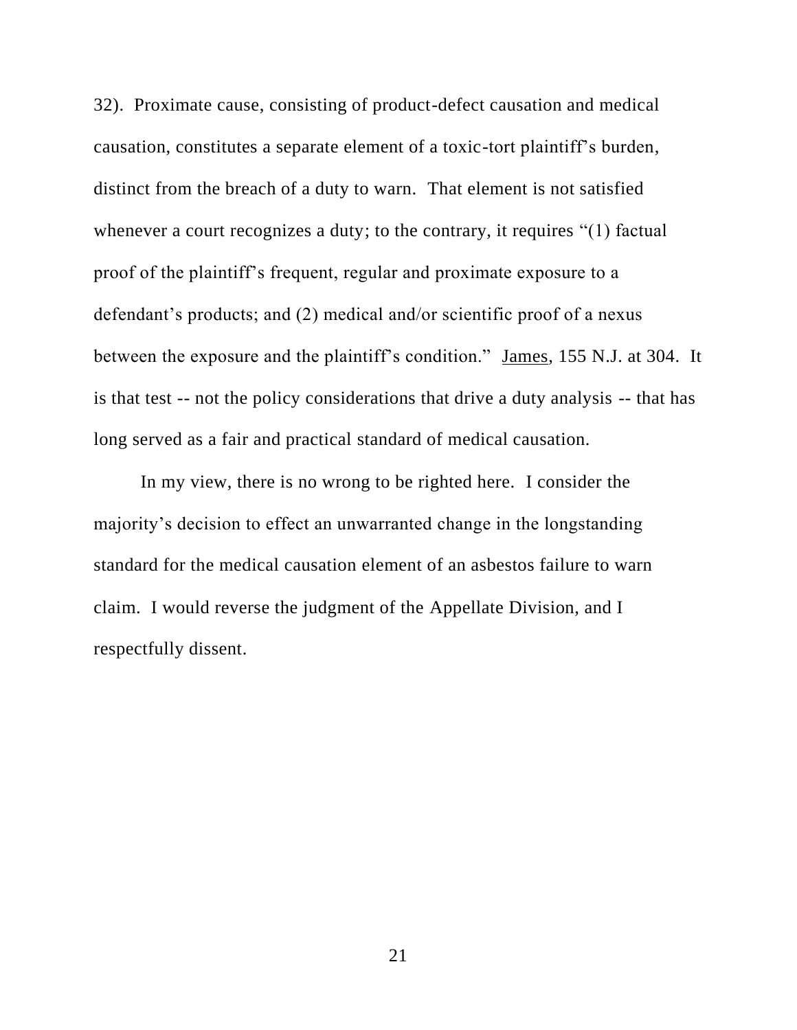32). Proximate cause, consisting of product-defect causation and medical causation, constitutes a separate element of a toxic-tort plaintiff's burden, distinct from the breach of a duty to warn. That element is not satisfied whenever a court recognizes a duty; to the contrary, it requires "(1) factual proof of the plaintiff's frequent, regular and proximate exposure to a defendant's products; and (2) medical and/or scientific proof of a nexus between the exposure and the plaintiff's condition." James, 155 N.J. at 304. It is that test -- not the policy considerations that drive a duty analysis -- that has long served as a fair and practical standard of medical causation.

In my view, there is no wrong to be righted here. I consider the majority's decision to effect an unwarranted change in the longstanding standard for the medical causation element of an asbestos failure to warn claim. I would reverse the judgment of the Appellate Division, and I respectfully dissent.